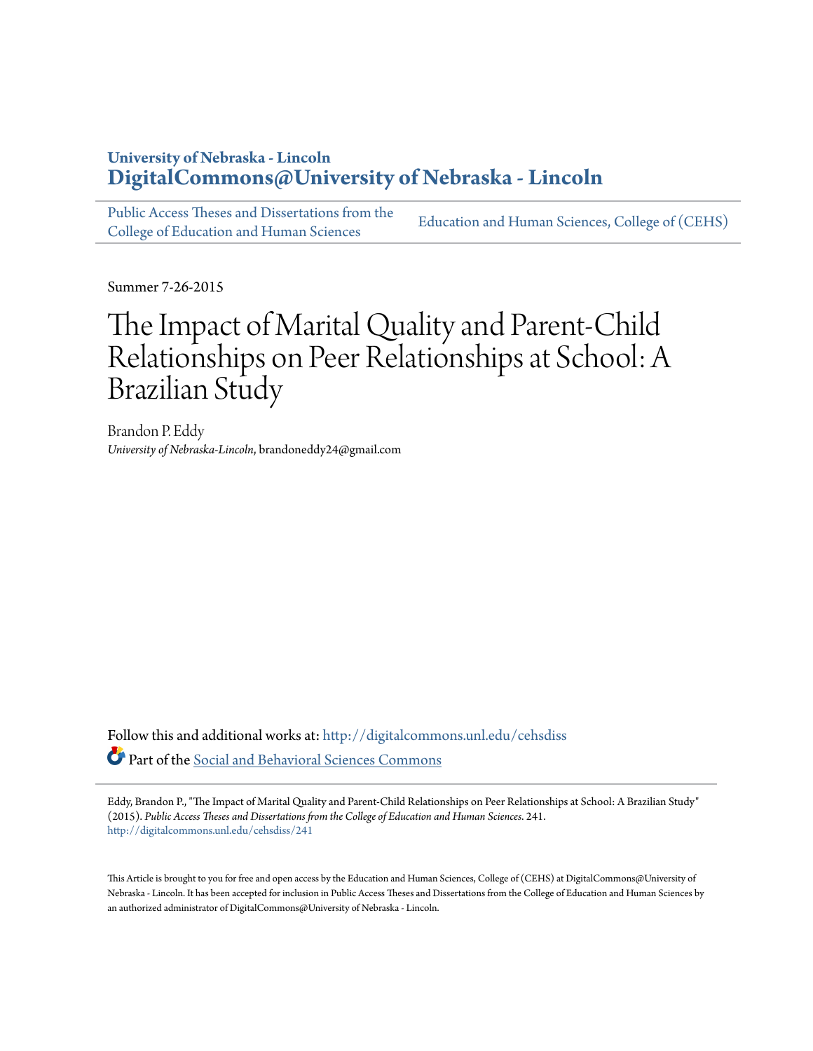University of Nebraska - Lincoln
**DigitalCommons@University of Nebraska - Lincoln**

Public Access Theses and Dissertations from the College of Education and Human Sciences | Education and Human Sciences, College of (CEHS)

Summer 7-26-2015

# The Impact of Marital Quality and Parent-Child Relationships on Peer Relationships at School: A Brazilian Study

Brandon P. Eddy
*University of Nebraska-Lincoln*, brandoneddy24@gmail.com

Follow this and additional works at: http://digitalcommons.unl.edu/cehsdiss

Part of the Social and Behavioral Sciences Commons

Eddy, Brandon P., "The Impact of Marital Quality and Parent-Child Relationships on Peer Relationships at School: A Brazilian Study" (2015). *Public Access Theses and Dissertations from the College of Education and Human Sciences*. 241.
http://digitalcommons.unl.edu/cehsdiss/241

This Article is brought to you for free and open access by the Education and Human Sciences, College of (CEHS) at DigitalCommons@University of Nebraska - Lincoln. It has been accepted for inclusion in Public Access Theses and Dissertations from the College of Education and Human Sciences by an authorized administrator of DigitalCommons@University of Nebraska - Lincoln.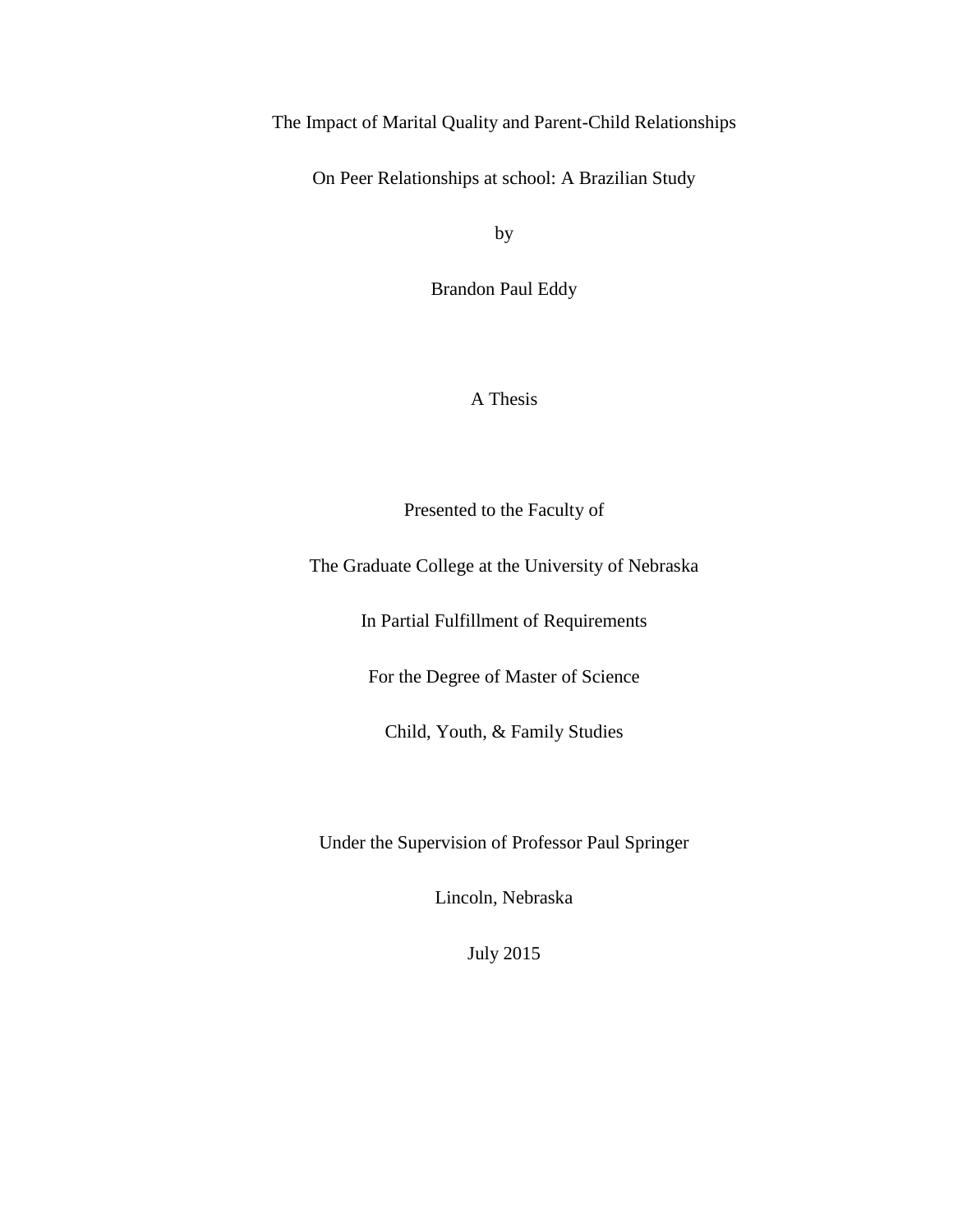The Impact of Marital Quality and Parent-Child Relationships

On Peer Relationships at school: A Brazilian Study

by

Brandon Paul Eddy

A Thesis

Presented to the Faculty of

The Graduate College at the University of Nebraska

In Partial Fulfillment of Requirements

For the Degree of Master of Science

Child, Youth, & Family Studies

Under the Supervision of Professor Paul Springer

Lincoln, Nebraska

July 2015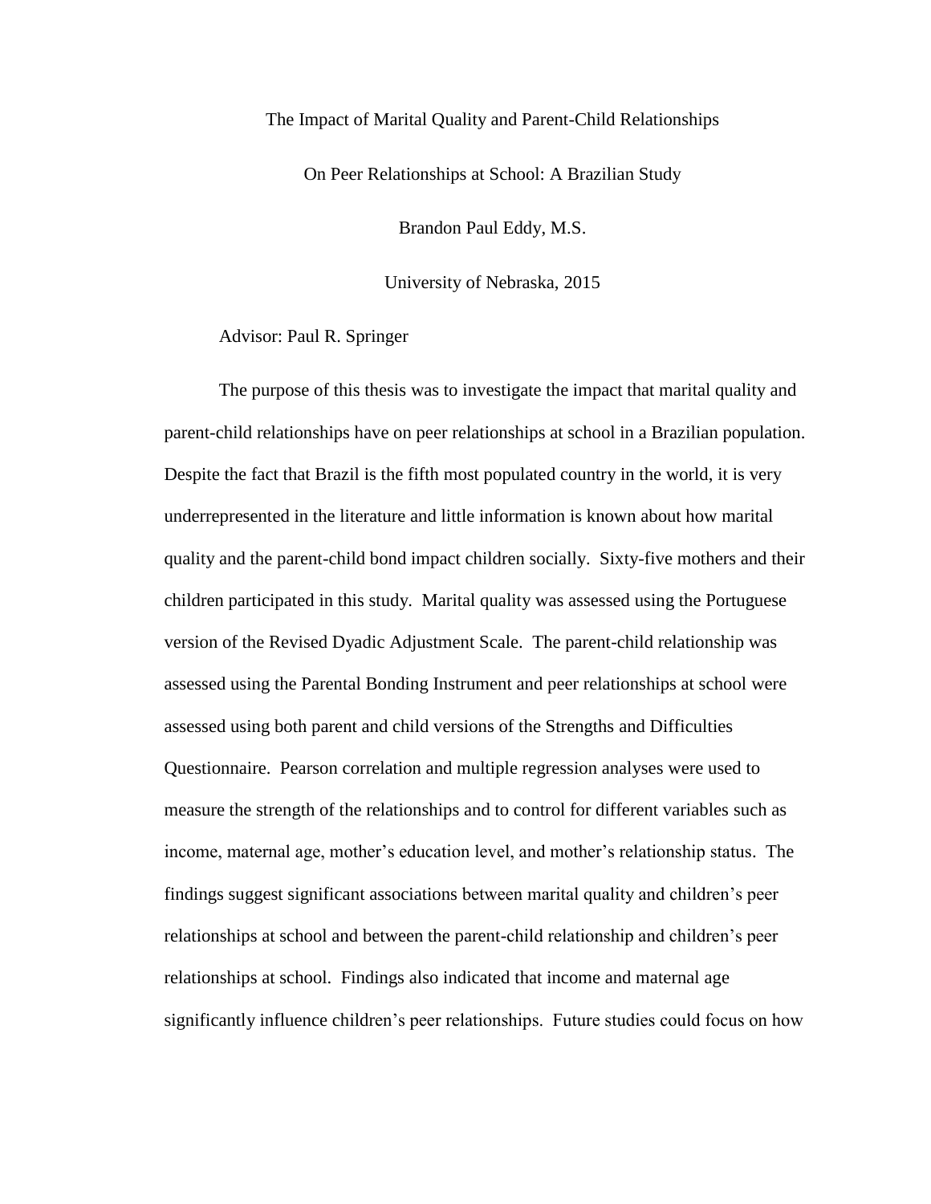The Impact of Marital Quality and Parent-Child Relationships

On Peer Relationships at School: A Brazilian Study

Brandon Paul Eddy, M.S.

University of Nebraska, 2015

Advisor: Paul R. Springer

The purpose of this thesis was to investigate the impact that marital quality and parent-child relationships have on peer relationships at school in a Brazilian population. Despite the fact that Brazil is the fifth most populated country in the world, it is very underrepresented in the literature and little information is known about how marital quality and the parent-child bond impact children socially. Sixty-five mothers and their children participated in this study. Marital quality was assessed using the Portuguese version of the Revised Dyadic Adjustment Scale. The parent-child relationship was assessed using the Parental Bonding Instrument and peer relationships at school were assessed using both parent and child versions of the Strengths and Difficulties Questionnaire. Pearson correlation and multiple regression analyses were used to measure the strength of the relationships and to control for different variables such as income, maternal age, mother's education level, and mother's relationship status. The findings suggest significant associations between marital quality and children's peer relationships at school and between the parent-child relationship and children's peer relationships at school. Findings also indicated that income and maternal age significantly influence children's peer relationships. Future studies could focus on how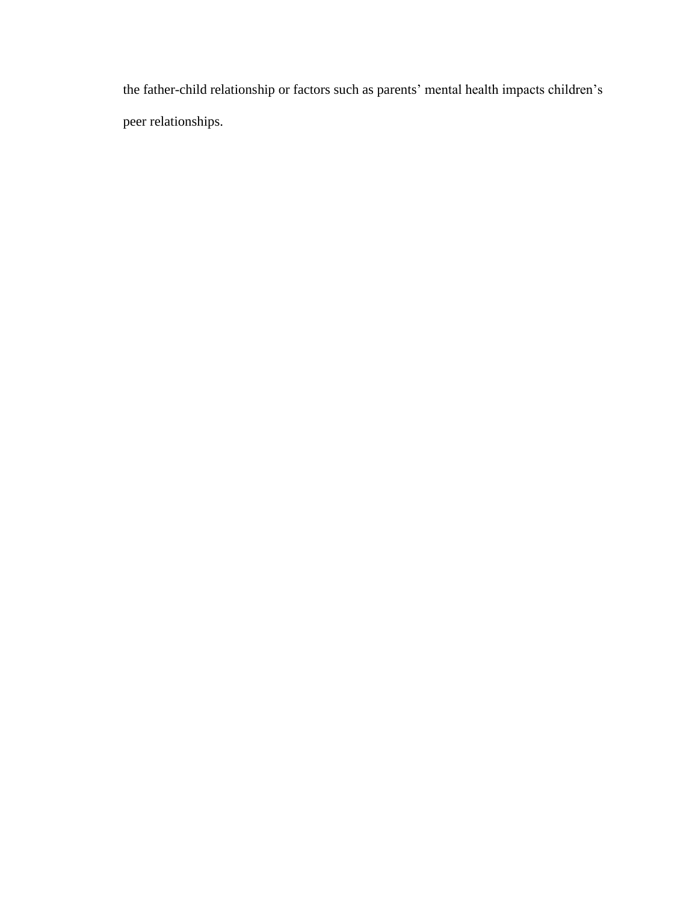the father-child relationship or factors such as parents' mental health impacts children's peer relationships.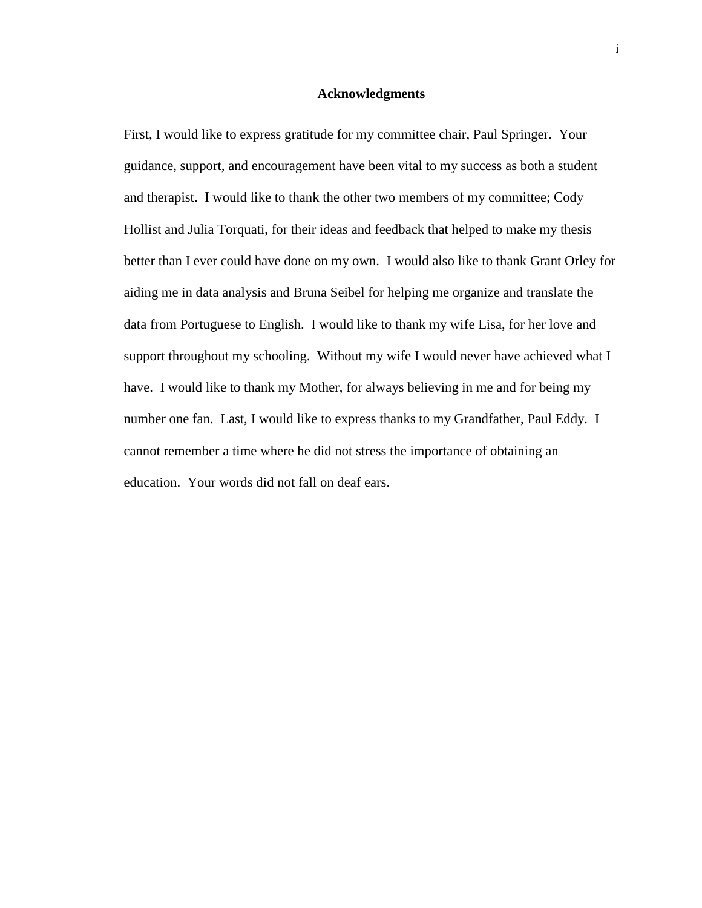## Acknowledgments

First, I would like to express gratitude for my committee chair, Paul Springer. Your guidance, support, and encouragement have been vital to my success as both a student and therapist. I would like to thank the other two members of my committee; Cody Hollist and Julia Torquati, for their ideas and feedback that helped to make my thesis better than I ever could have done on my own. I would also like to thank Grant Orley for aiding me in data analysis and Bruna Seibel for helping me organize and translate the data from Portuguese to English. I would like to thank my wife Lisa, for her love and support throughout my schooling. Without my wife I would never have achieved what I have. I would like to thank my Mother, for always believing in me and for being my number one fan. Last, I would like to express thanks to my Grandfather, Paul Eddy. I cannot remember a time where he did not stress the importance of obtaining an education. Your words did not fall on deaf ears.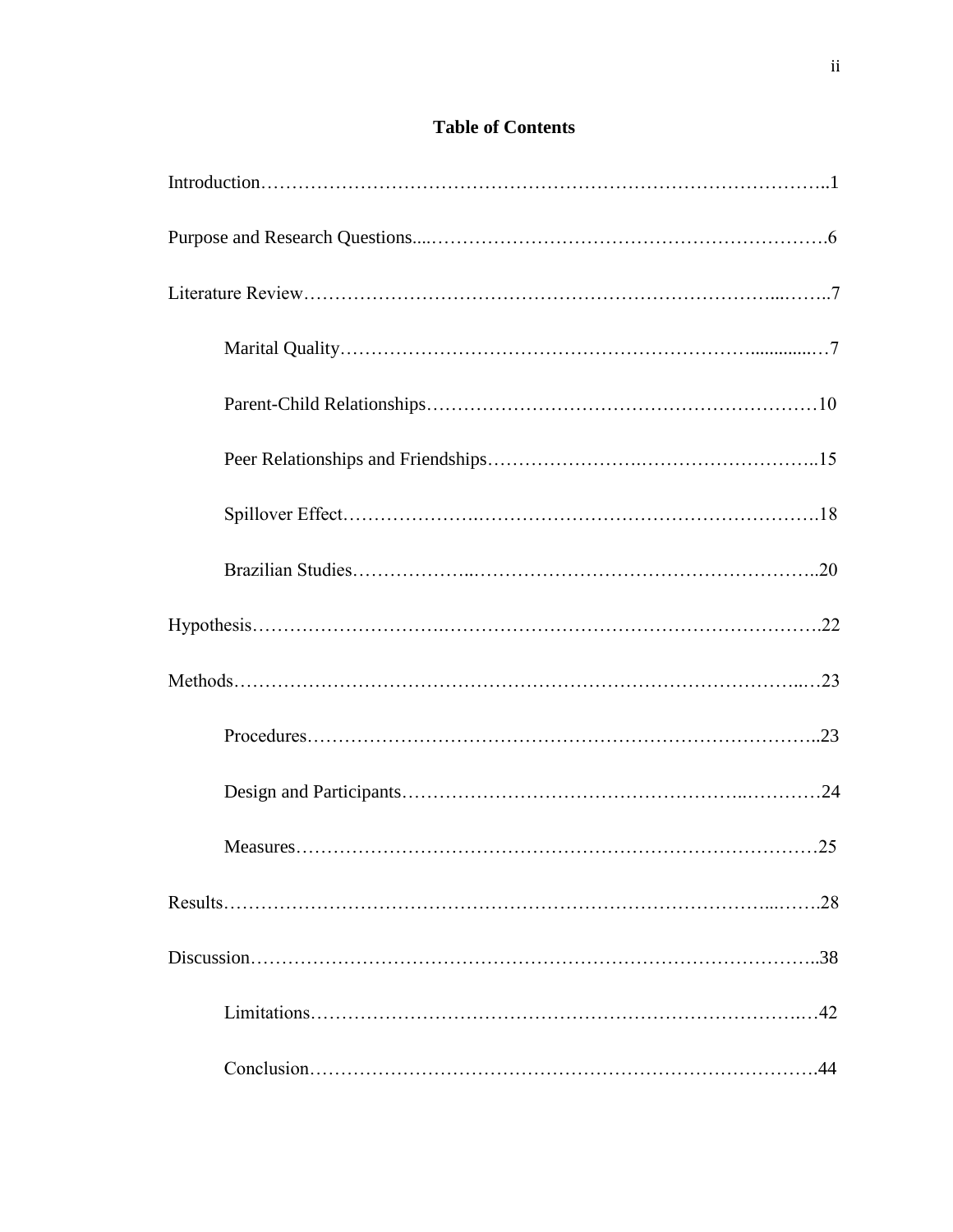# Table of Contents

Introduction……………………………………………………………………………..1

Purpose and Research Questions....……………………………………………………….6

Literature Review…………………………………………………………………...……..7

Marital Quality……………………………………………………….............…7

Parent-Child Relationships……………………………………………………10

Peer Relationships and Friendships…………………….………………………..15

Spillover Effect…………………..……………………………………………….18

Brazilian Studies………………..………………………………………………..20

Hypothesis……………………….……………………………………………………….22

Methods…………………………………….…………………………………………..…23

Procedures……………………………………………………………………..23

Design and Participants……………………………………………..…………24

Measures………………………………………………………………………25

Results…………………………………………………………………………...…….28

Discussion……………………………………………………………………………..38

Limitations…………………………………………………………………….…42

Conclusion…………………………………………………………………….44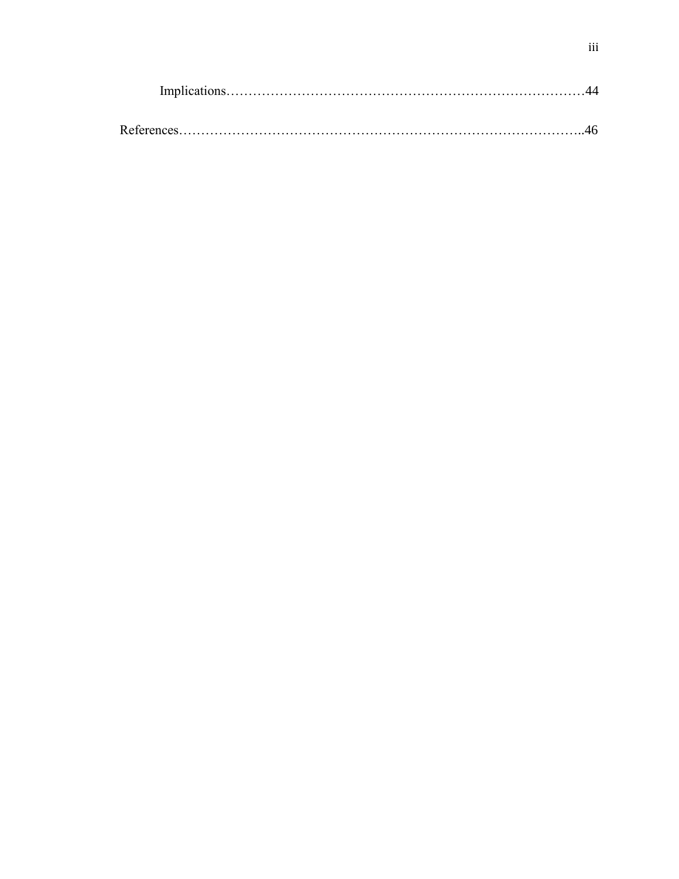Implications……………………………………………………………………44

References……………………………………………………………………………..46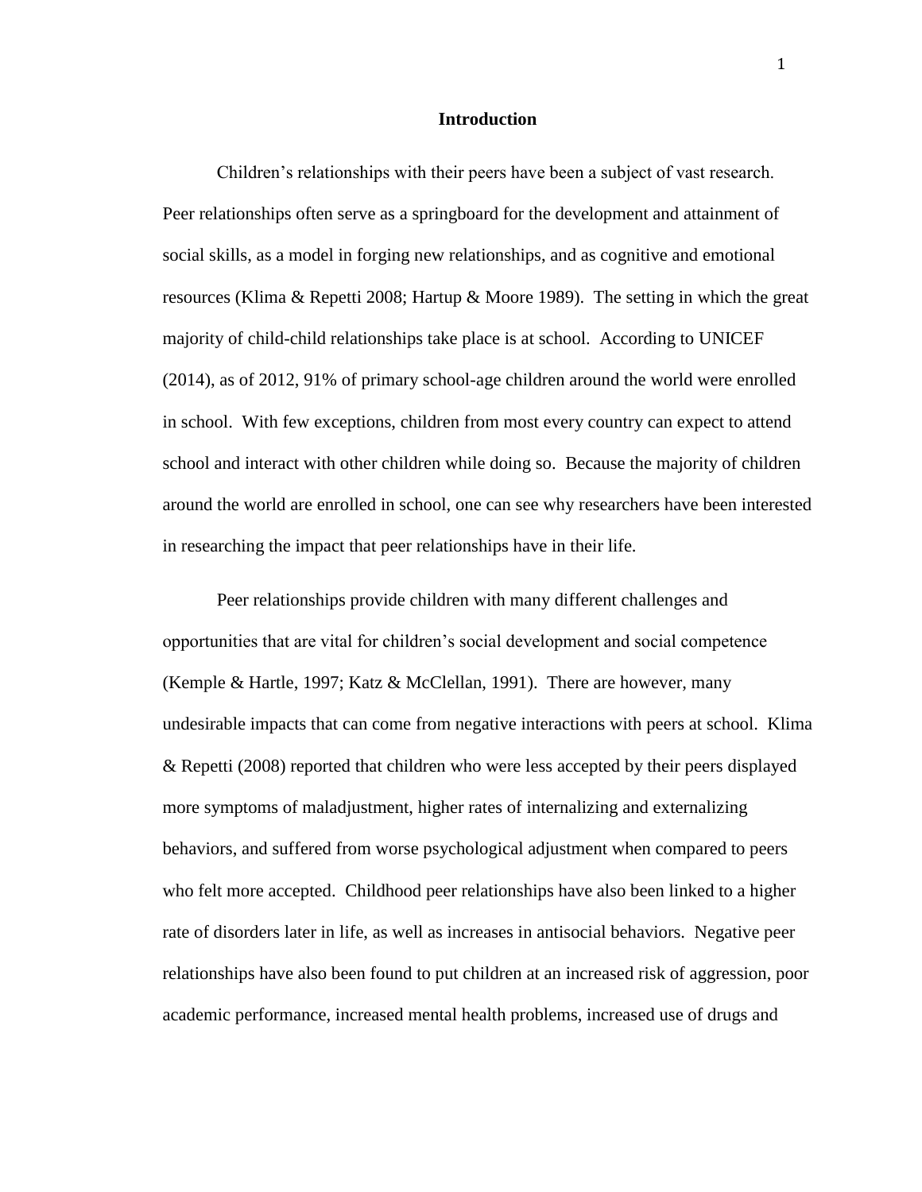# Introduction

Children's relationships with their peers have been a subject of vast research. Peer relationships often serve as a springboard for the development and attainment of social skills, as a model in forging new relationships, and as cognitive and emotional resources (Klima & Repetti 2008; Hartup & Moore 1989). The setting in which the great majority of child-child relationships take place is at school. According to UNICEF (2014), as of 2012, 91% of primary school-age children around the world were enrolled in school. With few exceptions, children from most every country can expect to attend school and interact with other children while doing so. Because the majority of children around the world are enrolled in school, one can see why researchers have been interested in researching the impact that peer relationships have in their life.

Peer relationships provide children with many different challenges and opportunities that are vital for children's social development and social competence (Kemple & Hartle, 1997; Katz & McClellan, 1991). There are however, many undesirable impacts that can come from negative interactions with peers at school. Klima & Repetti (2008) reported that children who were less accepted by their peers displayed more symptoms of maladjustment, higher rates of internalizing and externalizing behaviors, and suffered from worse psychological adjustment when compared to peers who felt more accepted. Childhood peer relationships have also been linked to a higher rate of disorders later in life, as well as increases in antisocial behaviors. Negative peer relationships have also been found to put children at an increased risk of aggression, poor academic performance, increased mental health problems, increased use of drugs and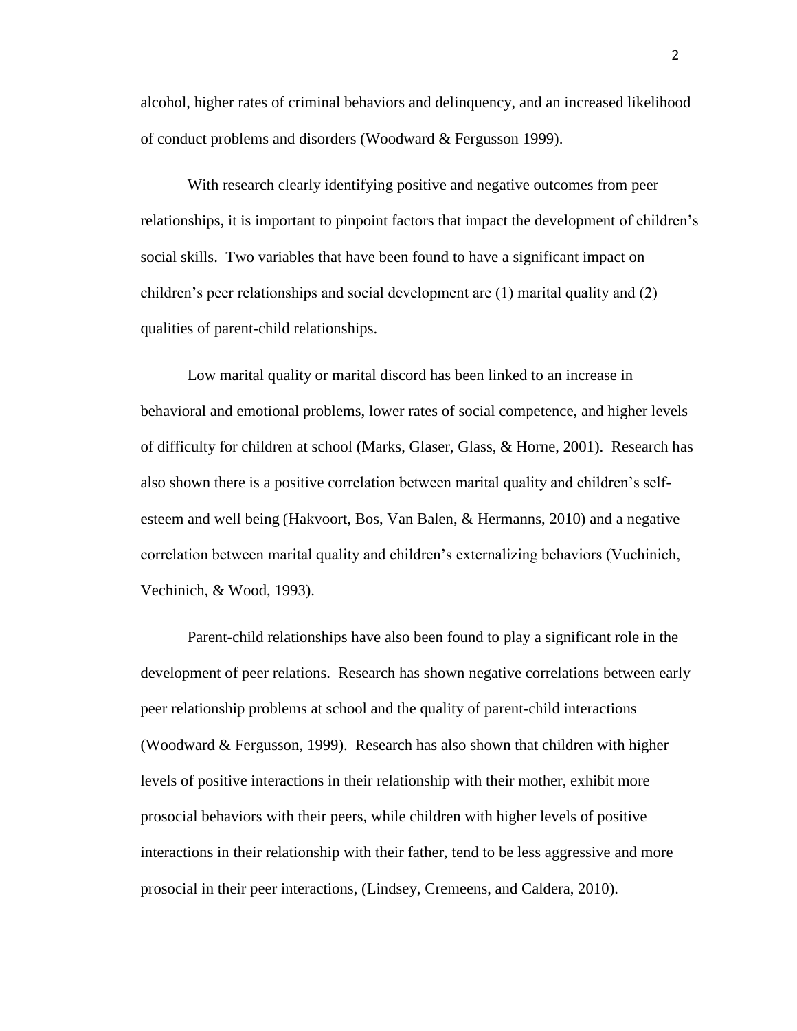alcohol, higher rates of criminal behaviors and delinquency, and an increased likelihood of conduct problems and disorders (Woodward & Fergusson 1999).

With research clearly identifying positive and negative outcomes from peer relationships, it is important to pinpoint factors that impact the development of children's social skills. Two variables that have been found to have a significant impact on children's peer relationships and social development are (1) marital quality and (2) qualities of parent-child relationships.

Low marital quality or marital discord has been linked to an increase in behavioral and emotional problems, lower rates of social competence, and higher levels of difficulty for children at school (Marks, Glaser, Glass, & Horne, 2001). Research has also shown there is a positive correlation between marital quality and children's self-esteem and well being (Hakvoort, Bos, Van Balen, & Hermanns, 2010) and a negative correlation between marital quality and children's externalizing behaviors (Vuchinich, Vechinich, & Wood, 1993).

Parent-child relationships have also been found to play a significant role in the development of peer relations. Research has shown negative correlations between early peer relationship problems at school and the quality of parent-child interactions (Woodward & Fergusson, 1999). Research has also shown that children with higher levels of positive interactions in their relationship with their mother, exhibit more prosocial behaviors with their peers, while children with higher levels of positive interactions in their relationship with their father, tend to be less aggressive and more prosocial in their peer interactions, (Lindsey, Cremeens, and Caldera, 2010).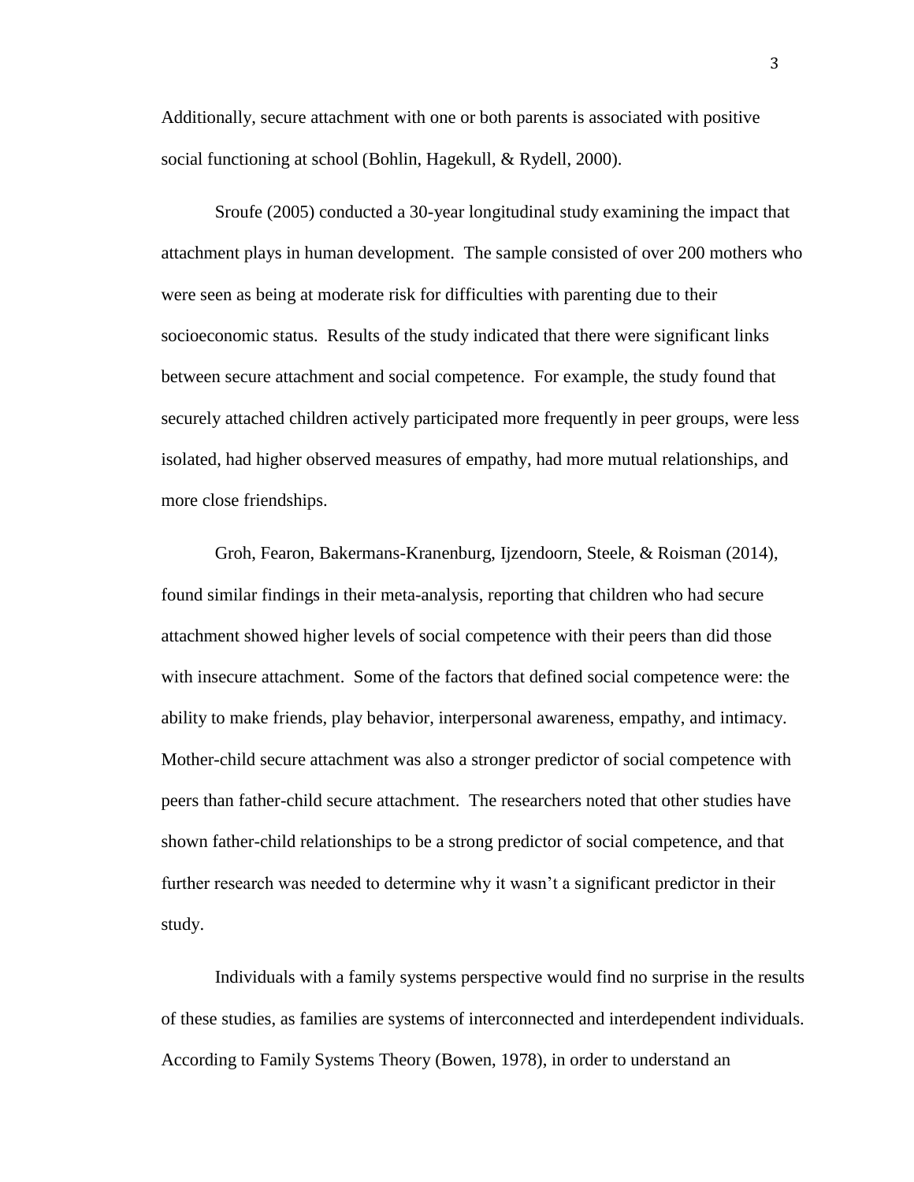Additionally, secure attachment with one or both parents is associated with positive social functioning at school (Bohlin, Hagekull, & Rydell, 2000).

Sroufe (2005) conducted a 30-year longitudinal study examining the impact that attachment plays in human development. The sample consisted of over 200 mothers who were seen as being at moderate risk for difficulties with parenting due to their socioeconomic status. Results of the study indicated that there were significant links between secure attachment and social competence. For example, the study found that securely attached children actively participated more frequently in peer groups, were less isolated, had higher observed measures of empathy, had more mutual relationships, and more close friendships.

Groh, Fearon, Bakermans-Kranenburg, Ijzendoorn, Steele, & Roisman (2014), found similar findings in their meta-analysis, reporting that children who had secure attachment showed higher levels of social competence with their peers than did those with insecure attachment. Some of the factors that defined social competence were: the ability to make friends, play behavior, interpersonal awareness, empathy, and intimacy. Mother-child secure attachment was also a stronger predictor of social competence with peers than father-child secure attachment. The researchers noted that other studies have shown father-child relationships to be a strong predictor of social competence, and that further research was needed to determine why it wasn't a significant predictor in their study.

Individuals with a family systems perspective would find no surprise in the results of these studies, as families are systems of interconnected and interdependent individuals. According to Family Systems Theory (Bowen, 1978), in order to understand an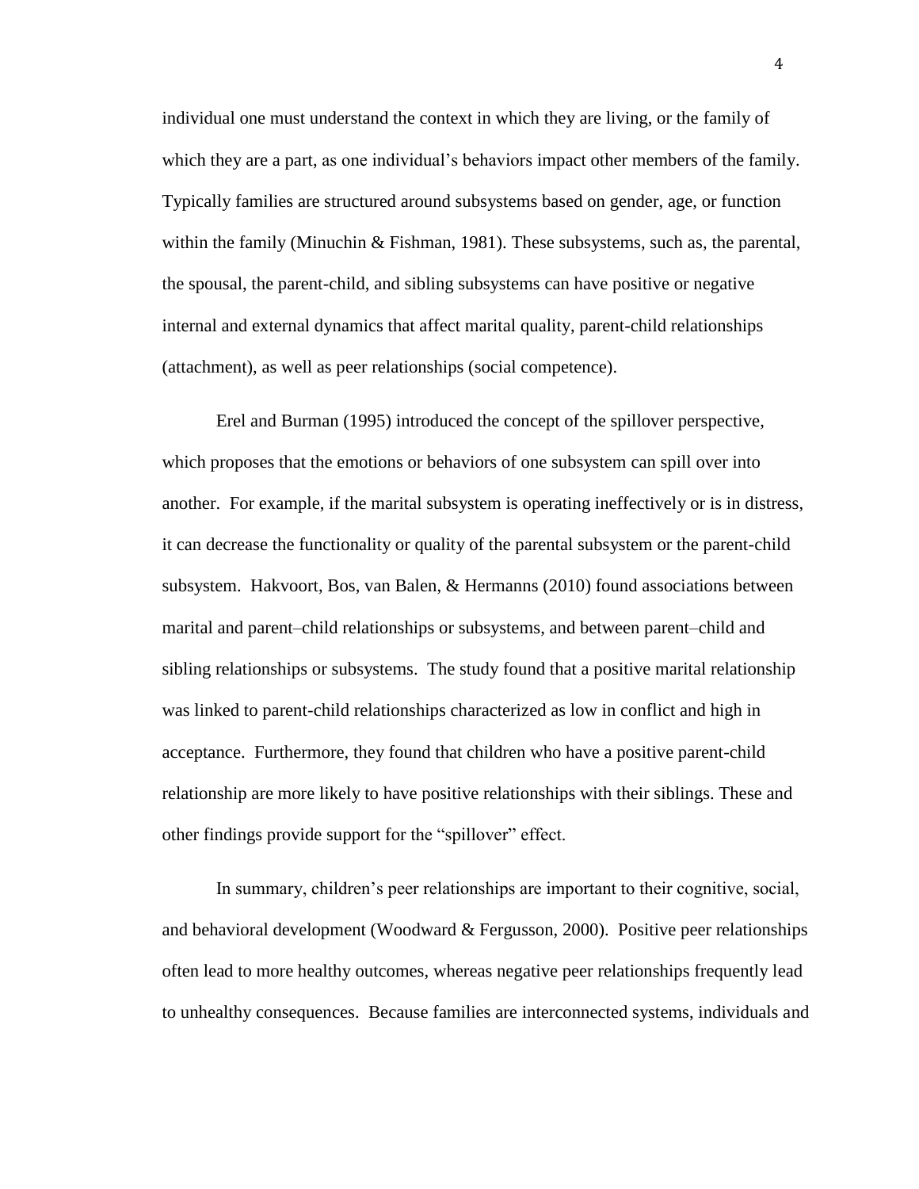individual one must understand the context in which they are living, or the family of which they are a part, as one individual's behaviors impact other members of the family. Typically families are structured around subsystems based on gender, age, or function within the family (Minuchin & Fishman, 1981). These subsystems, such as, the parental, the spousal, the parent-child, and sibling subsystems can have positive or negative internal and external dynamics that affect marital quality, parent-child relationships (attachment), as well as peer relationships (social competence).

Erel and Burman (1995) introduced the concept of the spillover perspective, which proposes that the emotions or behaviors of one subsystem can spill over into another. For example, if the marital subsystem is operating ineffectively or is in distress, it can decrease the functionality or quality of the parental subsystem or the parent-child subsystem. Hakvoort, Bos, van Balen, & Hermanns (2010) found associations between marital and parent–child relationships or subsystems, and between parent–child and sibling relationships or subsystems. The study found that a positive marital relationship was linked to parent-child relationships characterized as low in conflict and high in acceptance. Furthermore, they found that children who have a positive parent-child relationship are more likely to have positive relationships with their siblings. These and other findings provide support for the "spillover" effect.

In summary, children's peer relationships are important to their cognitive, social, and behavioral development (Woodward & Fergusson, 2000). Positive peer relationships often lead to more healthy outcomes, whereas negative peer relationships frequently lead to unhealthy consequences. Because families are interconnected systems, individuals and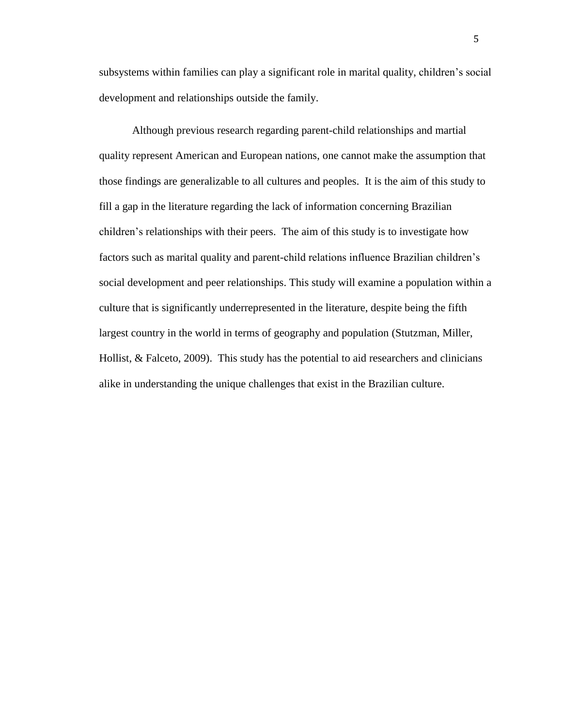subsystems within families can play a significant role in marital quality, children's social development and relationships outside the family.

Although previous research regarding parent-child relationships and martial quality represent American and European nations, one cannot make the assumption that those findings are generalizable to all cultures and peoples.  It is the aim of this study to fill a gap in the literature regarding the lack of information concerning Brazilian children's relationships with their peers.  The aim of this study is to investigate how factors such as marital quality and parent-child relations influence Brazilian children's social development and peer relationships. This study will examine a population within a culture that is significantly underrepresented in the literature, despite being the fifth largest country in the world in terms of geography and population (Stutzman, Miller, Hollist, & Falceto, 2009).  This study has the potential to aid researchers and clinicians alike in understanding the unique challenges that exist in the Brazilian culture.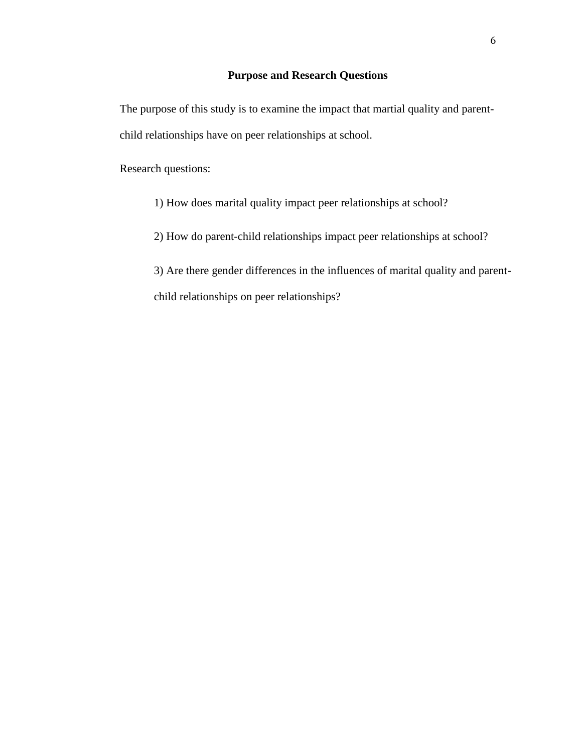## Purpose and Research Questions

The purpose of this study is to examine the impact that martial quality and parent-child relationships have on peer relationships at school.

Research questions:

1) How does marital quality impact peer relationships at school?

2) How do parent-child relationships impact peer relationships at school?

3) Are there gender differences in the influences of marital quality and parent-child relationships on peer relationships?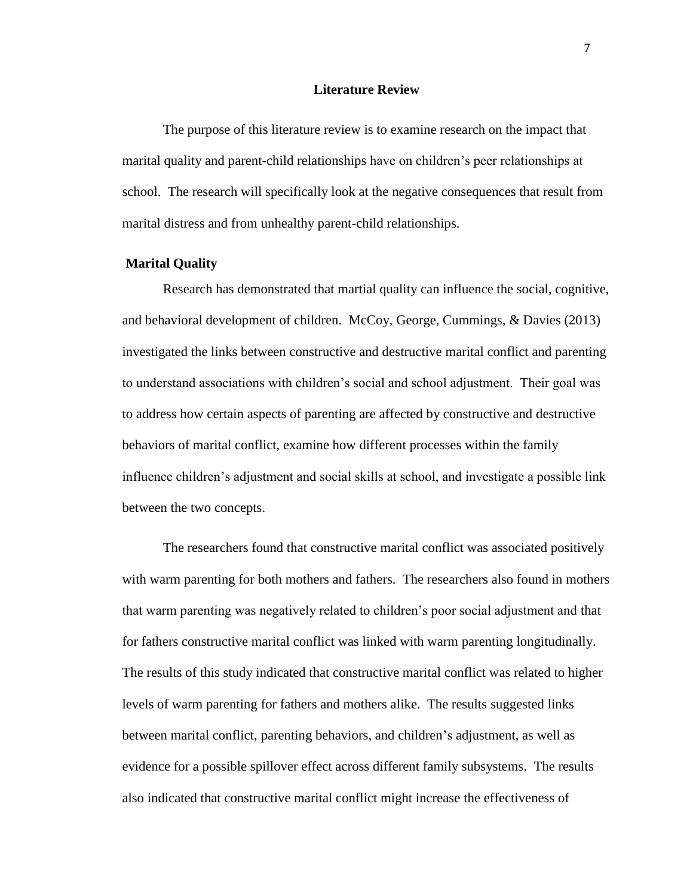## Literature Review

The purpose of this literature review is to examine research on the impact that marital quality and parent-child relationships have on children's peer relationships at school. The research will specifically look at the negative consequences that result from marital distress and from unhealthy parent-child relationships.

### Marital Quality

Research has demonstrated that martial quality can influence the social, cognitive, and behavioral development of children. McCoy, George, Cummings, & Davies (2013) investigated the links between constructive and destructive marital conflict and parenting to understand associations with children's social and school adjustment. Their goal was to address how certain aspects of parenting are affected by constructive and destructive behaviors of marital conflict, examine how different processes within the family influence children's adjustment and social skills at school, and investigate a possible link between the two concepts.

The researchers found that constructive marital conflict was associated positively with warm parenting for both mothers and fathers. The researchers also found in mothers that warm parenting was negatively related to children's poor social adjustment and that for fathers constructive marital conflict was linked with warm parenting longitudinally. The results of this study indicated that constructive marital conflict was related to higher levels of warm parenting for fathers and mothers alike. The results suggested links between marital conflict, parenting behaviors, and children's adjustment, as well as evidence for a possible spillover effect across different family subsystems. The results also indicated that constructive marital conflict might increase the effectiveness of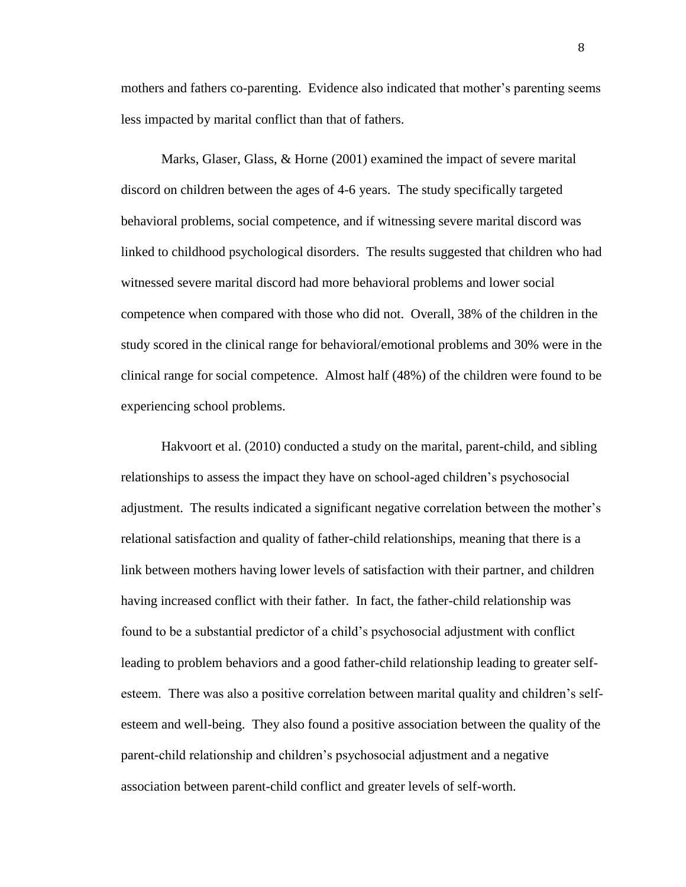mothers and fathers co-parenting. Evidence also indicated that mother's parenting seems less impacted by marital conflict than that of fathers.

Marks, Glaser, Glass, & Horne (2001) examined the impact of severe marital discord on children between the ages of 4-6 years. The study specifically targeted behavioral problems, social competence, and if witnessing severe marital discord was linked to childhood psychological disorders. The results suggested that children who had witnessed severe marital discord had more behavioral problems and lower social competence when compared with those who did not. Overall, 38% of the children in the study scored in the clinical range for behavioral/emotional problems and 30% were in the clinical range for social competence. Almost half (48%) of the children were found to be experiencing school problems.

Hakvoort et al. (2010) conducted a study on the marital, parent-child, and sibling relationships to assess the impact they have on school-aged children's psychosocial adjustment. The results indicated a significant negative correlation between the mother's relational satisfaction and quality of father-child relationships, meaning that there is a link between mothers having lower levels of satisfaction with their partner, and children having increased conflict with their father. In fact, the father-child relationship was found to be a substantial predictor of a child's psychosocial adjustment with conflict leading to problem behaviors and a good father-child relationship leading to greater self-esteem. There was also a positive correlation between marital quality and children's self-esteem and well-being. They also found a positive association between the quality of the parent-child relationship and children's psychosocial adjustment and a negative association between parent-child conflict and greater levels of self-worth.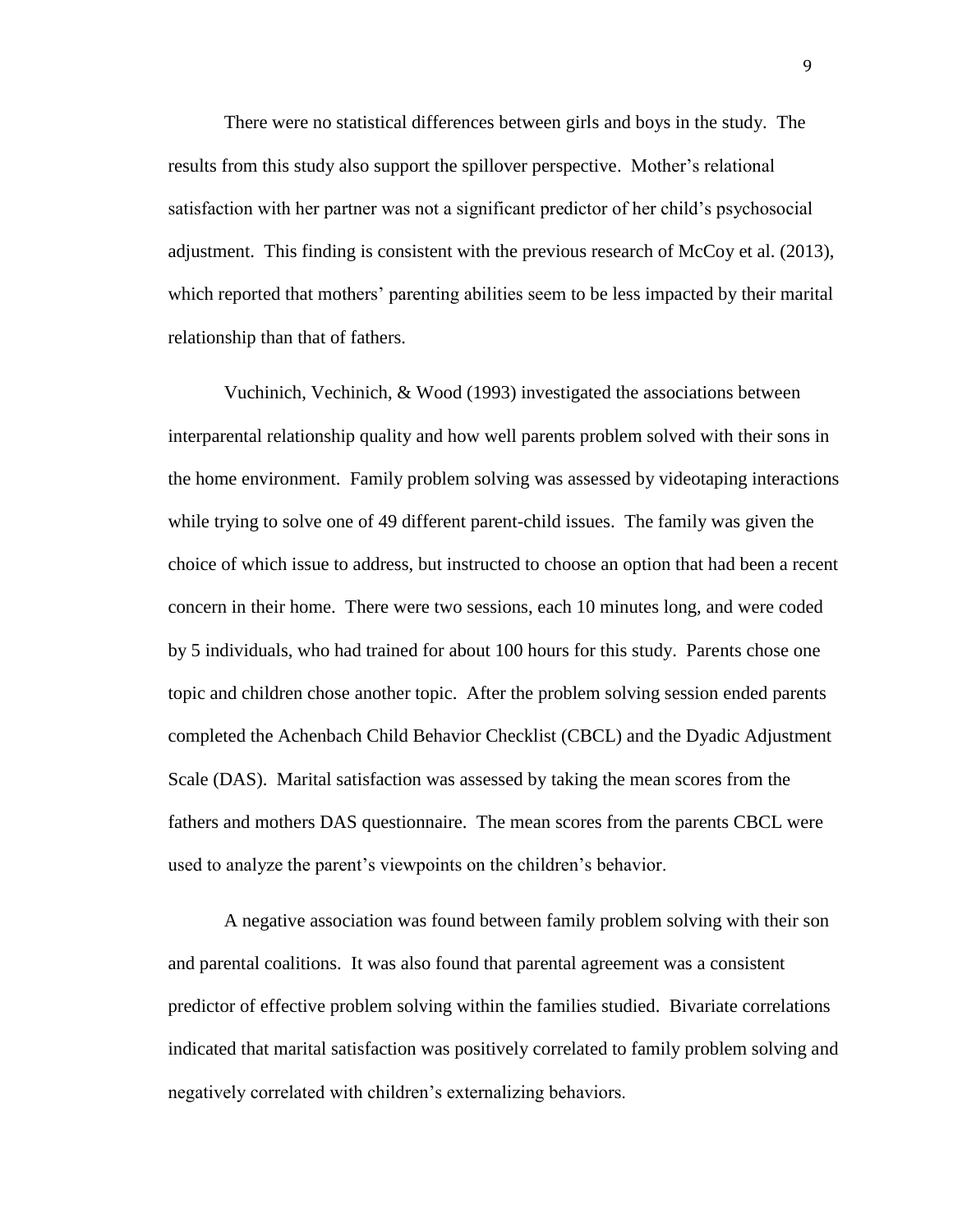There were no statistical differences between girls and boys in the study. The results from this study also support the spillover perspective. Mother's relational satisfaction with her partner was not a significant predictor of her child's psychosocial adjustment. This finding is consistent with the previous research of McCoy et al. (2013), which reported that mothers' parenting abilities seem to be less impacted by their marital relationship than that of fathers.

Vuchinich, Vechinich, & Wood (1993) investigated the associations between interparental relationship quality and how well parents problem solved with their sons in the home environment. Family problem solving was assessed by videotaping interactions while trying to solve one of 49 different parent-child issues. The family was given the choice of which issue to address, but instructed to choose an option that had been a recent concern in their home. There were two sessions, each 10 minutes long, and were coded by 5 individuals, who had trained for about 100 hours for this study. Parents chose one topic and children chose another topic. After the problem solving session ended parents completed the Achenbach Child Behavior Checklist (CBCL) and the Dyadic Adjustment Scale (DAS). Marital satisfaction was assessed by taking the mean scores from the fathers and mothers DAS questionnaire. The mean scores from the parents CBCL were used to analyze the parent's viewpoints on the children's behavior.

A negative association was found between family problem solving with their son and parental coalitions. It was also found that parental agreement was a consistent predictor of effective problem solving within the families studied. Bivariate correlations indicated that marital satisfaction was positively correlated to family problem solving and negatively correlated with children's externalizing behaviors.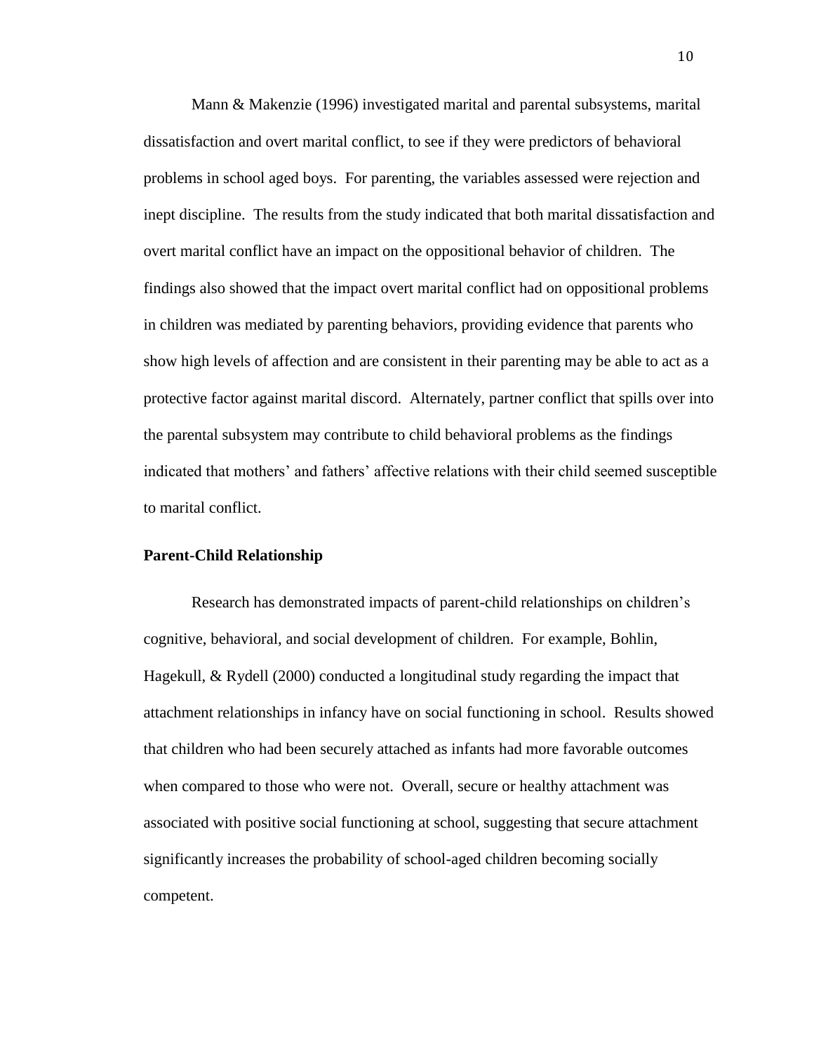Mann & Makenzie (1996) investigated marital and parental subsystems, marital dissatisfaction and overt marital conflict, to see if they were predictors of behavioral problems in school aged boys. For parenting, the variables assessed were rejection and inept discipline. The results from the study indicated that both marital dissatisfaction and overt marital conflict have an impact on the oppositional behavior of children. The findings also showed that the impact overt marital conflict had on oppositional problems in children was mediated by parenting behaviors, providing evidence that parents who show high levels of affection and are consistent in their parenting may be able to act as a protective factor against marital discord. Alternately, partner conflict that spills over into the parental subsystem may contribute to child behavioral problems as the findings indicated that mothers' and fathers' affective relations with their child seemed susceptible to marital conflict.

**Parent-Child Relationship**

Research has demonstrated impacts of parent-child relationships on children's cognitive, behavioral, and social development of children. For example, Bohlin, Hagekull, & Rydell (2000) conducted a longitudinal study regarding the impact that attachment relationships in infancy have on social functioning in school. Results showed that children who had been securely attached as infants had more favorable outcomes when compared to those who were not. Overall, secure or healthy attachment was associated with positive social functioning at school, suggesting that secure attachment significantly increases the probability of school-aged children becoming socially competent.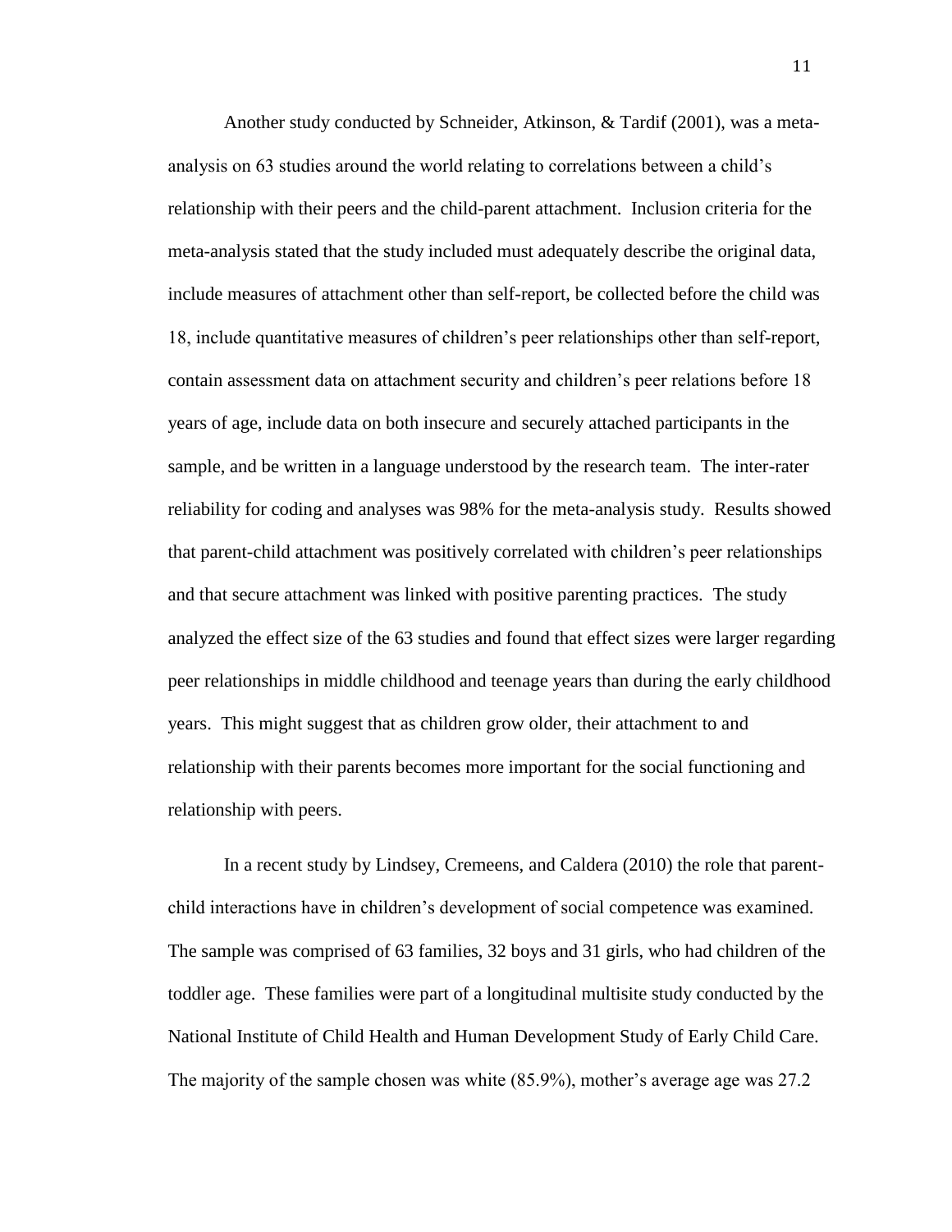Another study conducted by Schneider, Atkinson, & Tardif (2001), was a meta-analysis on 63 studies around the world relating to correlations between a child's relationship with their peers and the child-parent attachment. Inclusion criteria for the meta-analysis stated that the study included must adequately describe the original data, include measures of attachment other than self-report, be collected before the child was 18, include quantitative measures of children's peer relationships other than self-report, contain assessment data on attachment security and children's peer relations before 18 years of age, include data on both insecure and securely attached participants in the sample, and be written in a language understood by the research team. The inter-rater reliability for coding and analyses was 98% for the meta-analysis study. Results showed that parent-child attachment was positively correlated with children's peer relationships and that secure attachment was linked with positive parenting practices. The study analyzed the effect size of the 63 studies and found that effect sizes were larger regarding peer relationships in middle childhood and teenage years than during the early childhood years. This might suggest that as children grow older, their attachment to and relationship with their parents becomes more important for the social functioning and relationship with peers.

In a recent study by Lindsey, Cremeens, and Caldera (2010) the role that parent-child interactions have in children's development of social competence was examined. The sample was comprised of 63 families, 32 boys and 31 girls, who had children of the toddler age. These families were part of a longitudinal multisite study conducted by the National Institute of Child Health and Human Development Study of Early Child Care. The majority of the sample chosen was white (85.9%), mother's average age was 27.2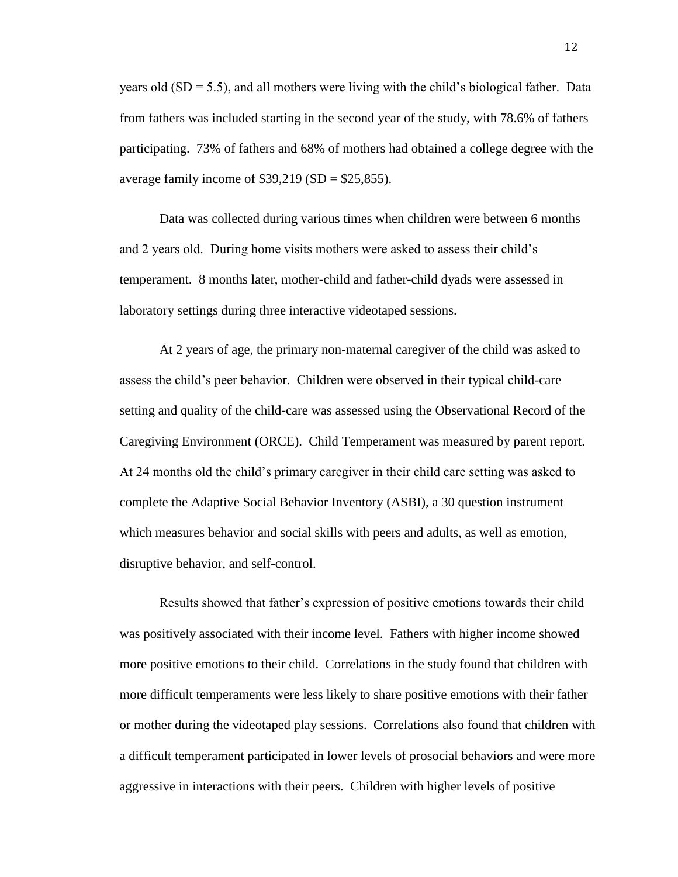years old (SD = 5.5), and all mothers were living with the child's biological father. Data from fathers was included starting in the second year of the study, with 78.6% of fathers participating. 73% of fathers and 68% of mothers had obtained a college degree with the average family income of $39,219 (SD = $25,855).

Data was collected during various times when children were between 6 months and 2 years old. During home visits mothers were asked to assess their child's temperament. 8 months later, mother-child and father-child dyads were assessed in laboratory settings during three interactive videotaped sessions.

At 2 years of age, the primary non-maternal caregiver of the child was asked to assess the child's peer behavior. Children were observed in their typical child-care setting and quality of the child-care was assessed using the Observational Record of the Caregiving Environment (ORCE). Child Temperament was measured by parent report. At 24 months old the child's primary caregiver in their child care setting was asked to complete the Adaptive Social Behavior Inventory (ASBI), a 30 question instrument which measures behavior and social skills with peers and adults, as well as emotion, disruptive behavior, and self-control.

Results showed that father's expression of positive emotions towards their child was positively associated with their income level. Fathers with higher income showed more positive emotions to their child. Correlations in the study found that children with more difficult temperaments were less likely to share positive emotions with their father or mother during the videotaped play sessions. Correlations also found that children with a difficult temperament participated in lower levels of prosocial behaviors and were more aggressive in interactions with their peers. Children with higher levels of positive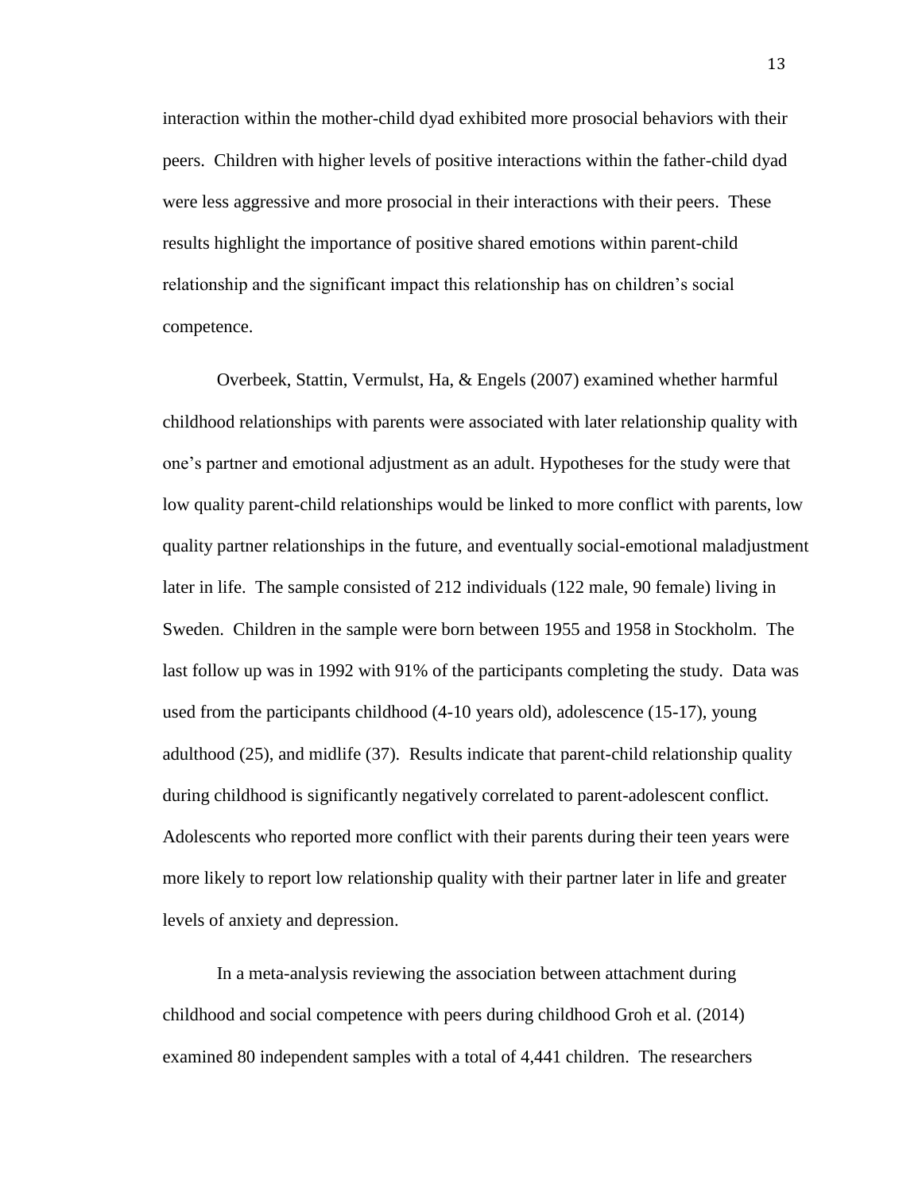interaction within the mother-child dyad exhibited more prosocial behaviors with their peers. Children with higher levels of positive interactions within the father-child dyad were less aggressive and more prosocial in their interactions with their peers. These results highlight the importance of positive shared emotions within parent-child relationship and the significant impact this relationship has on children's social competence.

Overbeek, Stattin, Vermulst, Ha, & Engels (2007) examined whether harmful childhood relationships with parents were associated with later relationship quality with one's partner and emotional adjustment as an adult. Hypotheses for the study were that low quality parent-child relationships would be linked to more conflict with parents, low quality partner relationships in the future, and eventually social-emotional maladjustment later in life. The sample consisted of 212 individuals (122 male, 90 female) living in Sweden. Children in the sample were born between 1955 and 1958 in Stockholm. The last follow up was in 1992 with 91% of the participants completing the study. Data was used from the participants childhood (4-10 years old), adolescence (15-17), young adulthood (25), and midlife (37). Results indicate that parent-child relationship quality during childhood is significantly negatively correlated to parent-adolescent conflict. Adolescents who reported more conflict with their parents during their teen years were more likely to report low relationship quality with their partner later in life and greater levels of anxiety and depression.

In a meta-analysis reviewing the association between attachment during childhood and social competence with peers during childhood Groh et al. (2014) examined 80 independent samples with a total of 4,441 children. The researchers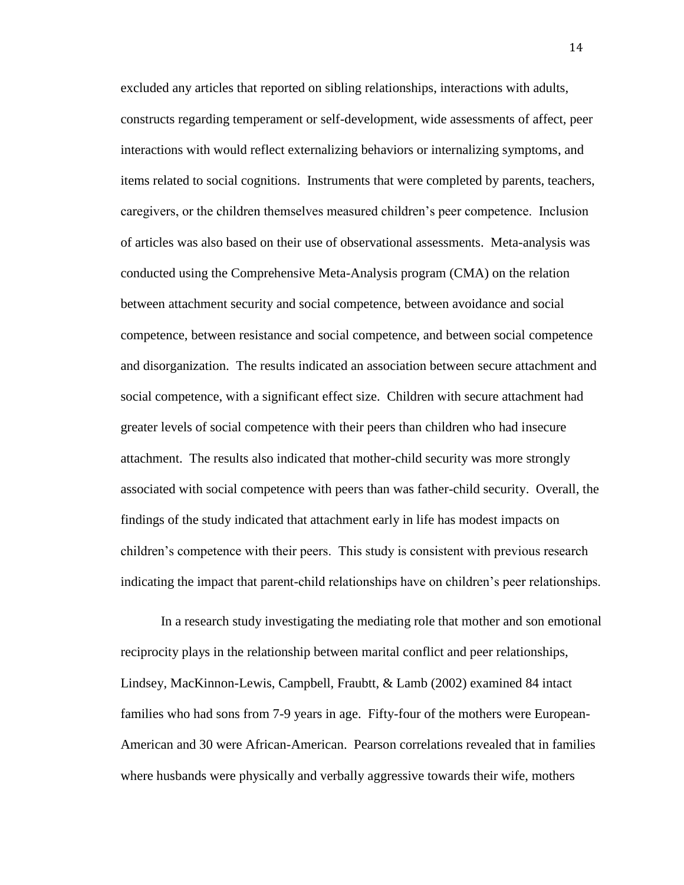excluded any articles that reported on sibling relationships, interactions with adults, constructs regarding temperament or self-development, wide assessments of affect, peer interactions with would reflect externalizing behaviors or internalizing symptoms, and items related to social cognitions. Instruments that were completed by parents, teachers, caregivers, or the children themselves measured children's peer competence. Inclusion of articles was also based on their use of observational assessments. Meta-analysis was conducted using the Comprehensive Meta-Analysis program (CMA) on the relation between attachment security and social competence, between avoidance and social competence, between resistance and social competence, and between social competence and disorganization. The results indicated an association between secure attachment and social competence, with a significant effect size. Children with secure attachment had greater levels of social competence with their peers than children who had insecure attachment. The results also indicated that mother-child security was more strongly associated with social competence with peers than was father-child security. Overall, the findings of the study indicated that attachment early in life has modest impacts on children's competence with their peers. This study is consistent with previous research indicating the impact that parent-child relationships have on children's peer relationships.

In a research study investigating the mediating role that mother and son emotional reciprocity plays in the relationship between marital conflict and peer relationships, Lindsey, MacKinnon-Lewis, Campbell, Fraubtt, & Lamb (2002) examined 84 intact families who had sons from 7-9 years in age. Fifty-four of the mothers were European-American and 30 were African-American. Pearson correlations revealed that in families where husbands were physically and verbally aggressive towards their wife, mothers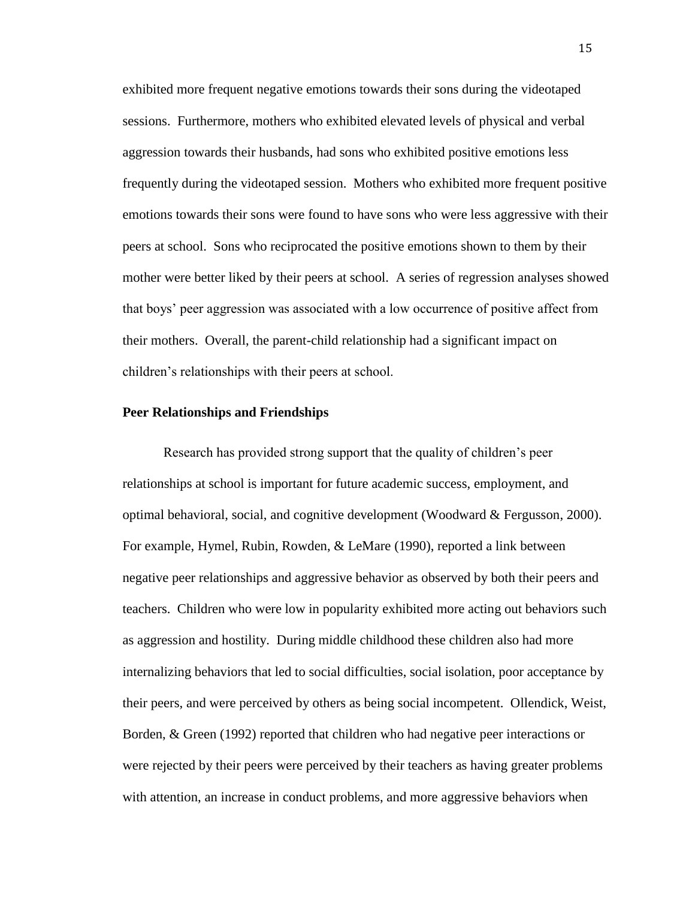exhibited more frequent negative emotions towards their sons during the videotaped sessions. Furthermore, mothers who exhibited elevated levels of physical and verbal aggression towards their husbands, had sons who exhibited positive emotions less frequently during the videotaped session. Mothers who exhibited more frequent positive emotions towards their sons were found to have sons who were less aggressive with their peers at school. Sons who reciprocated the positive emotions shown to them by their mother were better liked by their peers at school. A series of regression analyses showed that boys' peer aggression was associated with a low occurrence of positive affect from their mothers. Overall, the parent-child relationship had a significant impact on children's relationships with their peers at school.

**Peer Relationships and Friendships**

Research has provided strong support that the quality of children's peer relationships at school is important for future academic success, employment, and optimal behavioral, social, and cognitive development (Woodward & Fergusson, 2000). For example, Hymel, Rubin, Rowden, & LeMare (1990), reported a link between negative peer relationships and aggressive behavior as observed by both their peers and teachers. Children who were low in popularity exhibited more acting out behaviors such as aggression and hostility. During middle childhood these children also had more internalizing behaviors that led to social difficulties, social isolation, poor acceptance by their peers, and were perceived by others as being social incompetent. Ollendick, Weist, Borden, & Green (1992) reported that children who had negative peer interactions or were rejected by their peers were perceived by their teachers as having greater problems with attention, an increase in conduct problems, and more aggressive behaviors when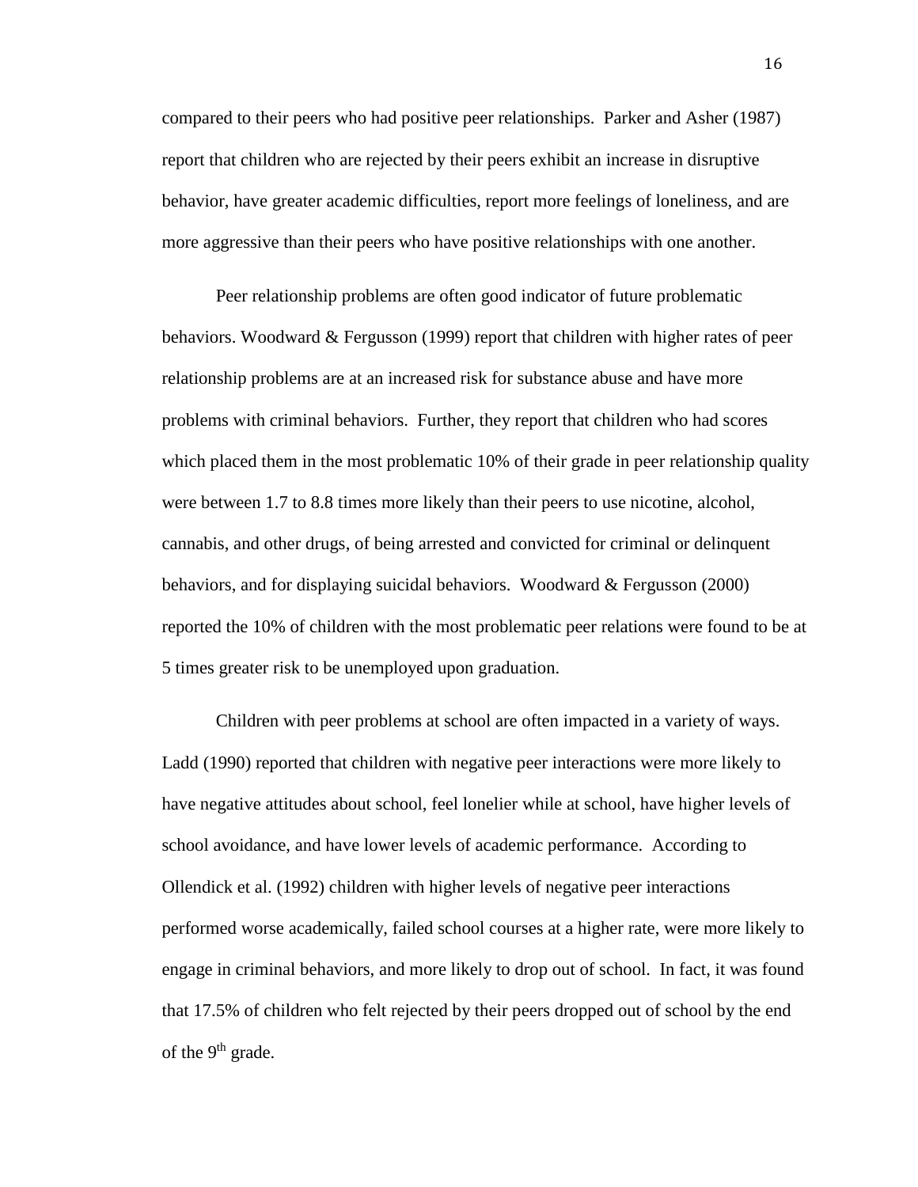compared to their peers who had positive peer relationships. Parker and Asher (1987) report that children who are rejected by their peers exhibit an increase in disruptive behavior, have greater academic difficulties, report more feelings of loneliness, and are more aggressive than their peers who have positive relationships with one another.

Peer relationship problems are often good indicator of future problematic behaviors. Woodward & Fergusson (1999) report that children with higher rates of peer relationship problems are at an increased risk for substance abuse and have more problems with criminal behaviors. Further, they report that children who had scores which placed them in the most problematic 10% of their grade in peer relationship quality were between 1.7 to 8.8 times more likely than their peers to use nicotine, alcohol, cannabis, and other drugs, of being arrested and convicted for criminal or delinquent behaviors, and for displaying suicidal behaviors. Woodward & Fergusson (2000) reported the 10% of children with the most problematic peer relations were found to be at 5 times greater risk to be unemployed upon graduation.

Children with peer problems at school are often impacted in a variety of ways. Ladd (1990) reported that children with negative peer interactions were more likely to have negative attitudes about school, feel lonelier while at school, have higher levels of school avoidance, and have lower levels of academic performance. According to Ollendick et al. (1992) children with higher levels of negative peer interactions performed worse academically, failed school courses at a higher rate, were more likely to engage in criminal behaviors, and more likely to drop out of school. In fact, it was found that 17.5% of children who felt rejected by their peers dropped out of school by the end of the 9th grade.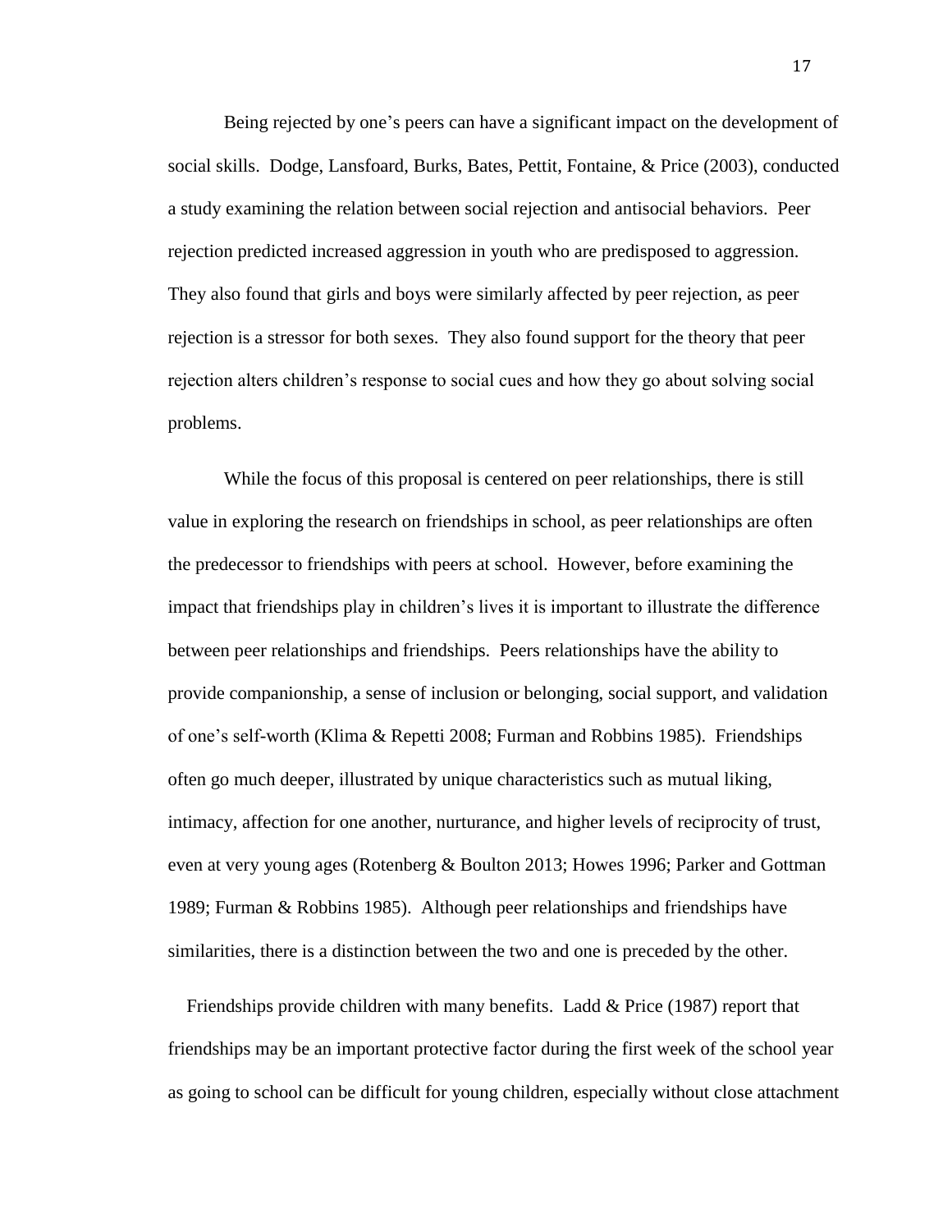Being rejected by one's peers can have a significant impact on the development of social skills. Dodge, Lansfoard, Burks, Bates, Pettit, Fontaine, & Price (2003), conducted a study examining the relation between social rejection and antisocial behaviors. Peer rejection predicted increased aggression in youth who are predisposed to aggression. They also found that girls and boys were similarly affected by peer rejection, as peer rejection is a stressor for both sexes. They also found support for the theory that peer rejection alters children's response to social cues and how they go about solving social problems.

While the focus of this proposal is centered on peer relationships, there is still value in exploring the research on friendships in school, as peer relationships are often the predecessor to friendships with peers at school. However, before examining the impact that friendships play in children's lives it is important to illustrate the difference between peer relationships and friendships. Peers relationships have the ability to provide companionship, a sense of inclusion or belonging, social support, and validation of one's self-worth (Klima & Repetti 2008; Furman and Robbins 1985). Friendships often go much deeper, illustrated by unique characteristics such as mutual liking, intimacy, affection for one another, nurturance, and higher levels of reciprocity of trust, even at very young ages (Rotenberg & Boulton 2013; Howes 1996; Parker and Gottman 1989; Furman & Robbins 1985). Although peer relationships and friendships have similarities, there is a distinction between the two and one is preceded by the other.

Friendships provide children with many benefits. Ladd & Price (1987) report that friendships may be an important protective factor during the first week of the school year as going to school can be difficult for young children, especially without close attachment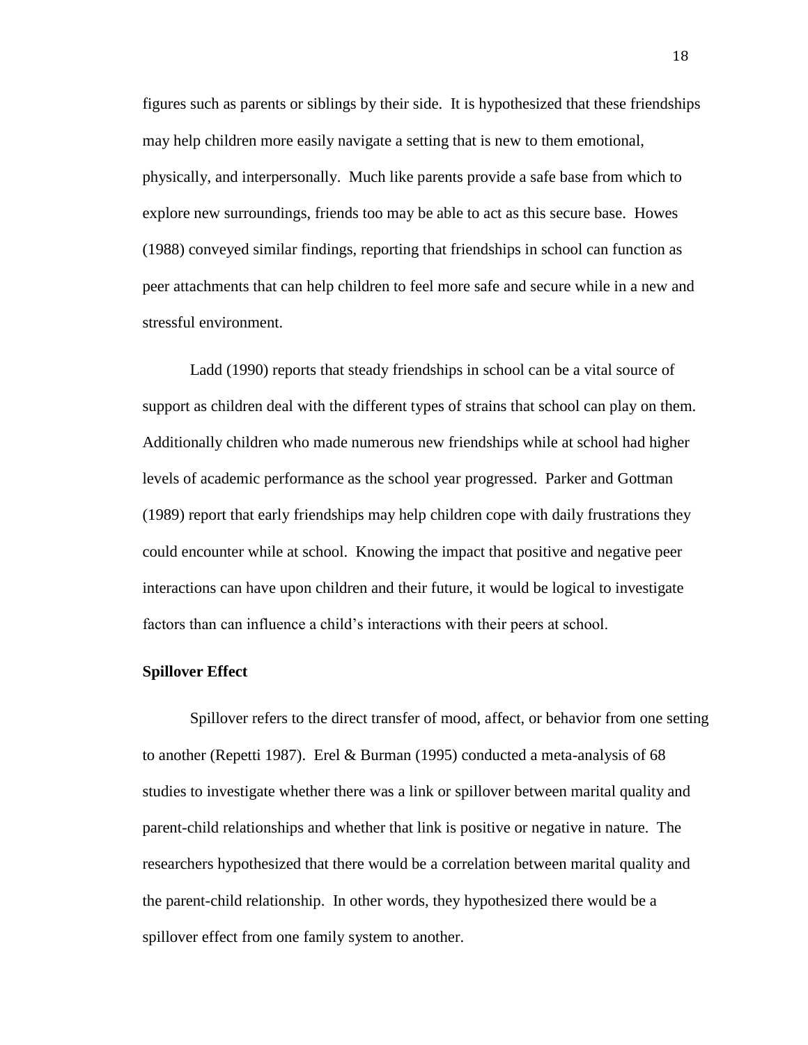figures such as parents or siblings by their side. It is hypothesized that these friendships may help children more easily navigate a setting that is new to them emotional, physically, and interpersonally. Much like parents provide a safe base from which to explore new surroundings, friends too may be able to act as this secure base. Howes (1988) conveyed similar findings, reporting that friendships in school can function as peer attachments that can help children to feel more safe and secure while in a new and stressful environment.

Ladd (1990) reports that steady friendships in school can be a vital source of support as children deal with the different types of strains that school can play on them. Additionally children who made numerous new friendships while at school had higher levels of academic performance as the school year progressed. Parker and Gottman (1989) report that early friendships may help children cope with daily frustrations they could encounter while at school. Knowing the impact that positive and negative peer interactions can have upon children and their future, it would be logical to investigate factors than can influence a child's interactions with their peers at school.

**Spillover Effect**

Spillover refers to the direct transfer of mood, affect, or behavior from one setting to another (Repetti 1987). Erel & Burman (1995) conducted a meta-analysis of 68 studies to investigate whether there was a link or spillover between marital quality and parent-child relationships and whether that link is positive or negative in nature. The researchers hypothesized that there would be a correlation between marital quality and the parent-child relationship. In other words, they hypothesized there would be a spillover effect from one family system to another.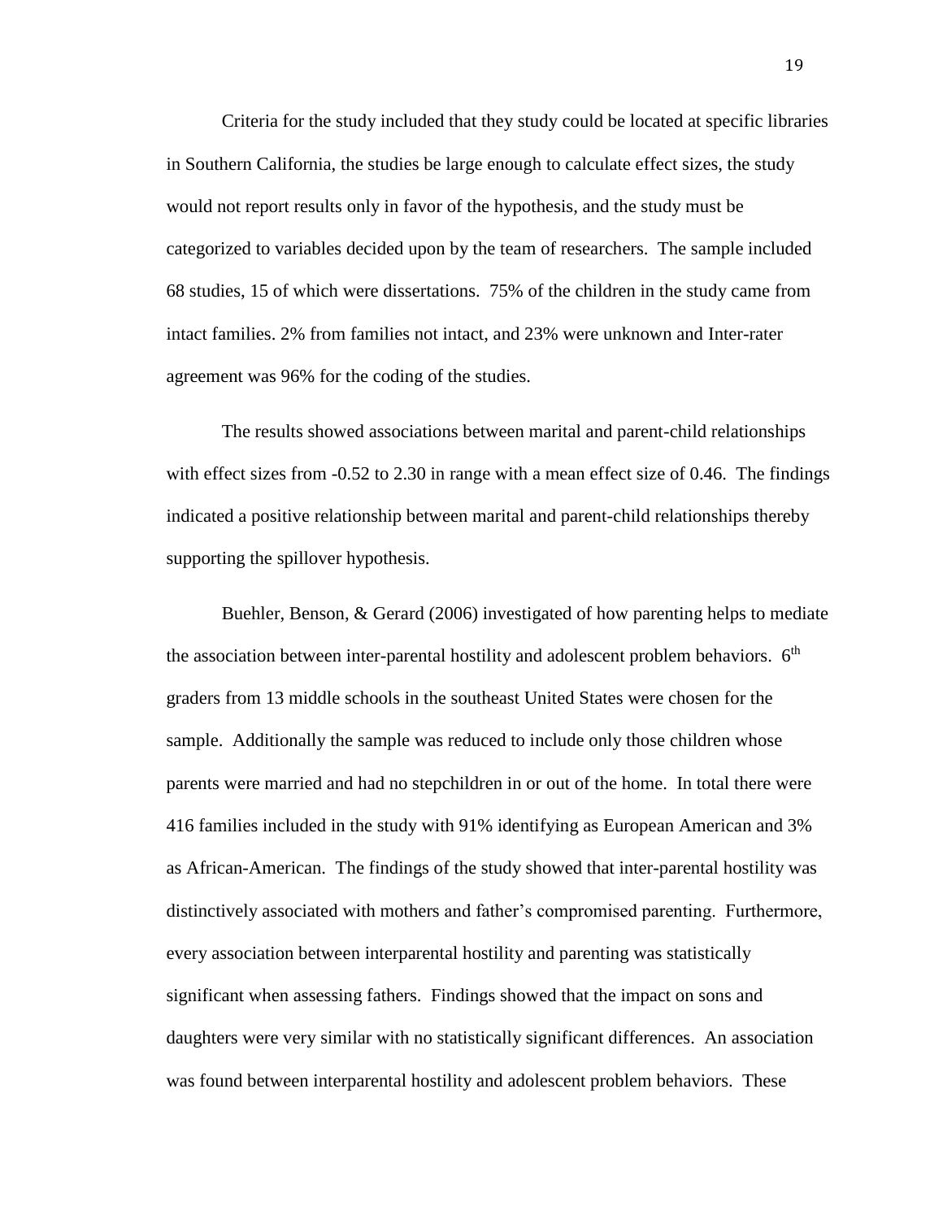Criteria for the study included that they study could be located at specific libraries in Southern California, the studies be large enough to calculate effect sizes, the study would not report results only in favor of the hypothesis, and the study must be categorized to variables decided upon by the team of researchers. The sample included 68 studies, 15 of which were dissertations. 75% of the children in the study came from intact families. 2% from families not intact, and 23% were unknown and Inter-rater agreement was 96% for the coding of the studies.

The results showed associations between marital and parent-child relationships with effect sizes from -0.52 to 2.30 in range with a mean effect size of 0.46. The findings indicated a positive relationship between marital and parent-child relationships thereby supporting the spillover hypothesis.

Buehler, Benson, & Gerard (2006) investigated of how parenting helps to mediate the association between inter-parental hostility and adolescent problem behaviors. 6th graders from 13 middle schools in the southeast United States were chosen for the sample. Additionally the sample was reduced to include only those children whose parents were married and had no stepchildren in or out of the home. In total there were 416 families included in the study with 91% identifying as European American and 3% as African-American. The findings of the study showed that inter-parental hostility was distinctively associated with mothers and father's compromised parenting. Furthermore, every association between interparental hostility and parenting was statistically significant when assessing fathers. Findings showed that the impact on sons and daughters were very similar with no statistically significant differences. An association was found between interparental hostility and adolescent problem behaviors. These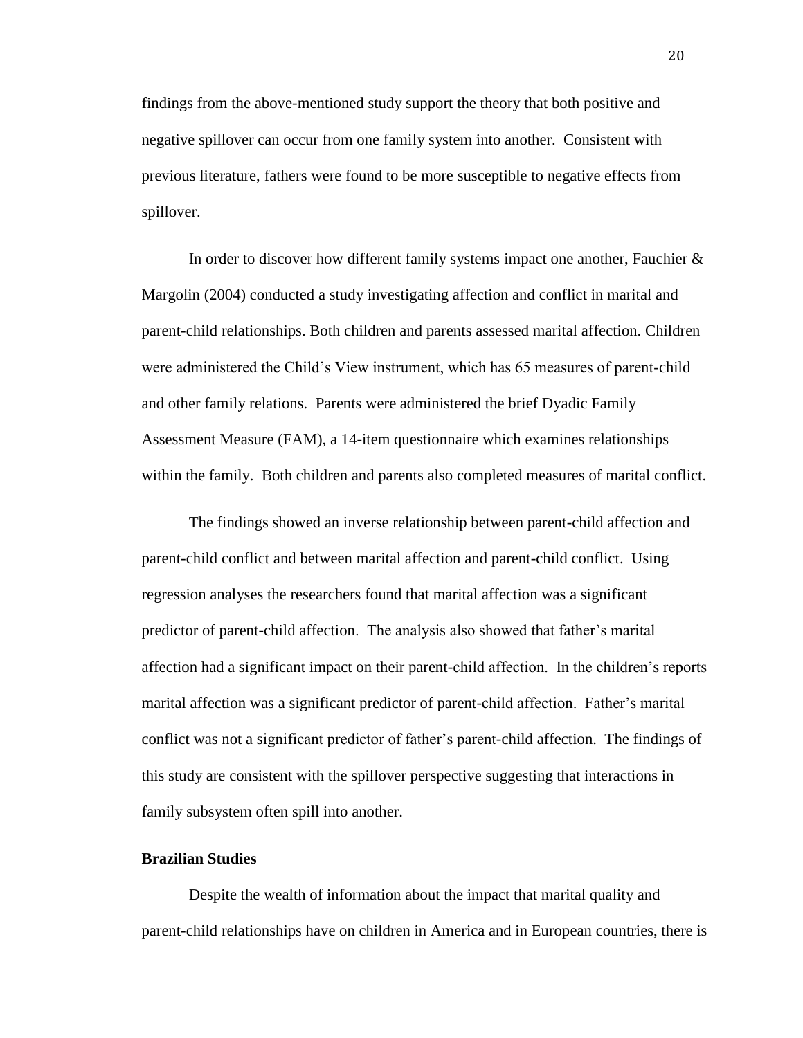findings from the above-mentioned study support the theory that both positive and negative spillover can occur from one family system into another. Consistent with previous literature, fathers were found to be more susceptible to negative effects from spillover.

In order to discover how different family systems impact one another, Fauchier & Margolin (2004) conducted a study investigating affection and conflict in marital and parent-child relationships. Both children and parents assessed marital affection. Children were administered the Child's View instrument, which has 65 measures of parent-child and other family relations. Parents were administered the brief Dyadic Family Assessment Measure (FAM), a 14-item questionnaire which examines relationships within the family. Both children and parents also completed measures of marital conflict.

The findings showed an inverse relationship between parent-child affection and parent-child conflict and between marital affection and parent-child conflict. Using regression analyses the researchers found that marital affection was a significant predictor of parent-child affection. The analysis also showed that father's marital affection had a significant impact on their parent-child affection. In the children's reports marital affection was a significant predictor of parent-child affection. Father's marital conflict was not a significant predictor of father's parent-child affection. The findings of this study are consistent with the spillover perspective suggesting that interactions in family subsystem often spill into another.

**Brazilian Studies**

Despite the wealth of information about the impact that marital quality and parent-child relationships have on children in America and in European countries, there is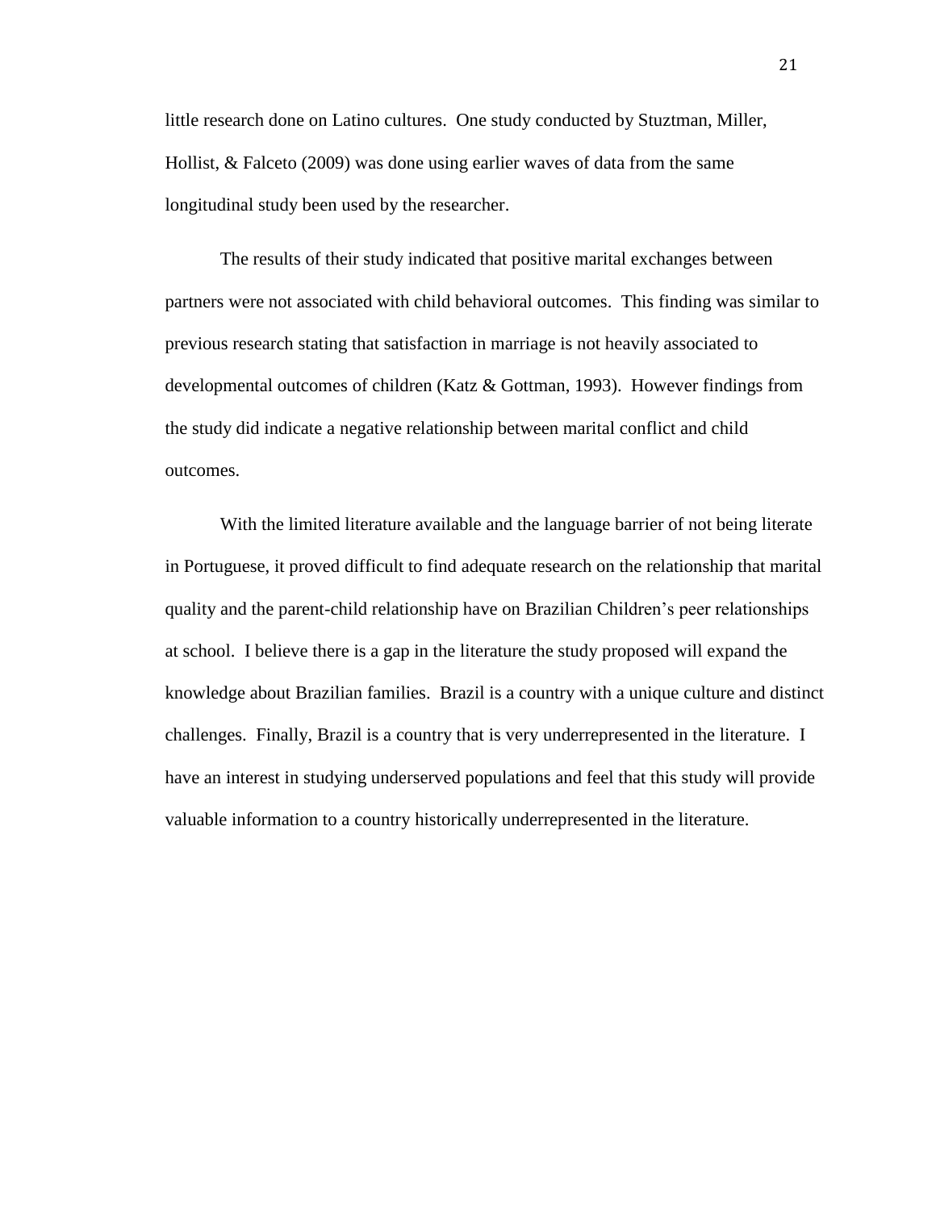little research done on Latino cultures. One study conducted by Stuztman, Miller, Hollist, & Falceto (2009) was done using earlier waves of data from the same longitudinal study been used by the researcher.

The results of their study indicated that positive marital exchanges between partners were not associated with child behavioral outcomes. This finding was similar to previous research stating that satisfaction in marriage is not heavily associated to developmental outcomes of children (Katz & Gottman, 1993). However findings from the study did indicate a negative relationship between marital conflict and child outcomes.

With the limited literature available and the language barrier of not being literate in Portuguese, it proved difficult to find adequate research on the relationship that marital quality and the parent-child relationship have on Brazilian Children's peer relationships at school. I believe there is a gap in the literature the study proposed will expand the knowledge about Brazilian families. Brazil is a country with a unique culture and distinct challenges. Finally, Brazil is a country that is very underrepresented in the literature. I have an interest in studying underserved populations and feel that this study will provide valuable information to a country historically underrepresented in the literature.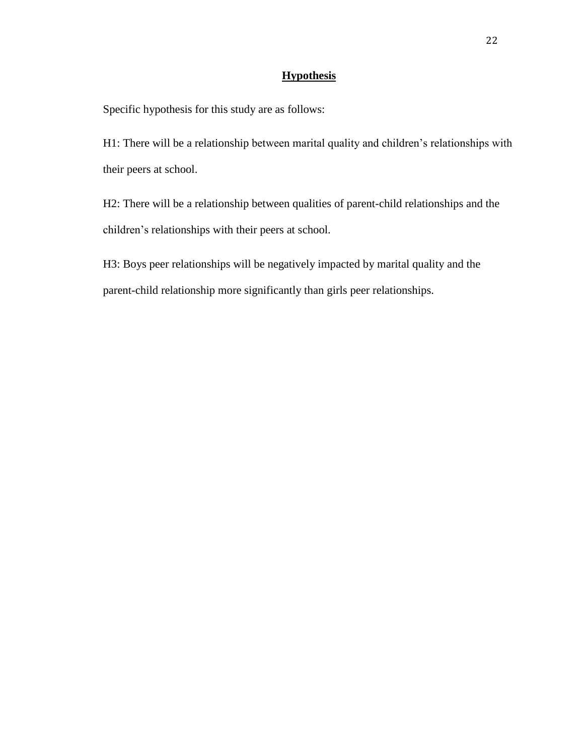## **Hypothesis**

Specific hypothesis for this study are as follows:

H1: There will be a relationship between marital quality and children's relationships with their peers at school.

H2: There will be a relationship between qualities of parent-child relationships and the children's relationships with their peers at school.

H3: Boys peer relationships will be negatively impacted by marital quality and the parent-child relationship more significantly than girls peer relationships.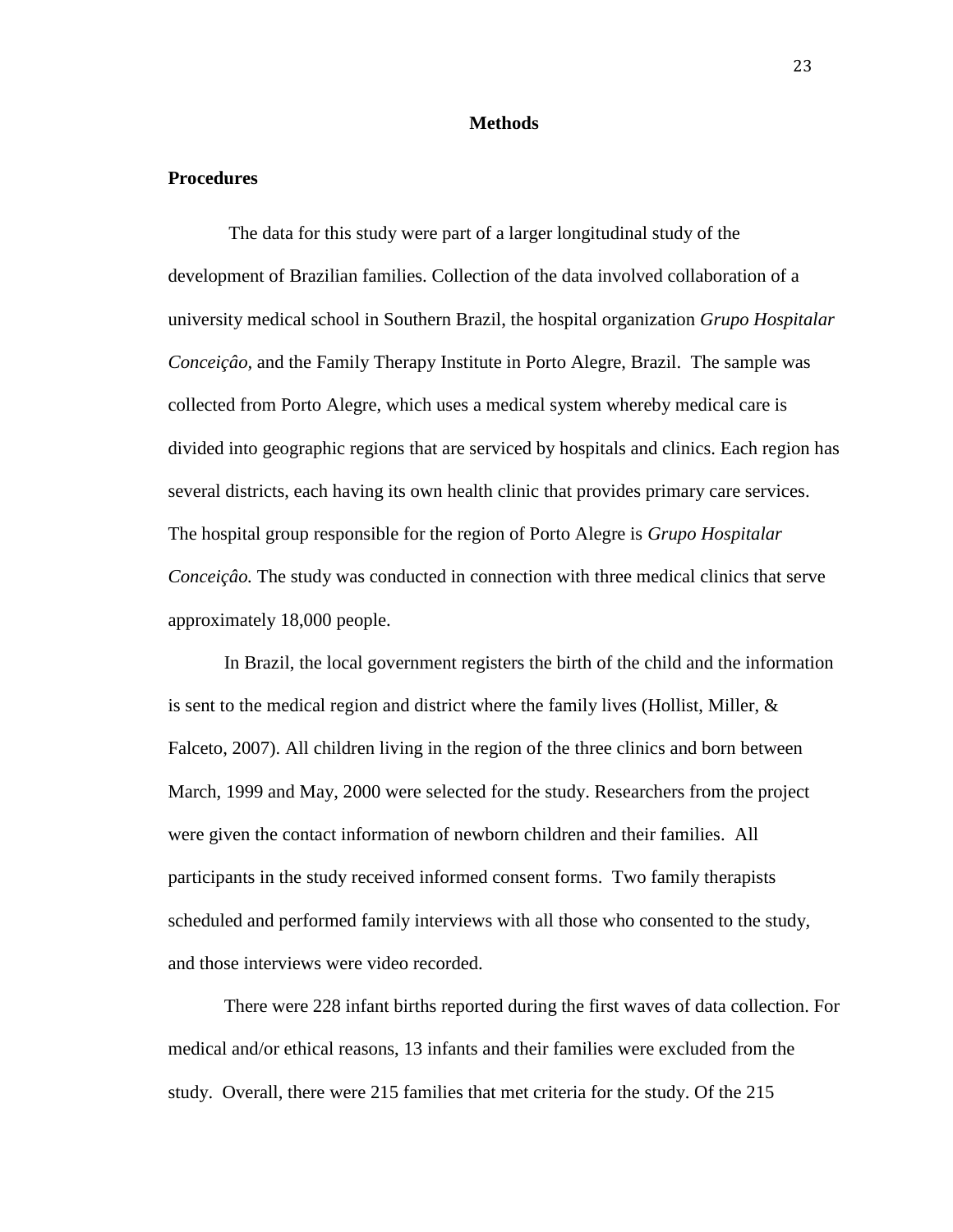# Methods

## Procedures

The data for this study were part of a larger longitudinal study of the development of Brazilian families. Collection of the data involved collaboration of a university medical school in Southern Brazil, the hospital organization *Grupo Hospitalar Conceiçâo,* and the Family Therapy Institute in Porto Alegre, Brazil. The sample was collected from Porto Alegre, which uses a medical system whereby medical care is divided into geographic regions that are serviced by hospitals and clinics. Each region has several districts, each having its own health clinic that provides primary care services. The hospital group responsible for the region of Porto Alegre is *Grupo Hospitalar Conceiçâo.* The study was conducted in connection with three medical clinics that serve approximately 18,000 people.

In Brazil, the local government registers the birth of the child and the information is sent to the medical region and district where the family lives (Hollist, Miller, & Falceto, 2007). All children living in the region of the three clinics and born between March, 1999 and May, 2000 were selected for the study. Researchers from the project were given the contact information of newborn children and their families. All participants in the study received informed consent forms. Two family therapists scheduled and performed family interviews with all those who consented to the study, and those interviews were video recorded.

There were 228 infant births reported during the first waves of data collection. For medical and/or ethical reasons, 13 infants and their families were excluded from the study. Overall, there were 215 families that met criteria for the study. Of the 215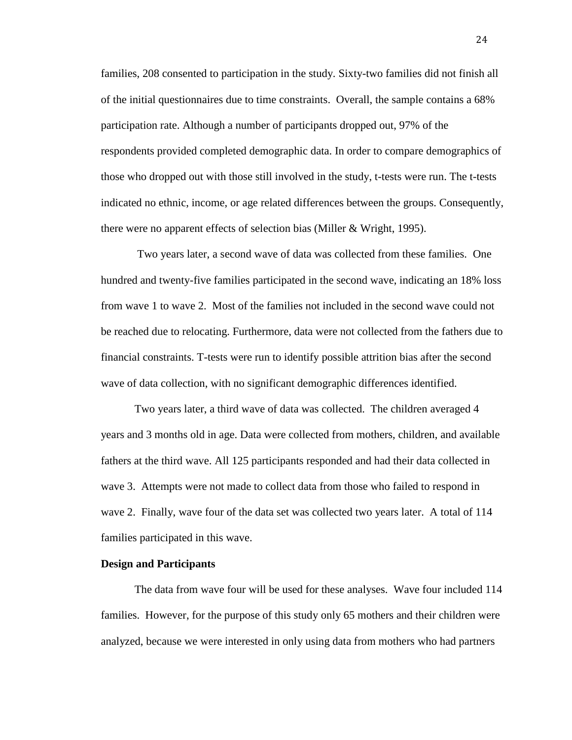families, 208 consented to participation in the study. Sixty-two families did not finish all of the initial questionnaires due to time constraints. Overall, the sample contains a 68% participation rate. Although a number of participants dropped out, 97% of the respondents provided completed demographic data. In order to compare demographics of those who dropped out with those still involved in the study, t-tests were run. The t-tests indicated no ethnic, income, or age related differences between the groups. Consequently, there were no apparent effects of selection bias (Miller & Wright, 1995).

Two years later, a second wave of data was collected from these families. One hundred and twenty-five families participated in the second wave, indicating an 18% loss from wave 1 to wave 2. Most of the families not included in the second wave could not be reached due to relocating. Furthermore, data were not collected from the fathers due to financial constraints. T-tests were run to identify possible attrition bias after the second wave of data collection, with no significant demographic differences identified.

Two years later, a third wave of data was collected. The children averaged 4 years and 3 months old in age. Data were collected from mothers, children, and available fathers at the third wave. All 125 participants responded and had their data collected in wave 3. Attempts were not made to collect data from those who failed to respond in wave 2. Finally, wave four of the data set was collected two years later. A total of 114 families participated in this wave.

**Design and Participants**

The data from wave four will be used for these analyses. Wave four included 114 families. However, for the purpose of this study only 65 mothers and their children were analyzed, because we were interested in only using data from mothers who had partners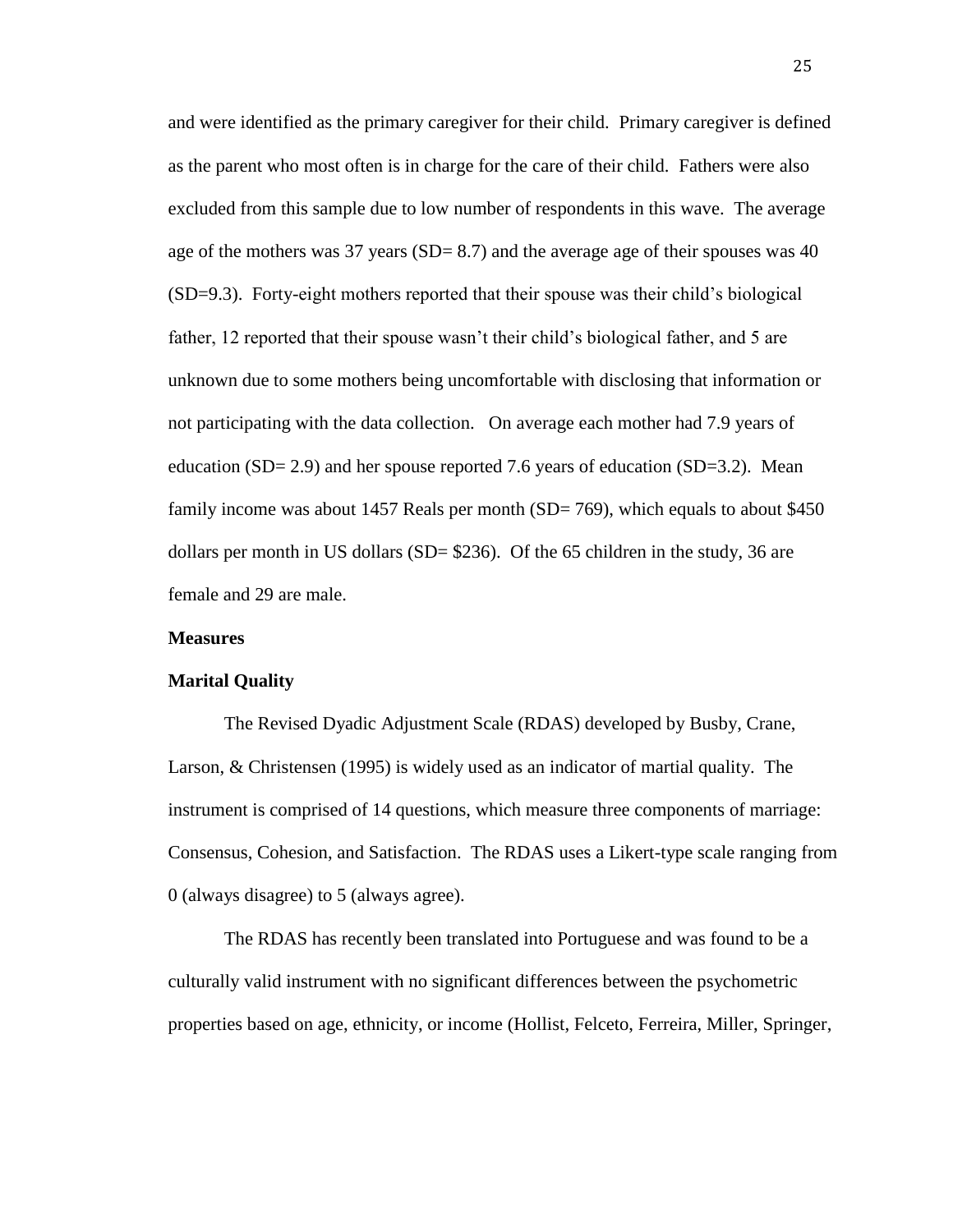and were identified as the primary caregiver for their child. Primary caregiver is defined as the parent who most often is in charge for the care of their child. Fathers were also excluded from this sample due to low number of respondents in this wave. The average age of the mothers was 37 years (SD= 8.7) and the average age of their spouses was 40 (SD=9.3). Forty-eight mothers reported that their spouse was their child's biological father, 12 reported that their spouse wasn't their child's biological father, and 5 are unknown due to some mothers being uncomfortable with disclosing that information or not participating with the data collection. On average each mother had 7.9 years of education (SD= 2.9) and her spouse reported 7.6 years of education (SD=3.2). Mean family income was about 1457 Reals per month (SD= 769), which equals to about $450 dollars per month in US dollars (SD= $236). Of the 65 children in the study, 36 are female and 29 are male.

**Measures**

**Marital Quality**

The Revised Dyadic Adjustment Scale (RDAS) developed by Busby, Crane, Larson, & Christensen (1995) is widely used as an indicator of martial quality. The instrument is comprised of 14 questions, which measure three components of marriage: Consensus, Cohesion, and Satisfaction. The RDAS uses a Likert-type scale ranging from 0 (always disagree) to 5 (always agree).

The RDAS has recently been translated into Portuguese and was found to be a culturally valid instrument with no significant differences between the psychometric properties based on age, ethnicity, or income (Hollist, Felceto, Ferreira, Miller, Springer,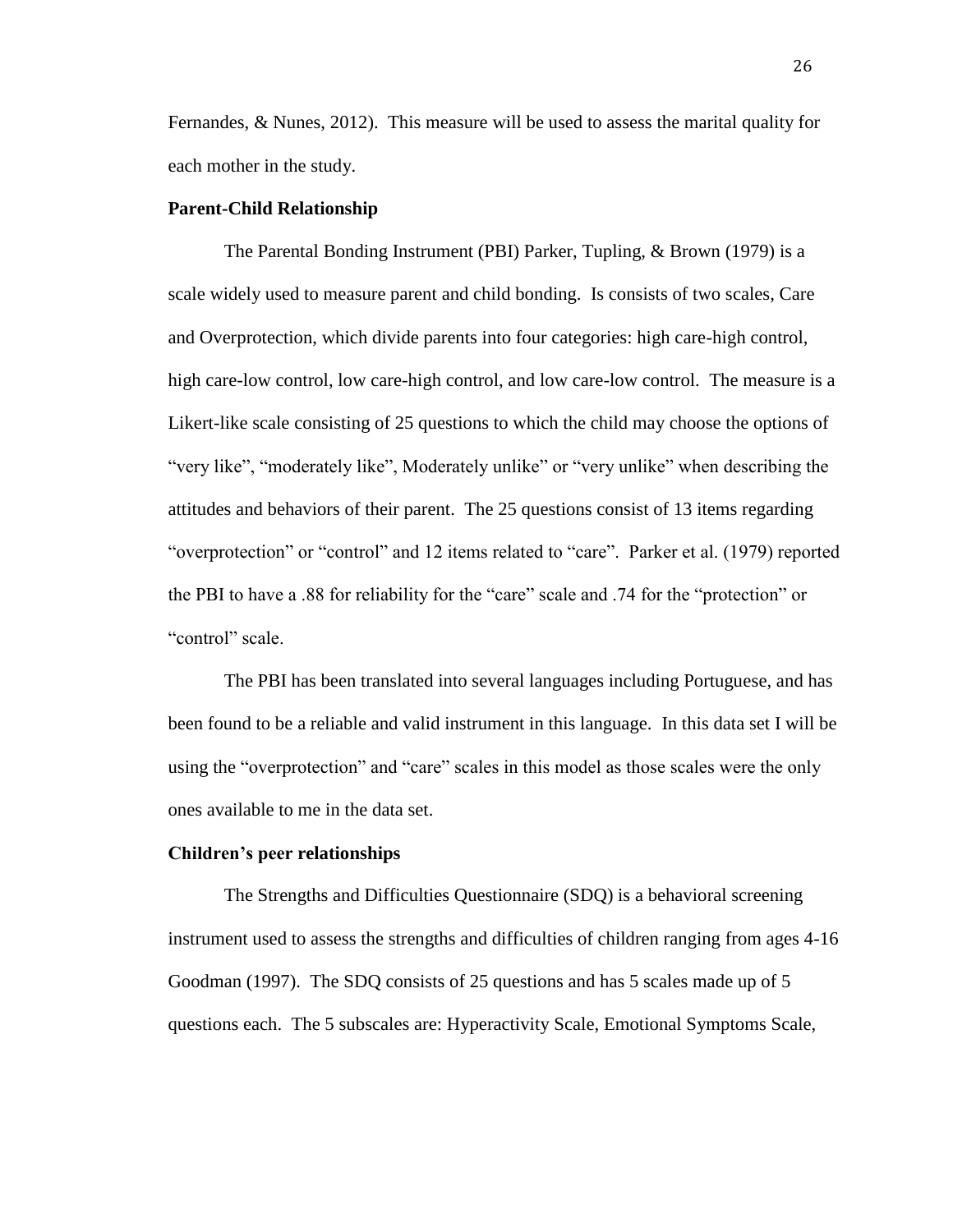Fernandes, & Nunes, 2012). This measure will be used to assess the marital quality for each mother in the study.

**Parent-Child Relationship**

The Parental Bonding Instrument (PBI) Parker, Tupling, & Brown (1979) is a scale widely used to measure parent and child bonding. Is consists of two scales, Care and Overprotection, which divide parents into four categories: high care-high control, high care-low control, low care-high control, and low care-low control. The measure is a Likert-like scale consisting of 25 questions to which the child may choose the options of "very like", "moderately like", Moderately unlike" or "very unlike" when describing the attitudes and behaviors of their parent. The 25 questions consist of 13 items regarding "overprotection" or "control" and 12 items related to "care". Parker et al. (1979) reported the PBI to have a .88 for reliability for the "care" scale and .74 for the "protection" or "control" scale.

The PBI has been translated into several languages including Portuguese, and has been found to be a reliable and valid instrument in this language. In this data set I will be using the "overprotection" and "care" scales in this model as those scales were the only ones available to me in the data set.

**Children's peer relationships**

The Strengths and Difficulties Questionnaire (SDQ) is a behavioral screening instrument used to assess the strengths and difficulties of children ranging from ages 4-16 Goodman (1997). The SDQ consists of 25 questions and has 5 scales made up of 5 questions each. The 5 subscales are: Hyperactivity Scale, Emotional Symptoms Scale,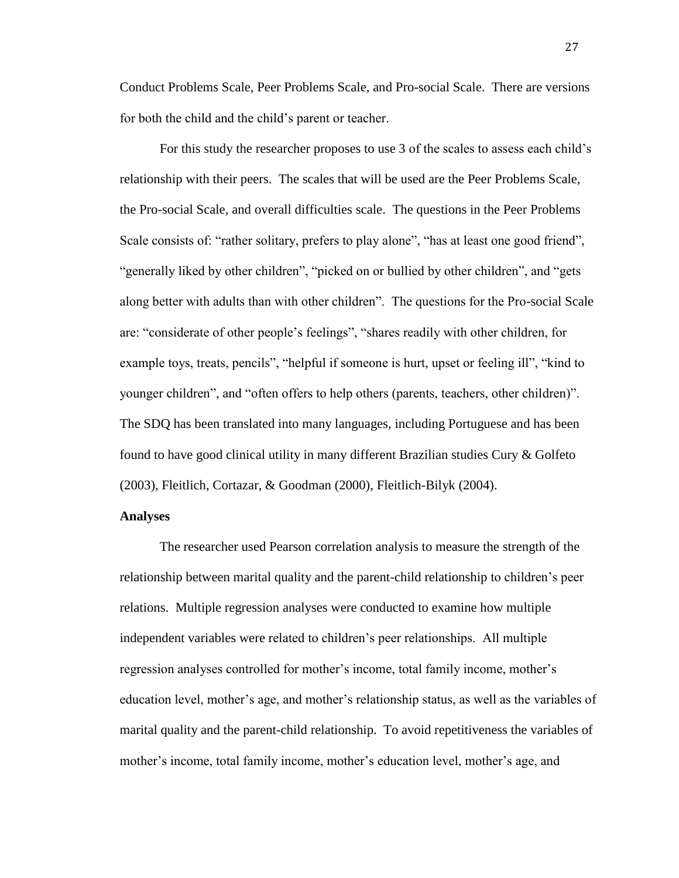Conduct Problems Scale, Peer Problems Scale, and Pro-social Scale. There are versions for both the child and the child's parent or teacher.

For this study the researcher proposes to use 3 of the scales to assess each child's relationship with their peers. The scales that will be used are the Peer Problems Scale, the Pro-social Scale, and overall difficulties scale. The questions in the Peer Problems Scale consists of: "rather solitary, prefers to play alone", "has at least one good friend", "generally liked by other children", "picked on or bullied by other children", and "gets along better with adults than with other children". The questions for the Pro-social Scale are: "considerate of other people's feelings", "shares readily with other children, for example toys, treats, pencils", "helpful if someone is hurt, upset or feeling ill", "kind to younger children", and "often offers to help others (parents, teachers, other children)". The SDQ has been translated into many languages, including Portuguese and has been found to have good clinical utility in many different Brazilian studies Cury & Golfeto (2003), Fleitlich, Cortazar, & Goodman (2000), Fleitlich-Bilyk (2004).

**Analyses**

The researcher used Pearson correlation analysis to measure the strength of the relationship between marital quality and the parent-child relationship to children's peer relations. Multiple regression analyses were conducted to examine how multiple independent variables were related to children's peer relationships. All multiple regression analyses controlled for mother's income, total family income, mother's education level, mother's age, and mother's relationship status, as well as the variables of marital quality and the parent-child relationship. To avoid repetitiveness the variables of mother's income, total family income, mother's education level, mother's age, and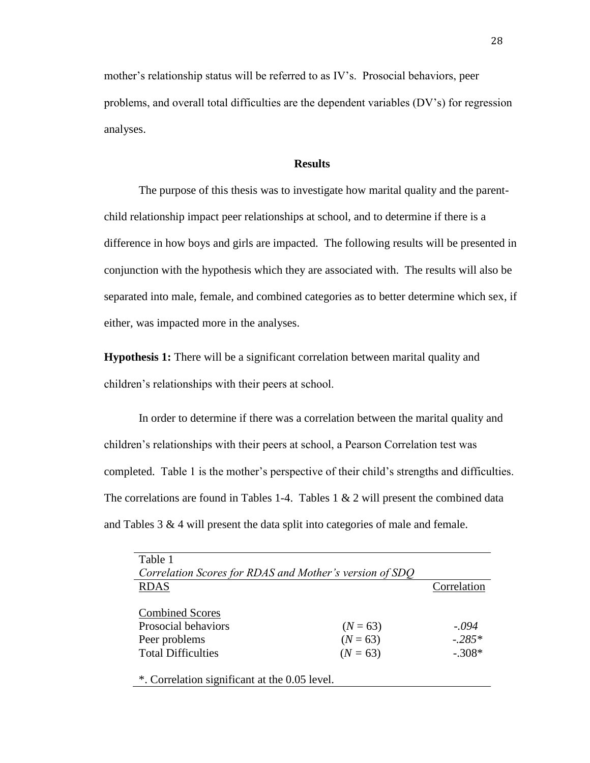mother's relationship status will be referred to as IV's. Prosocial behaviors, peer problems, and overall total difficulties are the dependent variables (DV's) for regression analyses.

## Results

The purpose of this thesis was to investigate how marital quality and the parent-child relationship impact peer relationships at school, and to determine if there is a difference in how boys and girls are impacted. The following results will be presented in conjunction with the hypothesis which they are associated with. The results will also be separated into male, female, and combined categories as to better determine which sex, if either, was impacted more in the analyses.

**Hypothesis 1:** There will be a significant correlation between marital quality and children's relationships with their peers at school.

In order to determine if there was a correlation between the marital quality and children's relationships with their peers at school, a Pearson Correlation test was completed. Table 1 is the mother's perspective of their child's strengths and difficulties. The correlations are found in Tables 1-4. Tables 1 & 2 will present the combined data and Tables 3 & 4 will present the data split into categories of male and female.

Table 1
*Correlation Scores for RDAS and Mother's version of SDQ*

| RDAS | | Correlation |
|---|---|---|
| Combined Scores | | |
| Prosocial behaviors | ($N$ = 63) | *-.094* |
| Peer problems | ($N$ = 63) | *-.285\** |
| Total Difficulties | ($N$ = 63) | -.308* |

*. Correlation significant at the 0.05 level.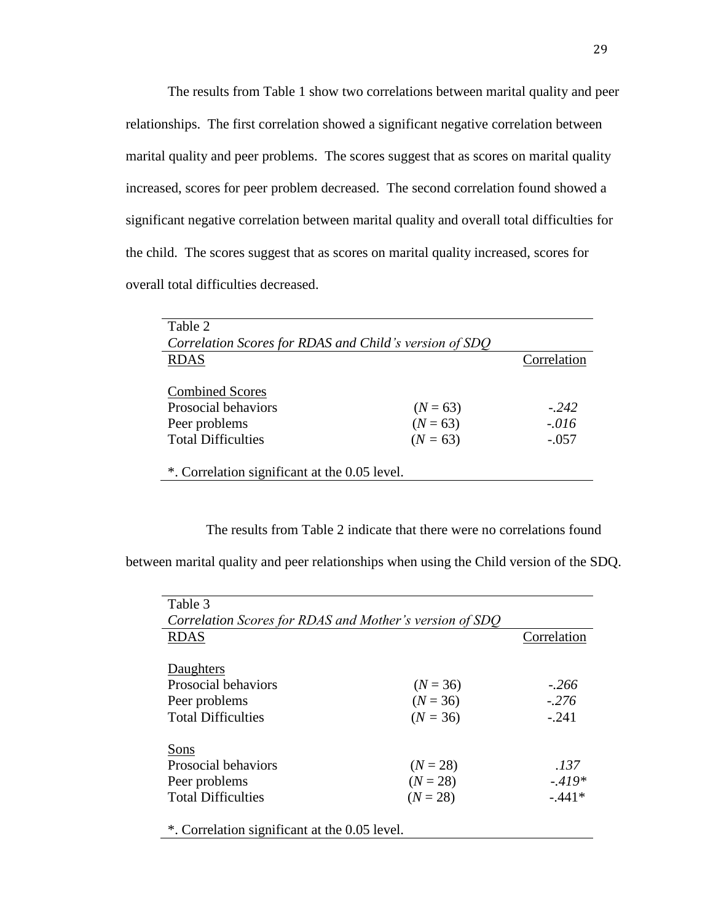The results from Table 1 show two correlations between marital quality and peer relationships. The first correlation showed a significant negative correlation between marital quality and peer problems. The scores suggest that as scores on marital quality increased, scores for peer problem decreased. The second correlation found showed a significant negative correlation between marital quality and overall total difficulties for the child. The scores suggest that as scores on marital quality increased, scores for overall total difficulties decreased.

Table 2

*Correlation Scores for RDAS and Child's version of SDQ*

| RDAS | | Correlation |
|---|---|---|
| Combined Scores | | |
| Prosocial behaviors | ($N$ = 63) | *-.242* |
| Peer problems | ($N$ = 63) | *-.016* |
| Total Difficulties | ($N$ = 63) | -.057 |

*. Correlation significant at the 0.05 level.

The results from Table 2 indicate that there were no correlations found between marital quality and peer relationships when using the Child version of the SDQ.

Table 3

*Correlation Scores for RDAS and Mother's version of SDQ*

| RDAS | | Correlation |
|---|---|---|
| Daughters | | |
| Prosocial behaviors | ($N$ = 36) | *-.266* |
| Peer problems | ($N$ = 36) | *-.276* |
| Total Difficulties | ($N$ = 36) | -.241 |
| Sons | | |
| Prosocial behaviors | ($N$ = 28) | *.137* |
| Peer problems | ($N$ = 28) | *-.419** |
| Total Difficulties | ($N$ = 28) | -.441* |

*. Correlation significant at the 0.05 level.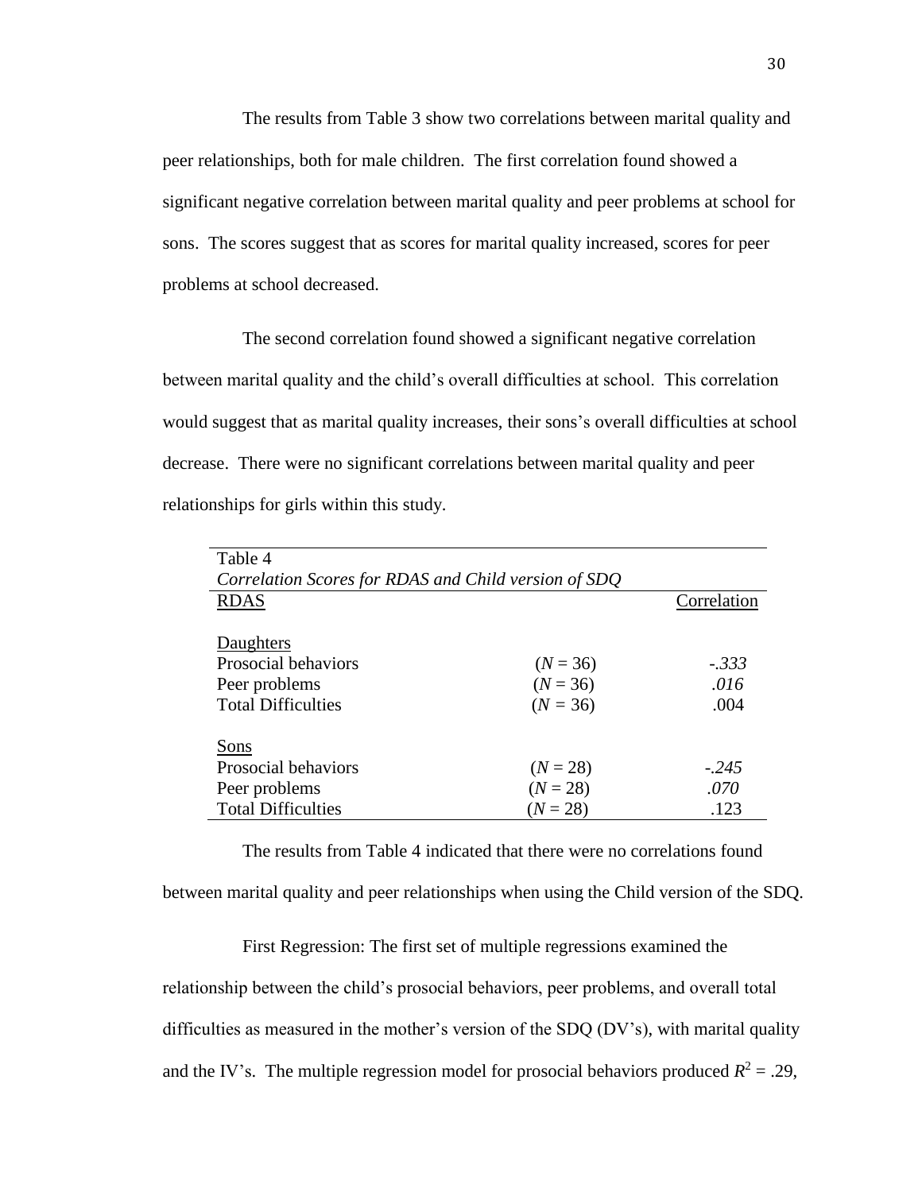The results from Table 3 show two correlations between marital quality and peer relationships, both for male children. The first correlation found showed a significant negative correlation between marital quality and peer problems at school for sons. The scores suggest that as scores for marital quality increased, scores for peer problems at school decreased.

The second correlation found showed a significant negative correlation between marital quality and the child's overall difficulties at school. This correlation would suggest that as marital quality increases, their sons's overall difficulties at school decrease. There were no significant correlations between marital quality and peer relationships for girls within this study.

Table 4

*Correlation Scores for RDAS and Child version of SDQ*

| RDAS | | Correlation |
|---|---|---|
| Daughters | | |
| Prosocial behaviors | ($N$ = 36) | *-.333* |
| Peer problems | ($N$ = 36) | *.016* |
| Total Difficulties | ($N$ = 36) | .004 |
| Sons | | |
| Prosocial behaviors | ($N$ = 28) | *-.245* |
| Peer problems | ($N$ = 28) | *.070* |
| Total Difficulties | ($N$ = 28) | .123 |

The results from Table 4 indicated that there were no correlations found between marital quality and peer relationships when using the Child version of the SDQ.

First Regression: The first set of multiple regressions examined the relationship between the child's prosocial behaviors, peer problems, and overall total difficulties as measured in the mother's version of the SDQ (DV's), with marital quality and the IV's. The multiple regression model for prosocial behaviors produced $R^2$ = .29,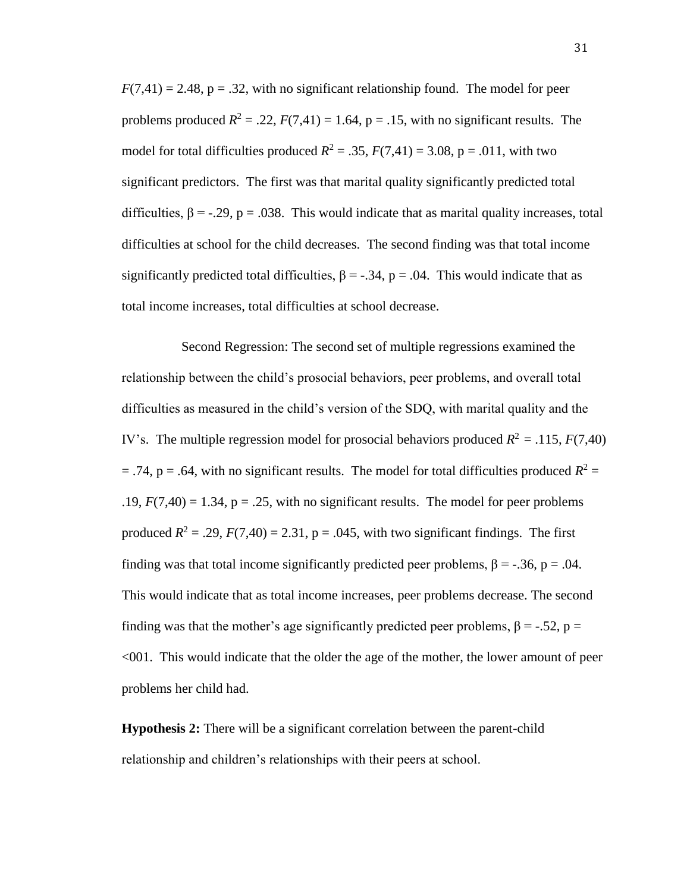$F(7,41) = 2.48$, $p = .32$, with no significant relationship found. The model for peer problems produced $R^2 = .22$, $F(7,41) = 1.64$, $p = .15$, with no significant results. The model for total difficulties produced $R^2 = .35$, $F(7,41) = 3.08$, $p = .011$, with two significant predictors. The first was that marital quality significantly predicted total difficulties, $\beta = -.29$, $p = .038$. This would indicate that as marital quality increases, total difficulties at school for the child decreases. The second finding was that total income significantly predicted total difficulties, $\beta = -.34$, $p = .04$. This would indicate that as total income increases, total difficulties at school decrease.

Second Regression: The second set of multiple regressions examined the relationship between the child's prosocial behaviors, peer problems, and overall total difficulties as measured in the child's version of the SDQ, with marital quality and the IV's. The multiple regression model for prosocial behaviors produced $R^2 = .115$, $F(7,40) = .74$, $p = .64$, with no significant results. The model for total difficulties produced $R^2 = .19$, $F(7,40) = 1.34$, $p = .25$, with no significant results. The model for peer problems produced $R^2 = .29$, $F(7,40) = 2.31$, $p = .045$, with two significant findings. The first finding was that total income significantly predicted peer problems, $\beta = -.36$, $p = .04$. This would indicate that as total income increases, peer problems decrease. The second finding was that the mother's age significantly predicted peer problems, $\beta = -.52$, $p = <001$. This would indicate that the older the age of the mother, the lower amount of peer problems her child had.

**Hypothesis 2:** There will be a significant correlation between the parent-child relationship and children's relationships with their peers at school.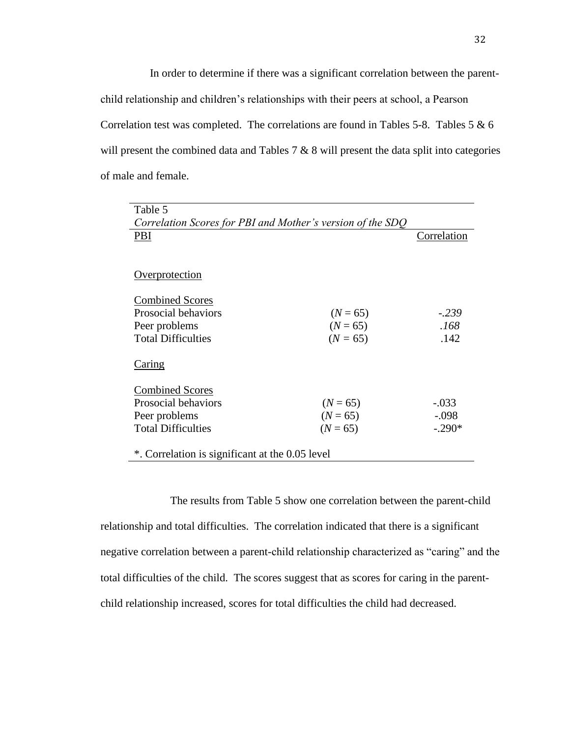In order to determine if there was a significant correlation between the parent-child relationship and children's relationships with their peers at school, a Pearson Correlation test was completed. The correlations are found in Tables 5-8. Tables 5 & 6 will present the combined data and Tables 7 & 8 will present the data split into categories of male and female.

Table 5

*Correlation Scores for PBI and Mother's version of the SDQ*

| PBI | | Correlation |
|---|---|---|
| Overprotection | | |
| Combined Scores | | |
| Prosocial behaviors | (*N* = 65) | *-.239* |
| Peer problems | (*N* = 65) | *.168* |
| Total Difficulties | (*N* = 65) | .142 |
| Caring | | |
| Combined Scores | | |
| Prosocial behaviors | (*N* = 65) | -.033 |
| Peer problems | (*N* = 65) | -.098 |
| Total Difficulties | (*N* = 65) | -.290* |

*. Correlation is significant at the 0.05 level

The results from Table 5 show one correlation between the parent-child relationship and total difficulties. The correlation indicated that there is a significant negative correlation between a parent-child relationship characterized as "caring" and the total difficulties of the child. The scores suggest that as scores for caring in the parent-child relationship increased, scores for total difficulties the child had decreased.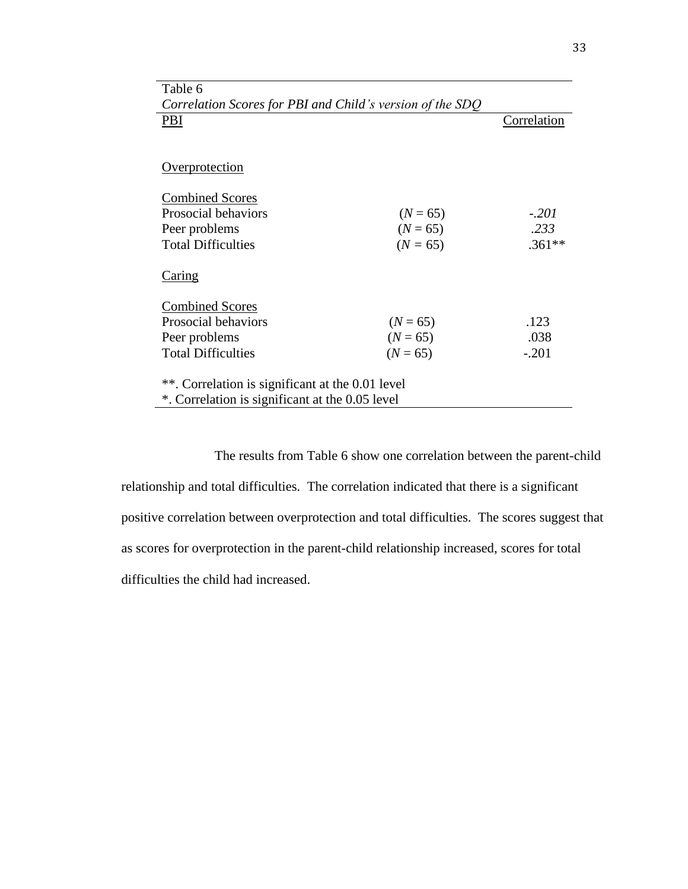Table 6

*Correlation Scores for PBI and Child's version of the SDQ*

| PBI | | Correlation |
|---|---|---|
| Overprotection | | |
| Combined Scores | | |
| Prosocial behaviors | (*N* = 65) | *-.201* |
| Peer problems | (*N* = 65) | *.233* |
| Total Difficulties | (*N* = 65) | .361** |
| Caring | | |
| Combined Scores | | |
| Prosocial behaviors | (*N* = 65) | .123 |
| Peer problems | (*N* = 65) | .038 |
| Total Difficulties | (*N* = 65) | -.201 |

**. Correlation is significant at the 0.01 level
*. Correlation is significant at the 0.05 level

The results from Table 6 show one correlation between the parent-child relationship and total difficulties. The correlation indicated that there is a significant positive correlation between overprotection and total difficulties. The scores suggest that as scores for overprotection in the parent-child relationship increased, scores for total difficulties the child had increased.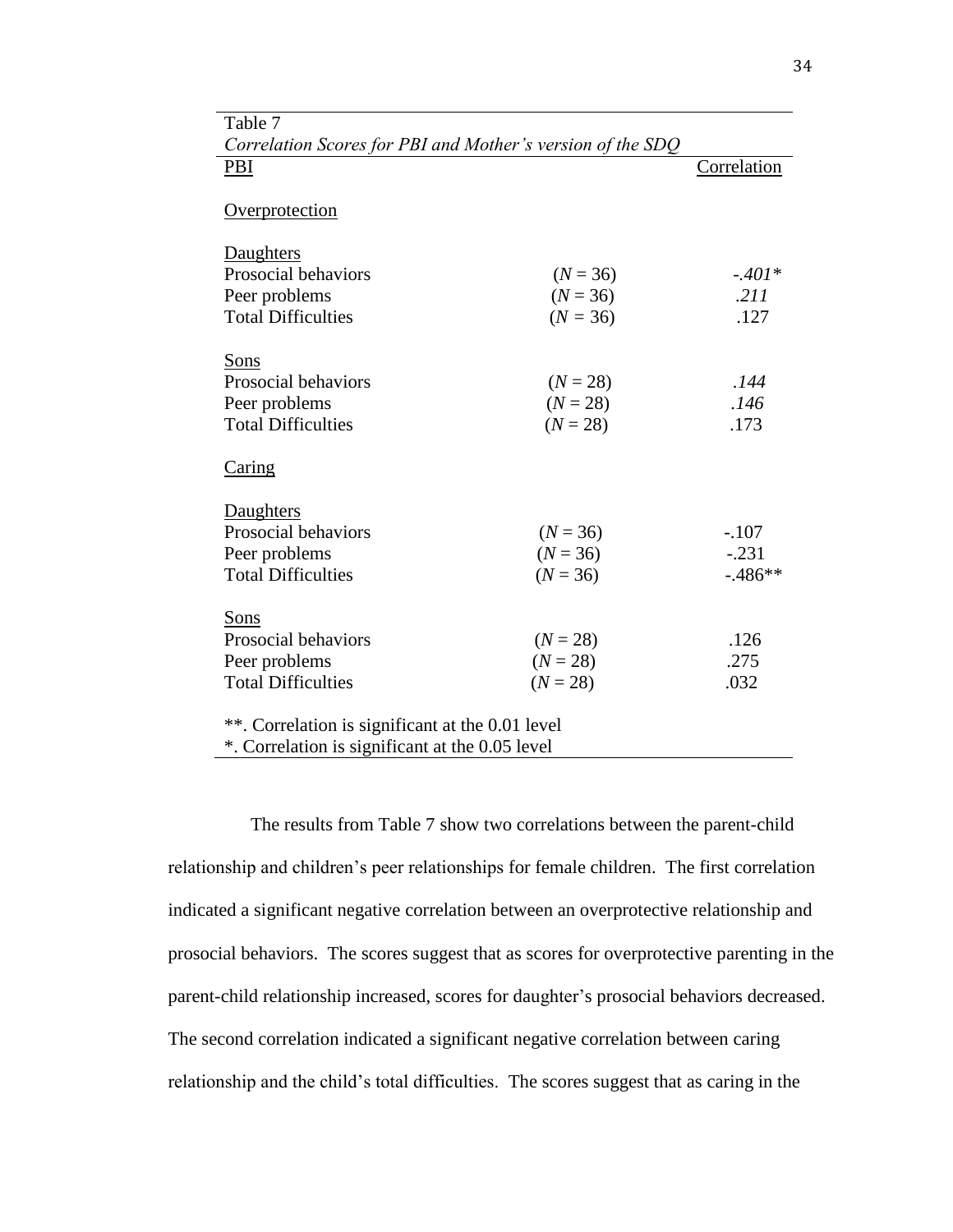Table 7

*Correlation Scores for PBI and Mother's version of the SDQ*

| PBI | | Correlation |
|---|---|---|
| Overprotection | | |
| Daughters | | |
| Prosocial behaviors | ($N$ = 36) | *-.401** |
| Peer problems | ($N$ = 36) | *.211* |
| Total Difficulties | ($N$ = 36) | .127 |
| Sons | | |
| Prosocial behaviors | ($N$ = 28) | *.144* |
| Peer problems | ($N$ = 28) | *.146* |
| Total Difficulties | ($N$ = 28) | .173 |
| Caring | | |
| Daughters | | |
| Prosocial behaviors | ($N$ = 36) | -.107 |
| Peer problems | ($N$ = 36) | -.231 |
| Total Difficulties | ($N$ = 36) | -.486** |
| Sons | | |
| Prosocial behaviors | ($N$ = 28) | .126 |
| Peer problems | ($N$ = 28) | .275 |
| Total Difficulties | ($N$ = 28) | .032 |

**. Correlation is significant at the 0.01 level
*. Correlation is significant at the 0.05 level

The results from Table 7 show two correlations between the parent-child relationship and children's peer relationships for female children. The first correlation indicated a significant negative correlation between an overprotective relationship and prosocial behaviors. The scores suggest that as scores for overprotective parenting in the parent-child relationship increased, scores for daughter's prosocial behaviors decreased. The second correlation indicated a significant negative correlation between caring relationship and the child's total difficulties. The scores suggest that as caring in the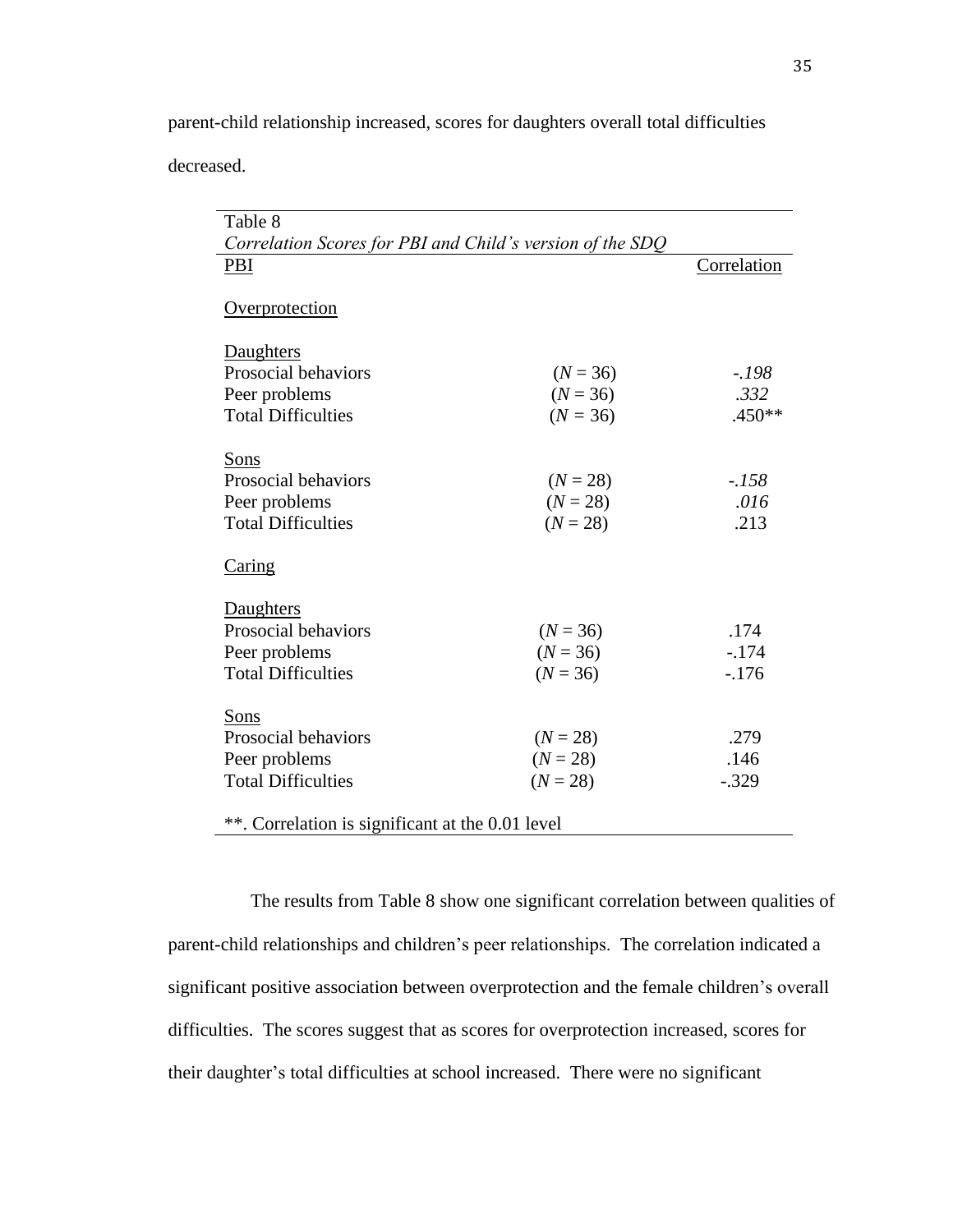parent-child relationship increased, scores for daughters overall total difficulties decreased.

Table 8
*Correlation Scores for PBI and Child's version of the SDQ*

| PBI | | Correlation |
|---|---|---|
| Overprotection | | |
| Daughters | | |
| Prosocial behaviors | (*N* = 36) | *-.198* |
| Peer problems | (*N* = 36) | *.332* |
| Total Difficulties | (*N* = 36) | .450** |
| Sons | | |
| Prosocial behaviors | (*N* = 28) | *-.158* |
| Peer problems | (*N* = 28) | *.016* |
| Total Difficulties | (*N* = 28) | .213 |
| Caring | | |
| Daughters | | |
| Prosocial behaviors | (*N* = 36) | .174 |
| Peer problems | (*N* = 36) | -.174 |
| Total Difficulties | (*N* = 36) | -.176 |
| Sons | | |
| Prosocial behaviors | (*N* = 28) | .279 |
| Peer problems | (*N* = 28) | .146 |
| Total Difficulties | (*N* = 28) | -.329 |

**. Correlation is significant at the 0.01 level

The results from Table 8 show one significant correlation between qualities of parent-child relationships and children's peer relationships. The correlation indicated a significant positive association between overprotection and the female children's overall difficulties. The scores suggest that as scores for overprotection increased, scores for their daughter's total difficulties at school increased. There were no significant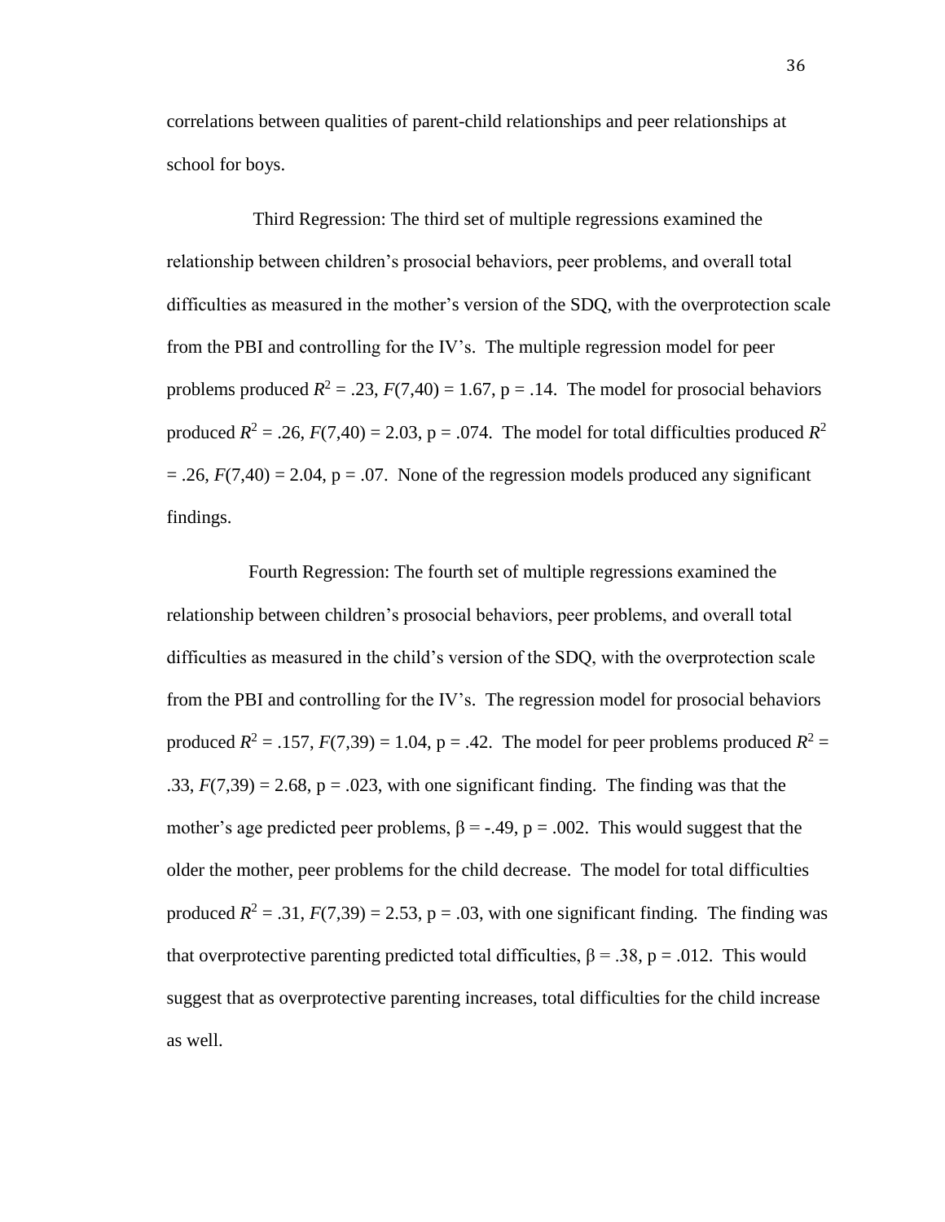correlations between qualities of parent-child relationships and peer relationships at school for boys.

Third Regression: The third set of multiple regressions examined the relationship between children's prosocial behaviors, peer problems, and overall total difficulties as measured in the mother's version of the SDQ, with the overprotection scale from the PBI and controlling for the IV's. The multiple regression model for peer problems produced $R^2 = .23$, $F(7,40) = 1.67$, $p = .14$. The model for prosocial behaviors produced $R^2 = .26$, $F(7,40) = 2.03$, $p = .074$. The model for total difficulties produced $R^2 = .26$, $F(7,40) = 2.04$, $p = .07$. None of the regression models produced any significant findings.

Fourth Regression: The fourth set of multiple regressions examined the relationship between children's prosocial behaviors, peer problems, and overall total difficulties as measured in the child's version of the SDQ, with the overprotection scale from the PBI and controlling for the IV's. The regression model for prosocial behaviors produced $R^2 = .157$, $F(7,39) = 1.04$, $p = .42$. The model for peer problems produced $R^2 = .33$, $F(7,39) = 2.68$, $p = .023$, with one significant finding. The finding was that the mother's age predicted peer problems, $\beta = -.49$, $p = .002$. This would suggest that the older the mother, peer problems for the child decrease. The model for total difficulties produced $R^2 = .31$, $F(7,39) = 2.53$, $p = .03$, with one significant finding. The finding was that overprotective parenting predicted total difficulties, $\beta = .38$, $p = .012$. This would suggest that as overprotective parenting increases, total difficulties for the child increase as well.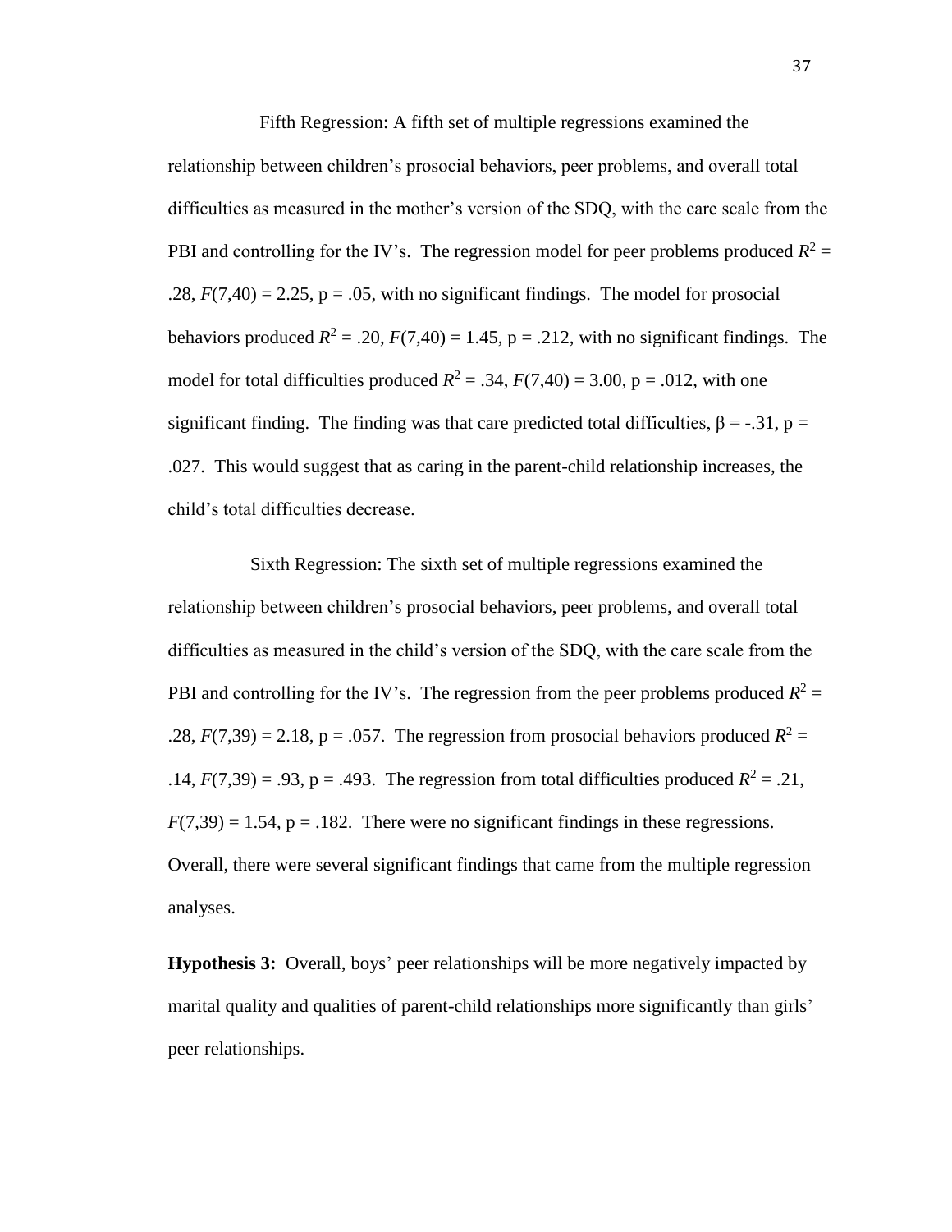Fifth Regression: A fifth set of multiple regressions examined the relationship between children's prosocial behaviors, peer problems, and overall total difficulties as measured in the mother's version of the SDQ, with the care scale from the PBI and controlling for the IV's. The regression model for peer problems produced $R^2$ = .28, $F(7,40) = 2.25$, p = .05, with no significant findings. The model for prosocial behaviors produced $R^2$ = .20, $F(7,40) = 1.45$, p = .212, with no significant findings. The model for total difficulties produced $R^2$ = .34, $F(7,40) = 3.00$, p = .012, with one significant finding. The finding was that care predicted total difficulties, $\beta = -.31$, p = .027. This would suggest that as caring in the parent-child relationship increases, the child's total difficulties decrease.

Sixth Regression: The sixth set of multiple regressions examined the relationship between children's prosocial behaviors, peer problems, and overall total difficulties as measured in the child's version of the SDQ, with the care scale from the PBI and controlling for the IV's. The regression from the peer problems produced $R^2$ = .28, $F(7,39) = 2.18$, p = .057. The regression from prosocial behaviors produced $R^2$ = .14, $F(7,39) = .93$, p = .493. The regression from total difficulties produced $R^2$ = .21, $F(7,39) = 1.54$, p = .182. There were no significant findings in these regressions. Overall, there were several significant findings that came from the multiple regression analyses.

**Hypothesis 3:** Overall, boys' peer relationships will be more negatively impacted by marital quality and qualities of parent-child relationships more significantly than girls' peer relationships.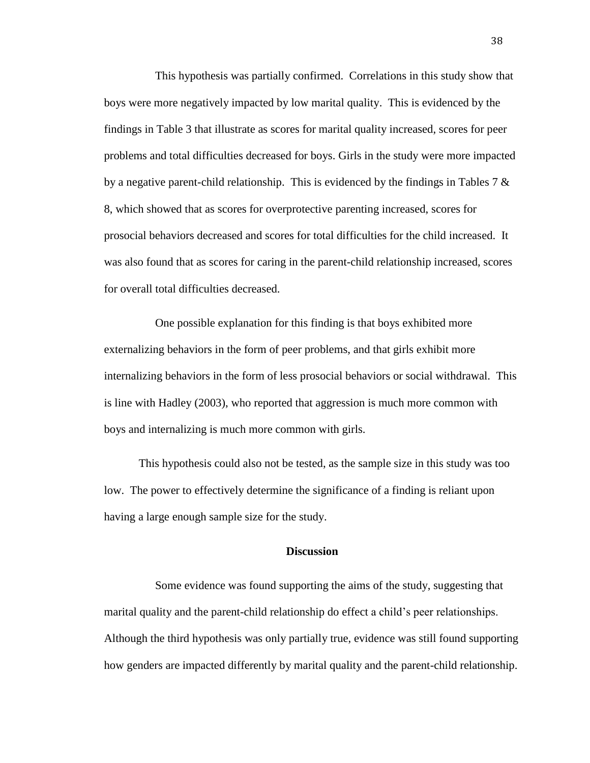This hypothesis was partially confirmed. Correlations in this study show that boys were more negatively impacted by low marital quality. This is evidenced by the findings in Table 3 that illustrate as scores for marital quality increased, scores for peer problems and total difficulties decreased for boys. Girls in the study were more impacted by a negative parent-child relationship. This is evidenced by the findings in Tables 7 & 8, which showed that as scores for overprotective parenting increased, scores for prosocial behaviors decreased and scores for total difficulties for the child increased. It was also found that as scores for caring in the parent-child relationship increased, scores for overall total difficulties decreased.

One possible explanation for this finding is that boys exhibited more externalizing behaviors in the form of peer problems, and that girls exhibit more internalizing behaviors in the form of less prosocial behaviors or social withdrawal. This is line with Hadley (2003), who reported that aggression is much more common with boys and internalizing is much more common with girls.

This hypothesis could also not be tested, as the sample size in this study was too low. The power to effectively determine the significance of a finding is reliant upon having a large enough sample size for the study.

## Discussion

Some evidence was found supporting the aims of the study, suggesting that marital quality and the parent-child relationship do effect a child's peer relationships. Although the third hypothesis was only partially true, evidence was still found supporting how genders are impacted differently by marital quality and the parent-child relationship.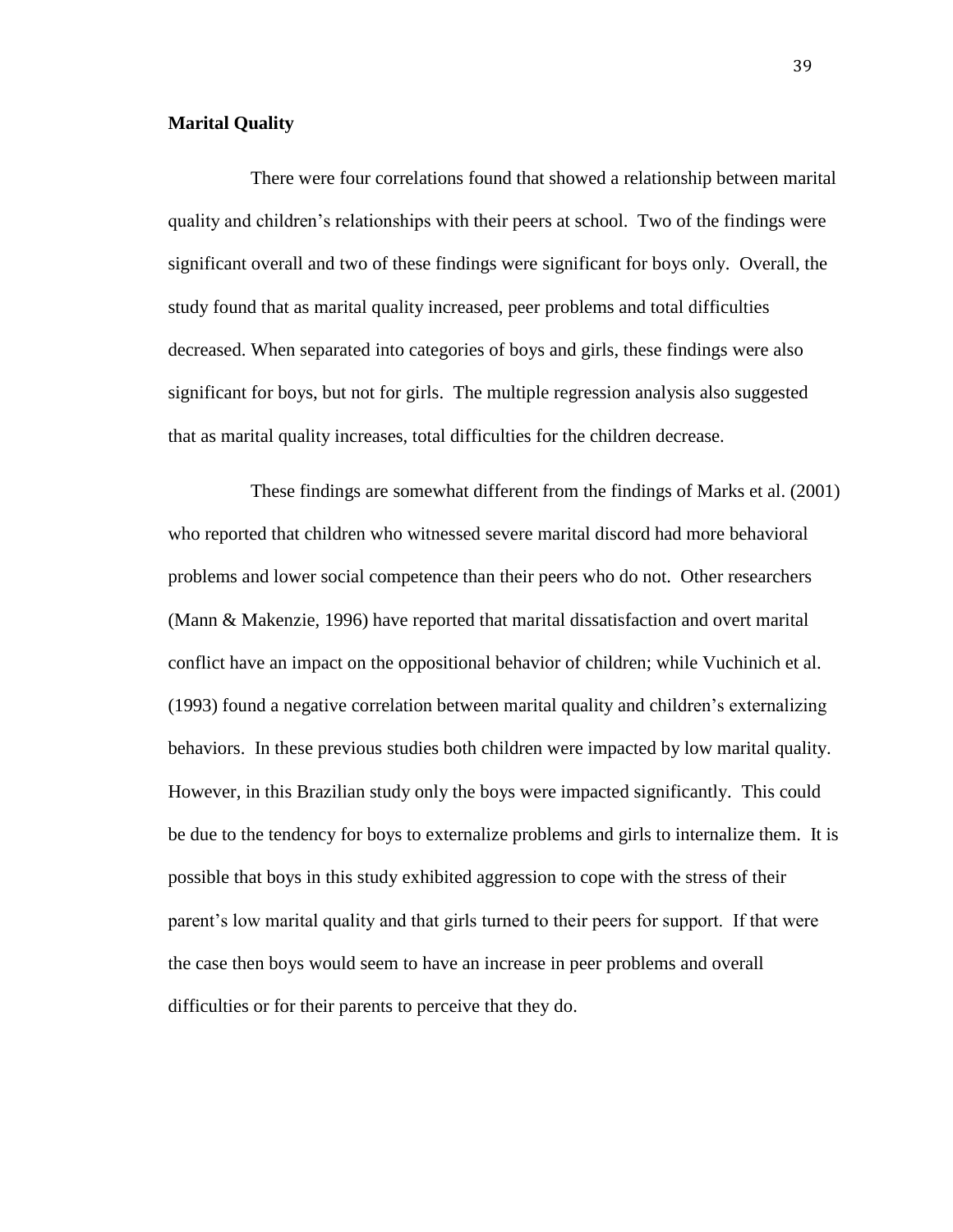**Marital Quality**

There were four correlations found that showed a relationship between marital quality and children's relationships with their peers at school. Two of the findings were significant overall and two of these findings were significant for boys only. Overall, the study found that as marital quality increased, peer problems and total difficulties decreased. When separated into categories of boys and girls, these findings were also significant for boys, but not for girls. The multiple regression analysis also suggested that as marital quality increases, total difficulties for the children decrease.

These findings are somewhat different from the findings of Marks et al. (2001) who reported that children who witnessed severe marital discord had more behavioral problems and lower social competence than their peers who do not. Other researchers (Mann & Makenzie, 1996) have reported that marital dissatisfaction and overt marital conflict have an impact on the oppositional behavior of children; while Vuchinich et al. (1993) found a negative correlation between marital quality and children's externalizing behaviors. In these previous studies both children were impacted by low marital quality. However, in this Brazilian study only the boys were impacted significantly. This could be due to the tendency for boys to externalize problems and girls to internalize them. It is possible that boys in this study exhibited aggression to cope with the stress of their parent's low marital quality and that girls turned to their peers for support. If that were the case then boys would seem to have an increase in peer problems and overall difficulties or for their parents to perceive that they do.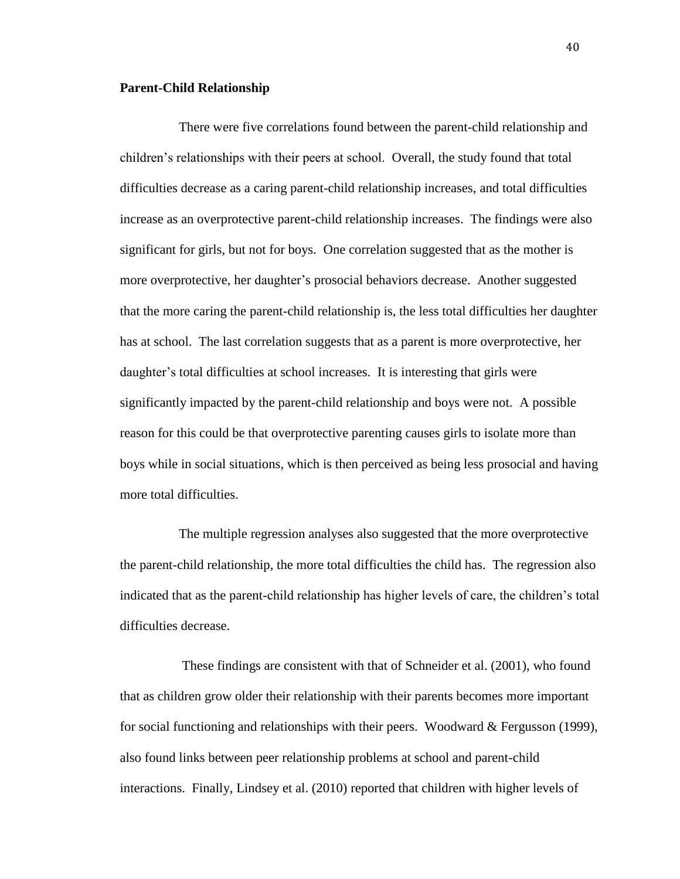**Parent-Child Relationship**

There were five correlations found between the parent-child relationship and children's relationships with their peers at school. Overall, the study found that total difficulties decrease as a caring parent-child relationship increases, and total difficulties increase as an overprotective parent-child relationship increases. The findings were also significant for girls, but not for boys. One correlation suggested that as the mother is more overprotective, her daughter's prosocial behaviors decrease. Another suggested that the more caring the parent-child relationship is, the less total difficulties her daughter has at school. The last correlation suggests that as a parent is more overprotective, her daughter's total difficulties at school increases. It is interesting that girls were significantly impacted by the parent-child relationship and boys were not. A possible reason for this could be that overprotective parenting causes girls to isolate more than boys while in social situations, which is then perceived as being less prosocial and having more total difficulties.

The multiple regression analyses also suggested that the more overprotective the parent-child relationship, the more total difficulties the child has. The regression also indicated that as the parent-child relationship has higher levels of care, the children's total difficulties decrease.

These findings are consistent with that of Schneider et al. (2001), who found that as children grow older their relationship with their parents becomes more important for social functioning and relationships with their peers. Woodward & Fergusson (1999), also found links between peer relationship problems at school and parent-child interactions. Finally, Lindsey et al. (2010) reported that children with higher levels of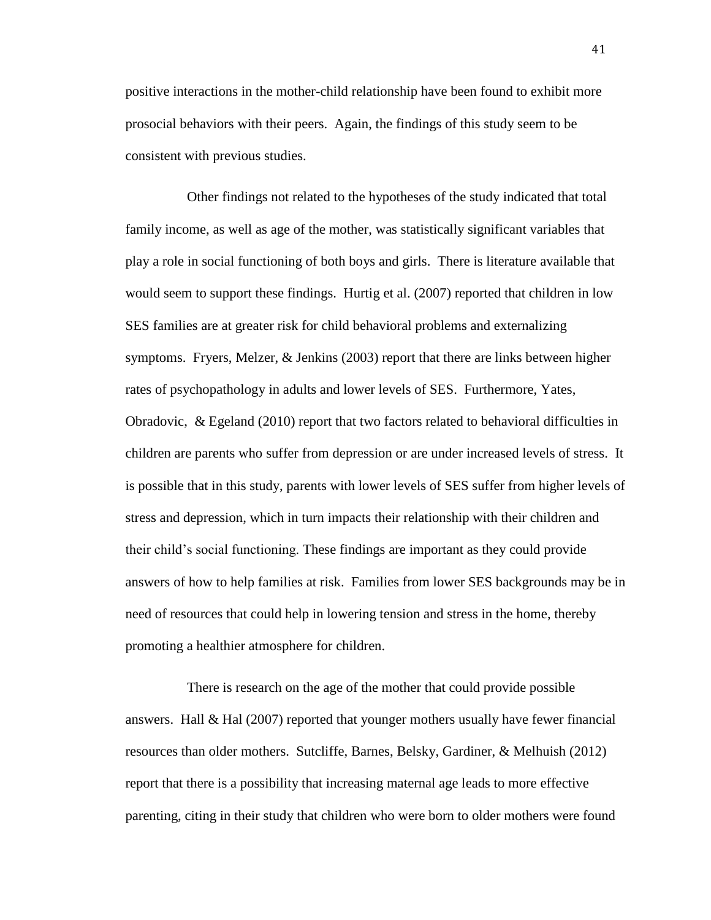positive interactions in the mother-child relationship have been found to exhibit more prosocial behaviors with their peers. Again, the findings of this study seem to be consistent with previous studies.

Other findings not related to the hypotheses of the study indicated that total family income, as well as age of the mother, was statistically significant variables that play a role in social functioning of both boys and girls. There is literature available that would seem to support these findings. Hurtig et al. (2007) reported that children in low SES families are at greater risk for child behavioral problems and externalizing symptoms. Fryers, Melzer, & Jenkins (2003) report that there are links between higher rates of psychopathology in adults and lower levels of SES. Furthermore, Yates, Obradovic, & Egeland (2010) report that two factors related to behavioral difficulties in children are parents who suffer from depression or are under increased levels of stress. It is possible that in this study, parents with lower levels of SES suffer from higher levels of stress and depression, which in turn impacts their relationship with their children and their child's social functioning. These findings are important as they could provide answers of how to help families at risk. Families from lower SES backgrounds may be in need of resources that could help in lowering tension and stress in the home, thereby promoting a healthier atmosphere for children.

There is research on the age of the mother that could provide possible answers. Hall & Hal (2007) reported that younger mothers usually have fewer financial resources than older mothers. Sutcliffe, Barnes, Belsky, Gardiner, & Melhuish (2012) report that there is a possibility that increasing maternal age leads to more effective parenting, citing in their study that children who were born to older mothers were found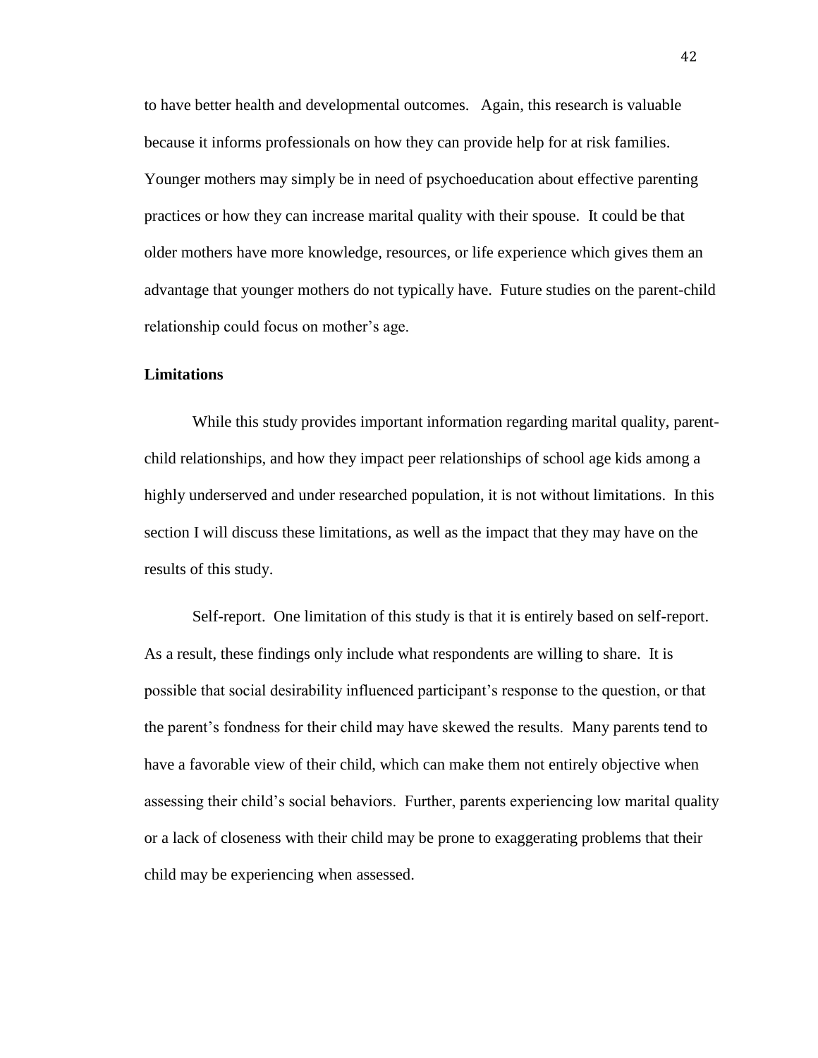to have better health and developmental outcomes. Again, this research is valuable because it informs professionals on how they can provide help for at risk families. Younger mothers may simply be in need of psychoeducation about effective parenting practices or how they can increase marital quality with their spouse. It could be that older mothers have more knowledge, resources, or life experience which gives them an advantage that younger mothers do not typically have. Future studies on the parent-child relationship could focus on mother's age.

## Limitations

While this study provides important information regarding marital quality, parent-child relationships, and how they impact peer relationships of school age kids among a highly underserved and under researched population, it is not without limitations. In this section I will discuss these limitations, as well as the impact that they may have on the results of this study.

Self-report. One limitation of this study is that it is entirely based on self-report. As a result, these findings only include what respondents are willing to share. It is possible that social desirability influenced participant's response to the question, or that the parent's fondness for their child may have skewed the results. Many parents tend to have a favorable view of their child, which can make them not entirely objective when assessing their child's social behaviors. Further, parents experiencing low marital quality or a lack of closeness with their child may be prone to exaggerating problems that their child may be experiencing when assessed.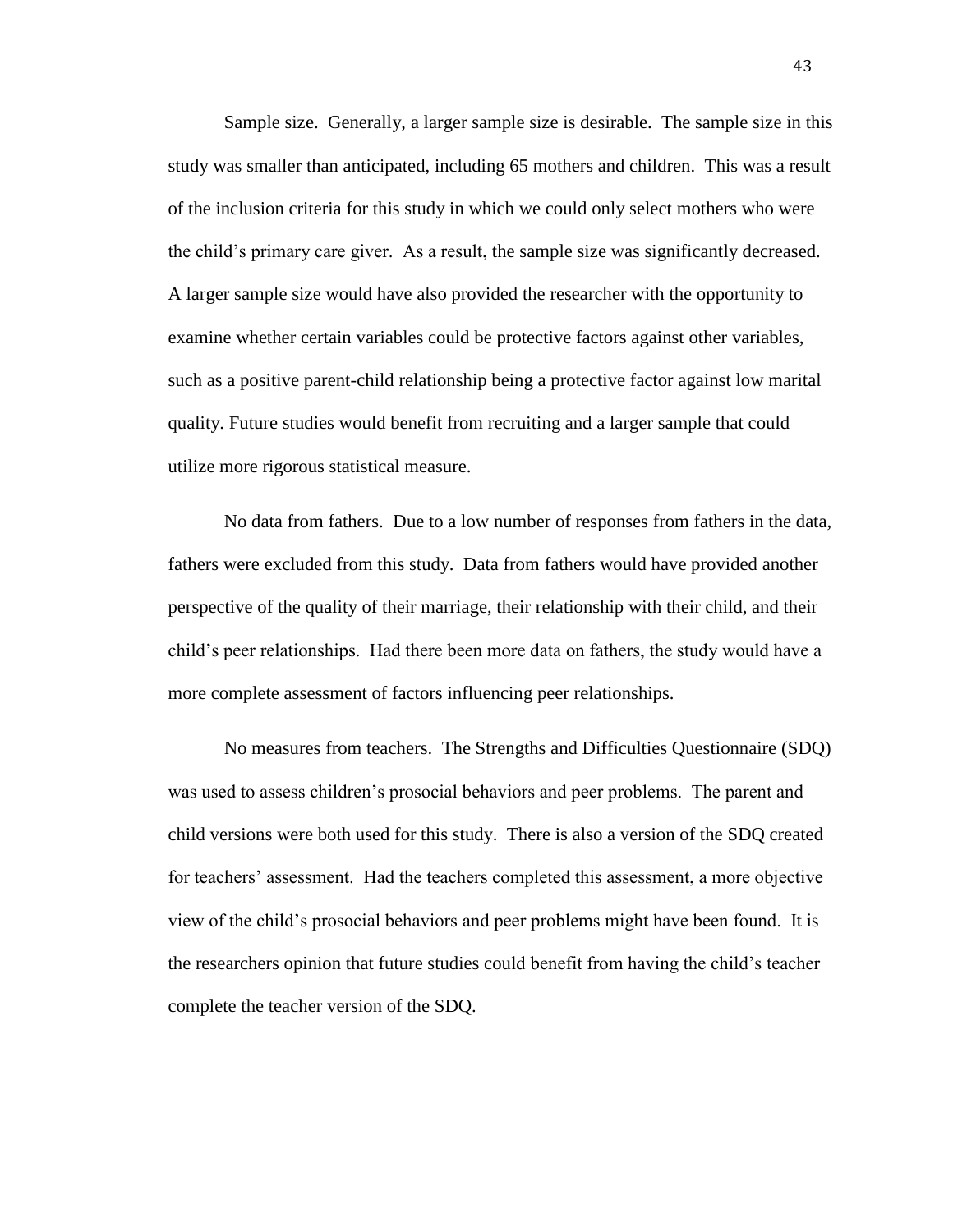Sample size. Generally, a larger sample size is desirable. The sample size in this study was smaller than anticipated, including 65 mothers and children. This was a result of the inclusion criteria for this study in which we could only select mothers who were the child's primary care giver. As a result, the sample size was significantly decreased. A larger sample size would have also provided the researcher with the opportunity to examine whether certain variables could be protective factors against other variables, such as a positive parent-child relationship being a protective factor against low marital quality. Future studies would benefit from recruiting and a larger sample that could utilize more rigorous statistical measure.

No data from fathers. Due to a low number of responses from fathers in the data, fathers were excluded from this study. Data from fathers would have provided another perspective of the quality of their marriage, their relationship with their child, and their child's peer relationships. Had there been more data on fathers, the study would have a more complete assessment of factors influencing peer relationships.

No measures from teachers. The Strengths and Difficulties Questionnaire (SDQ) was used to assess children's prosocial behaviors and peer problems. The parent and child versions were both used for this study. There is also a version of the SDQ created for teachers' assessment. Had the teachers completed this assessment, a more objective view of the child's prosocial behaviors and peer problems might have been found. It is the researchers opinion that future studies could benefit from having the child's teacher complete the teacher version of the SDQ.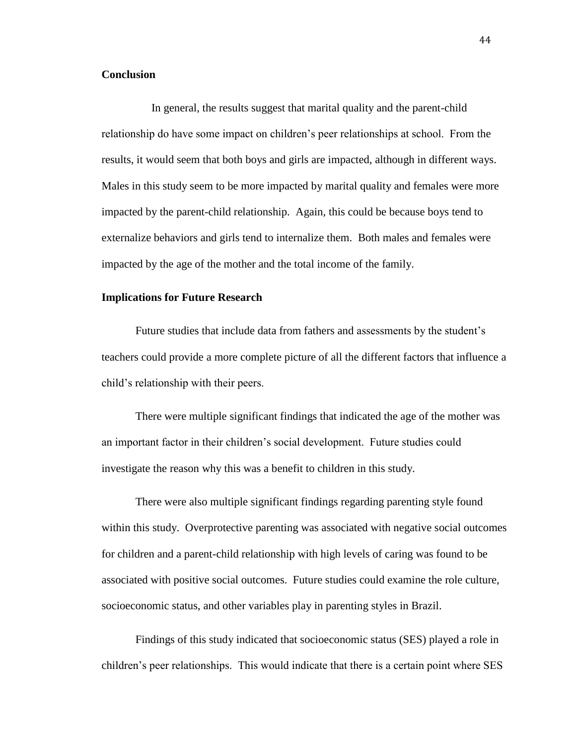## Conclusion

In general, the results suggest that marital quality and the parent-child relationship do have some impact on children's peer relationships at school. From the results, it would seem that both boys and girls are impacted, although in different ways. Males in this study seem to be more impacted by marital quality and females were more impacted by the parent-child relationship. Again, this could be because boys tend to externalize behaviors and girls tend to internalize them. Both males and females were impacted by the age of the mother and the total income of the family.

## Implications for Future Research

Future studies that include data from fathers and assessments by the student's teachers could provide a more complete picture of all the different factors that influence a child's relationship with their peers.

There were multiple significant findings that indicated the age of the mother was an important factor in their children's social development. Future studies could investigate the reason why this was a benefit to children in this study.

There were also multiple significant findings regarding parenting style found within this study. Overprotective parenting was associated with negative social outcomes for children and a parent-child relationship with high levels of caring was found to be associated with positive social outcomes. Future studies could examine the role culture, socioeconomic status, and other variables play in parenting styles in Brazil.

Findings of this study indicated that socioeconomic status (SES) played a role in children's peer relationships. This would indicate that there is a certain point where SES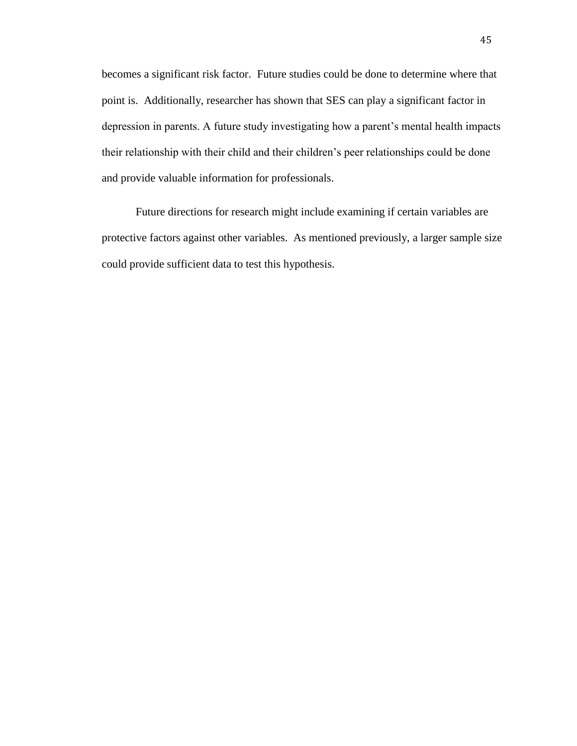becomes a significant risk factor.  Future studies could be done to determine where that point is.  Additionally, researcher has shown that SES can play a significant factor in depression in parents. A future study investigating how a parent's mental health impacts their relationship with their child and their children's peer relationships could be done and provide valuable information for professionals.

Future directions for research might include examining if certain variables are protective factors against other variables.  As mentioned previously, a larger sample size could provide sufficient data to test this hypothesis.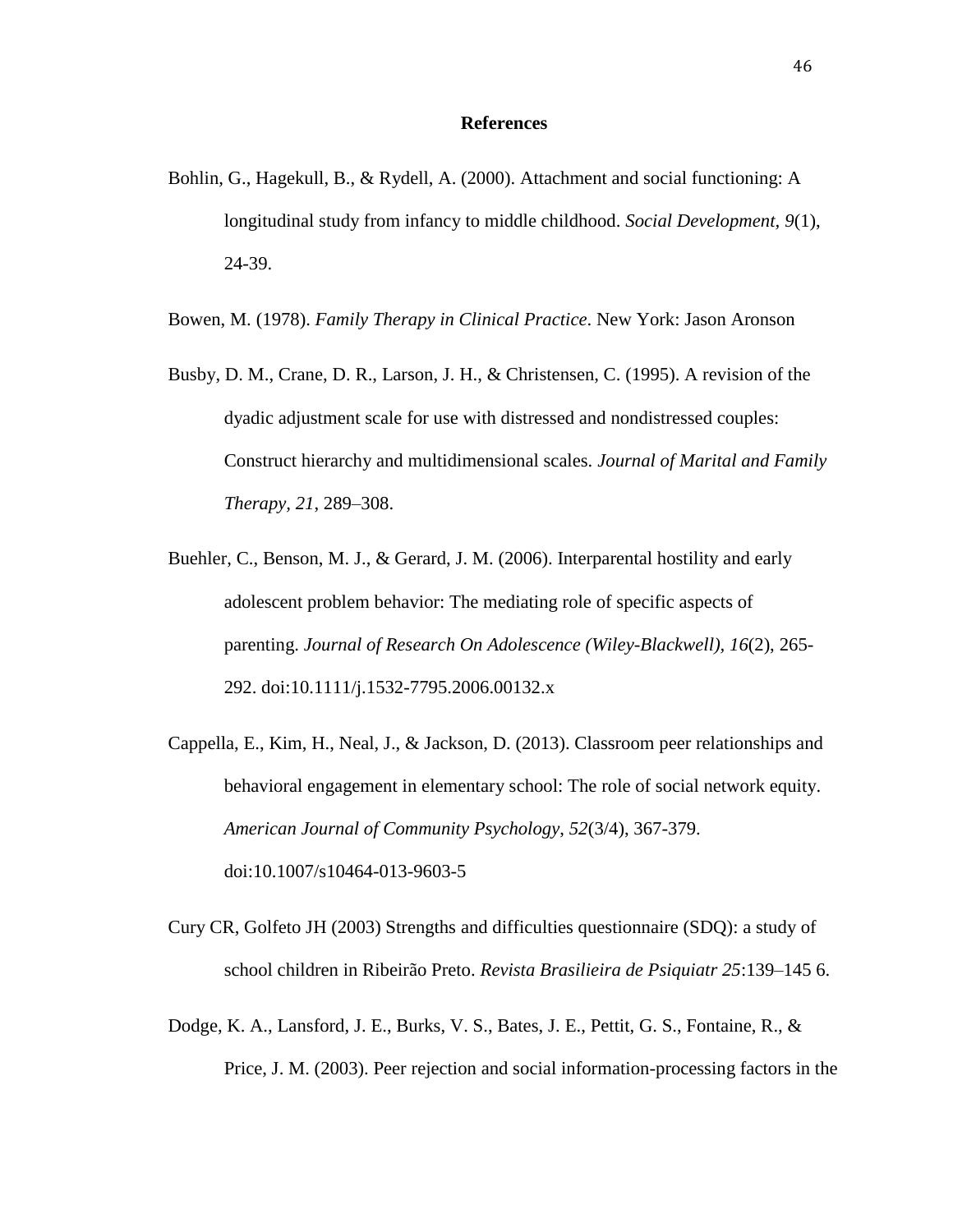# References

Bohlin, G., Hagekull, B., & Rydell, A. (2000). Attachment and social functioning: A longitudinal study from infancy to middle childhood. *Social Development, 9*(1), 24-39.

Bowen, M. (1978). *Family Therapy in Clinical Practice*. New York: Jason Aronson

Busby, D. M., Crane, D. R., Larson, J. H., & Christensen, C. (1995). A revision of the dyadic adjustment scale for use with distressed and nondistressed couples: Construct hierarchy and multidimensional scales. *Journal of Marital and Family Therapy*, *21*, 289–308.

Buehler, C., Benson, M. J., & Gerard, J. M. (2006). Interparental hostility and early adolescent problem behavior: The mediating role of specific aspects of parenting. *Journal of Research On Adolescence (Wiley-Blackwell)*, *16*(2), 265-292. doi:10.1111/j.1532-7795.2006.00132.x

Cappella, E., Kim, H., Neal, J., & Jackson, D. (2013). Classroom peer relationships and behavioral engagement in elementary school: The role of social network equity. *American Journal of Community Psychology*, *52*(3/4), 367-379. doi:10.1007/s10464-013-9603-5

Cury CR, Golfeto JH (2003) Strengths and difficulties questionnaire (SDQ): a study of school children in Ribeirão Preto. *Revista Brasilieira de Psiquiatr 25*:139–145 6.

Dodge, K. A., Lansford, J. E., Burks, V. S., Bates, J. E., Pettit, G. S., Fontaine, R., & Price, J. M. (2003). Peer rejection and social information-processing factors in the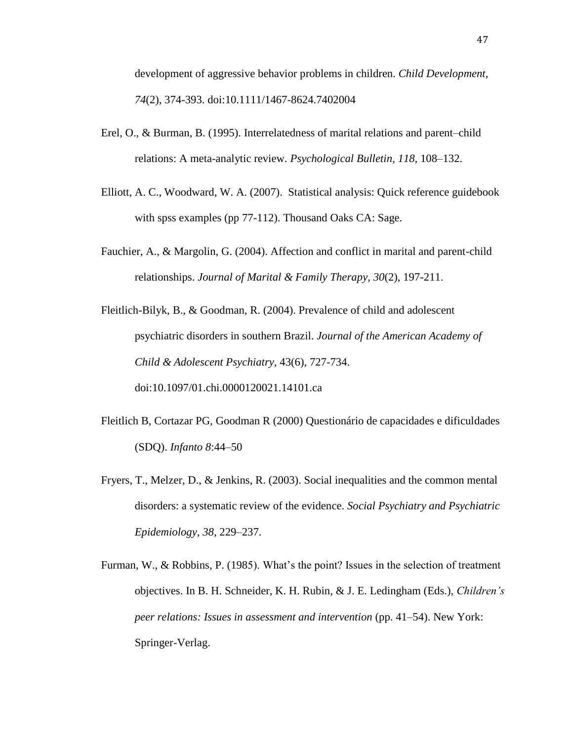development of aggressive behavior problems in children. *Child Development, 74*(2), 374-393. doi:10.1111/1467-8624.7402004

Erel, O., & Burman, B. (1995). Interrelatedness of marital relations and parent–child relations: A meta-analytic review. *Psychological Bulletin, 118*, 108–132.

Elliott, A. C., Woodward, W. A. (2007). Statistical analysis: Quick reference guidebook with spss examples (pp 77-112). Thousand Oaks CA: Sage.

Fauchier, A., & Margolin, G. (2004). Affection and conflict in marital and parent-child relationships. *Journal of Marital & Family Therapy, 30*(2), 197-211.

Fleitlich-Bilyk, B., & Goodman, R. (2004). Prevalence of child and adolescent psychiatric disorders in southern Brazil. *Journal of the American Academy of Child & Adolescent Psychiatry*, 43(6), 727-734. doi:10.1097/01.chi.0000120021.14101.ca

Fleitlich B, Cortazar PG, Goodman R (2000) Questionário de capacidades e dificuldades (SDQ). *Infanto 8*:44–50

Fryers, T., Melzer, D., & Jenkins, R. (2003). Social inequalities and the common mental disorders: a systematic review of the evidence. *Social Psychiatry and Psychiatric Epidemiology, 38*, 229–237.

Furman, W., & Robbins, P. (1985). What's the point? Issues in the selection of treatment objectives. In B. H. Schneider, K. H. Rubin, & J. E. Ledingham (Eds.), *Children's peer relations: Issues in assessment and intervention* (pp. 41–54). New York: Springer-Verlag.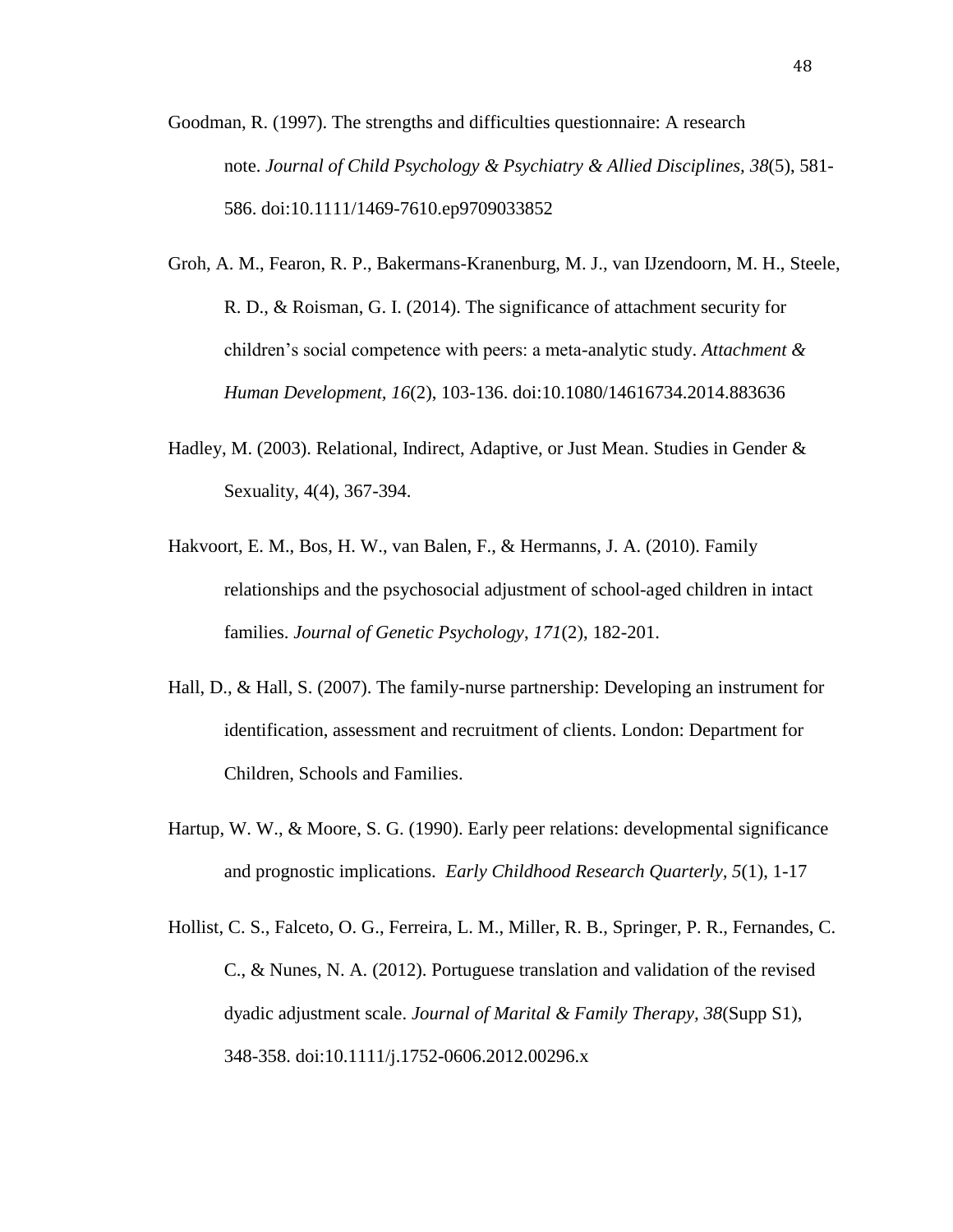Goodman, R. (1997). The strengths and difficulties questionnaire: A research note. *Journal of Child Psychology & Psychiatry & Allied Disciplines, 38*(5), 581-586. doi:10.1111/1469-7610.ep9709033852

Groh, A. M., Fearon, R. P., Bakermans-Kranenburg, M. J., van IJzendoorn, M. H., Steele, R. D., & Roisman, G. I. (2014). The significance of attachment security for children's social competence with peers: a meta-analytic study. *Attachment & Human Development, 16*(2), 103-136. doi:10.1080/14616734.2014.883636

Hadley, M. (2003). Relational, Indirect, Adaptive, or Just Mean. Studies in Gender & Sexuality, 4(4), 367-394.

Hakvoort, E. M., Bos, H. W., van Balen, F., & Hermanns, J. A. (2010). Family relationships and the psychosocial adjustment of school-aged children in intact families. *Journal of Genetic Psychology*, *171*(2), 182-201.

Hall, D., & Hall, S. (2007). The family-nurse partnership: Developing an instrument for identification, assessment and recruitment of clients. London: Department for Children, Schools and Families.

Hartup, W. W., & Moore, S. G. (1990). Early peer relations: developmental significance and prognostic implications. *Early Childhood Research Quarterly, 5*(1), 1-17

Hollist, C. S., Falceto, O. G., Ferreira, L. M., Miller, R. B., Springer, P. R., Fernandes, C. C., & Nunes, N. A. (2012). Portuguese translation and validation of the revised dyadic adjustment scale. *Journal of Marital & Family Therapy, 38*(Supp S1), 348-358. doi:10.1111/j.1752-0606.2012.00296.x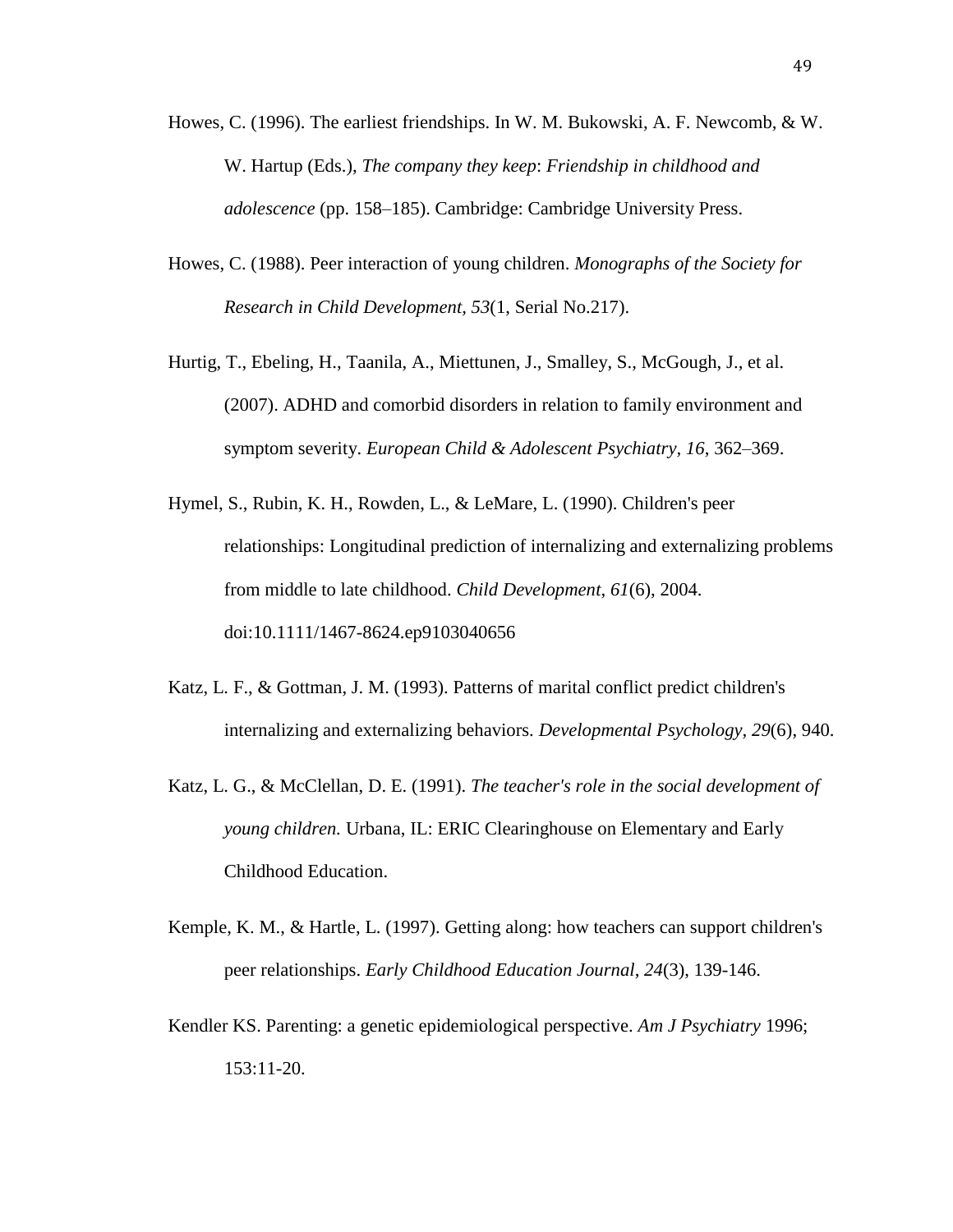Howes, C. (1996). The earliest friendships. In W. M. Bukowski, A. F. Newcomb, & W. W. Hartup (Eds.), *The company they keep*: *Friendship in childhood and adolescence* (pp. 158–185). Cambridge: Cambridge University Press.

Howes, C. (1988). Peer interaction of young children. *Monographs of the Society for Research in Child Development, 53*(1, Serial No.217).

Hurtig, T., Ebeling, H., Taanila, A., Miettunen, J., Smalley, S., McGough, J., et al. (2007). ADHD and comorbid disorders in relation to family environment and symptom severity. *European Child & Adolescent Psychiatry*, *16*, 362–369.

Hymel, S., Rubin, K. H., Rowden, L., & LeMare, L. (1990). Children's peer relationships: Longitudinal prediction of internalizing and externalizing problems from middle to late childhood. *Child Development*, *61*(6), 2004. doi:10.1111/1467-8624.ep9103040656

Katz, L. F., & Gottman, J. M. (1993). Patterns of marital conflict predict children's internalizing and externalizing behaviors. *Developmental Psychology, 29*(6), 940.

Katz, L. G., & McClellan, D. E. (1991). *The teacher's role in the social development of young children.* Urbana, IL: ERIC Clearinghouse on Elementary and Early Childhood Education.

Kemple, K. M., & Hartle, L. (1997). Getting along: how teachers can support children's peer relationships. *Early Childhood Education Journal*, *24*(3), 139-146.

Kendler KS. Parenting: a genetic epidemiological perspective. *Am J Psychiatry* 1996; 153:11-20.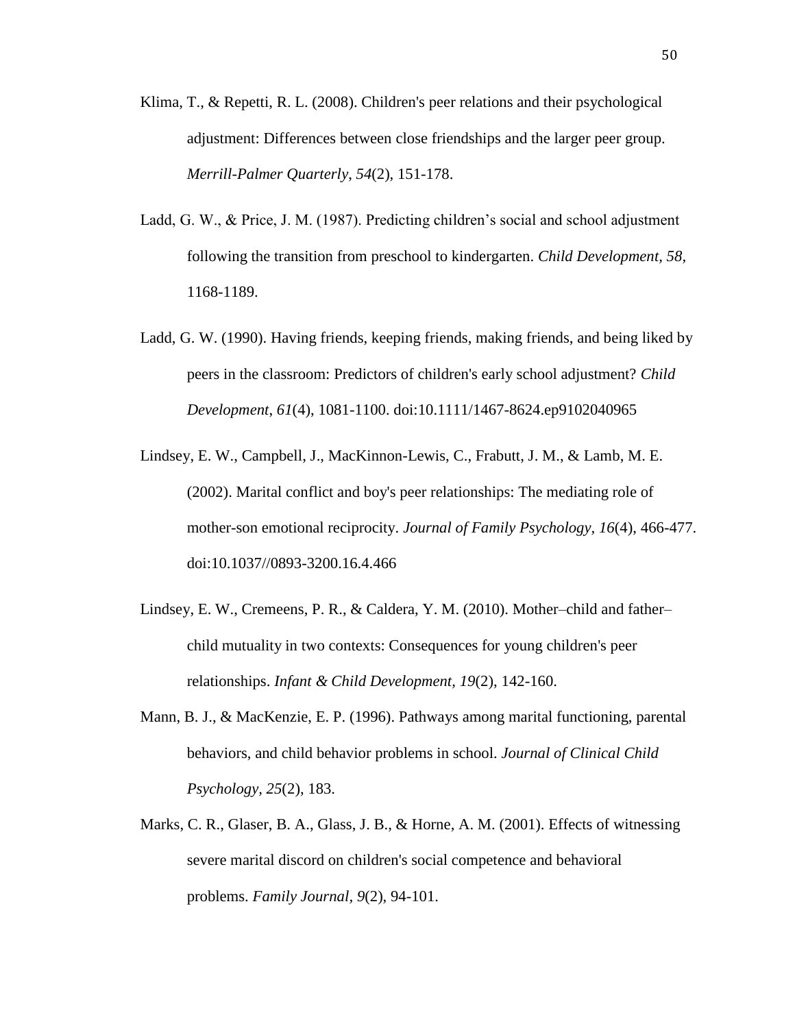Klima, T., & Repetti, R. L. (2008). Children's peer relations and their psychological adjustment: Differences between close friendships and the larger peer group. *Merrill-Palmer Quarterly*, *54*(2), 151-178.

Ladd, G. W., & Price, J. M. (1987). Predicting children's social and school adjustment following the transition from preschool to kindergarten. *Child Development, 58*, 1168-1189.

Ladd, G. W. (1990). Having friends, keeping friends, making friends, and being liked by peers in the classroom: Predictors of children's early school adjustment? *Child Development*, *61*(4), 1081-1100. doi:10.1111/1467-8624.ep9102040965

Lindsey, E. W., Campbell, J., MacKinnon-Lewis, C., Frabutt, J. M., & Lamb, M. E. (2002). Marital conflict and boy's peer relationships: The mediating role of mother-son emotional reciprocity. *Journal of Family Psychology, 16*(4), 466-477. doi:10.1037//0893-3200.16.4.466

Lindsey, E. W., Cremeens, P. R., & Caldera, Y. M. (2010). Mother–child and father–child mutuality in two contexts: Consequences for young children's peer relationships. *Infant & Child Development*, *19*(2), 142-160.

Mann, B. J., & MacKenzie, E. P. (1996). Pathways among marital functioning, parental behaviors, and child behavior problems in school. *Journal of Clinical Child Psychology*, *25*(2), 183.

Marks, C. R., Glaser, B. A., Glass, J. B., & Horne, A. M. (2001). Effects of witnessing severe marital discord on children's social competence and behavioral problems. *Family Journal*, *9*(2), 94-101.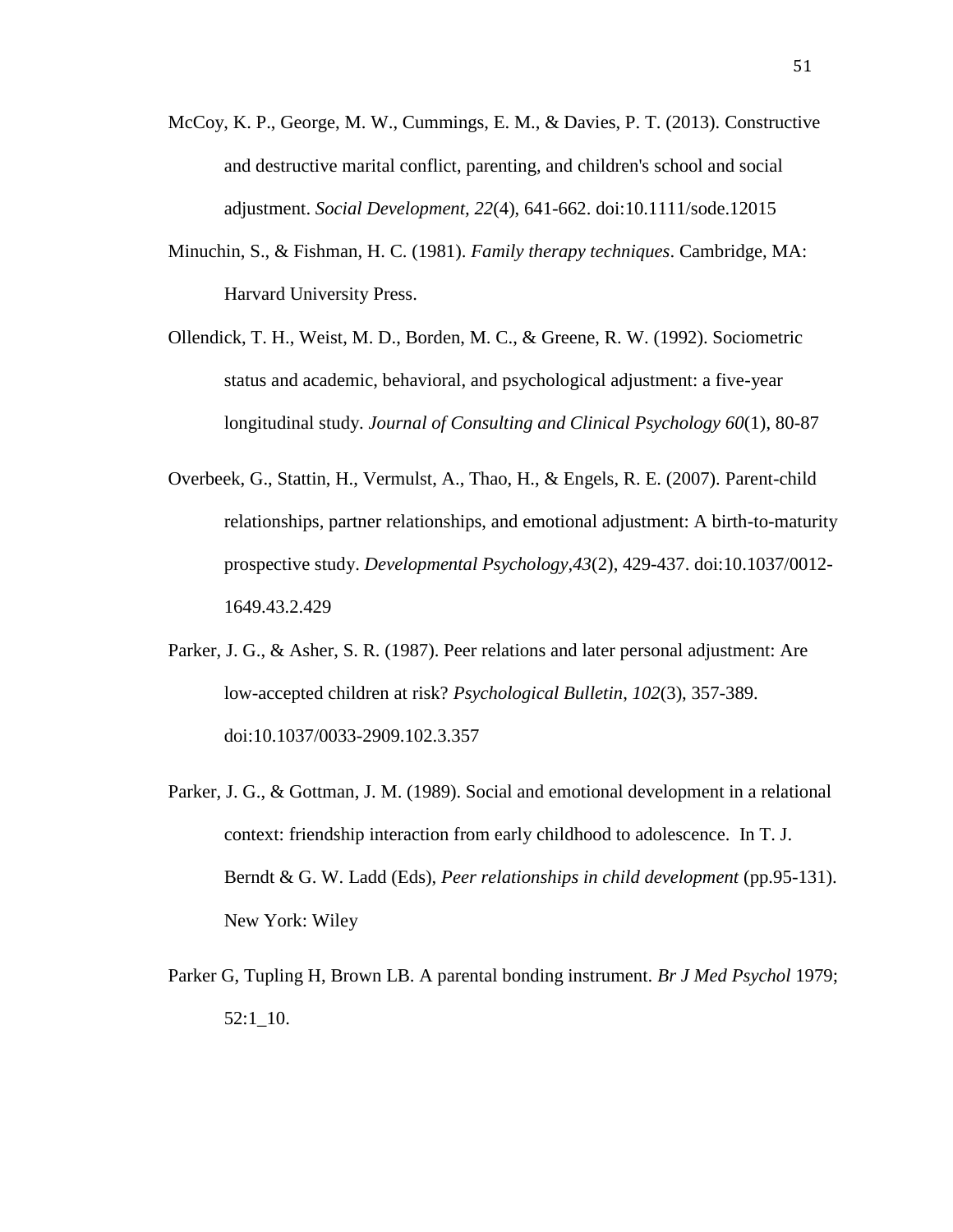McCoy, K. P., George, M. W., Cummings, E. M., & Davies, P. T. (2013). Constructive and destructive marital conflict, parenting, and children's school and social adjustment. *Social Development, 22*(4), 641-662. doi:10.1111/sode.12015

Minuchin, S., & Fishman, H. C. (1981). *Family therapy techniques*. Cambridge, MA: Harvard University Press.

Ollendick, T. H., Weist, M. D., Borden, M. C., & Greene, R. W. (1992). Sociometric status and academic, behavioral, and psychological adjustment: a five-year longitudinal study. *Journal of Consulting and Clinical Psychology 60*(1), 80-87

Overbeek, G., Stattin, H., Vermulst, A., Thao, H., & Engels, R. E. (2007). Parent-child relationships, partner relationships, and emotional adjustment: A birth-to-maturity prospective study. *Developmental Psychology,43*(2), 429-437. doi:10.1037/0012-1649.43.2.429

Parker, J. G., & Asher, S. R. (1987). Peer relations and later personal adjustment: Are low-accepted children at risk? *Psychological Bulletin*, *102*(3), 357-389. doi:10.1037/0033-2909.102.3.357

Parker, J. G., & Gottman, J. M. (1989). Social and emotional development in a relational context: friendship interaction from early childhood to adolescence. In T. J. Berndt & G. W. Ladd (Eds), *Peer relationships in child development* (pp.95-131). New York: Wiley

Parker G, Tupling H, Brown LB. A parental bonding instrument. *Br J Med Psychol* 1979; 52:1_10.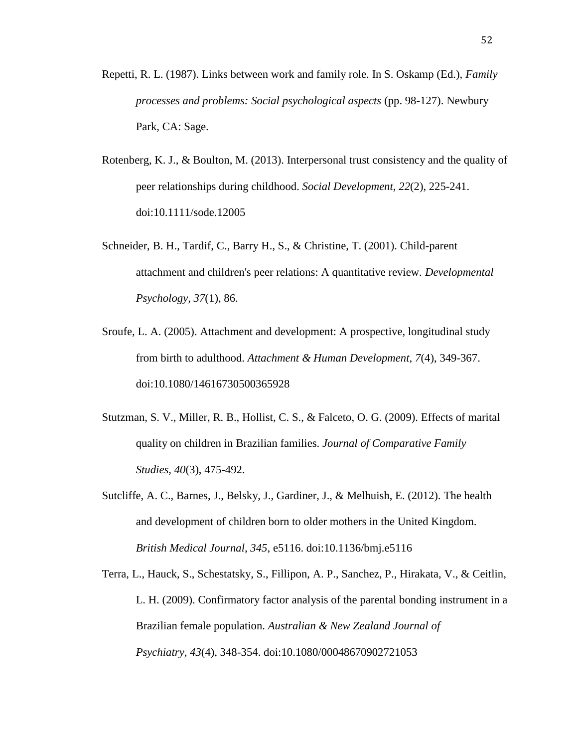Repetti, R. L. (1987). Links between work and family role. In S. Oskamp (Ed.), *Family processes and problems: Social psychological aspects* (pp. 98-127). Newbury Park, CA: Sage.

Rotenberg, K. J., & Boulton, M. (2013). Interpersonal trust consistency and the quality of peer relationships during childhood. *Social Development, 22*(2), 225-241. doi:10.1111/sode.12005

Schneider, B. H., Tardif, C., Barry H., S., & Christine, T. (2001). Child-parent attachment and children's peer relations: A quantitative review. *Developmental Psychology*, *37*(1), 86.

Sroufe, L. A. (2005). Attachment and development: A prospective, longitudinal study from birth to adulthood. *Attachment & Human Development, 7*(4), 349-367. doi:10.1080/14616730500365928

Stutzman, S. V., Miller, R. B., Hollist, C. S., & Falceto, O. G. (2009). Effects of marital quality on children in Brazilian families. *Journal of Comparative Family Studies*, *40*(3), 475-492.

Sutcliffe, A. C., Barnes, J., Belsky, J., Gardiner, J., & Melhuish, E. (2012). The health and development of children born to older mothers in the United Kingdom. *British Medical Journal*, *345*, e5116. doi:10.1136/bmj.e5116

Terra, L., Hauck, S., Schestatsky, S., Fillipon, A. P., Sanchez, P., Hirakata, V., & Ceitlin, L. H. (2009). Confirmatory factor analysis of the parental bonding instrument in a Brazilian female population. *Australian & New Zealand Journal of Psychiatry*, *43*(4), 348-354. doi:10.1080/00048670902721053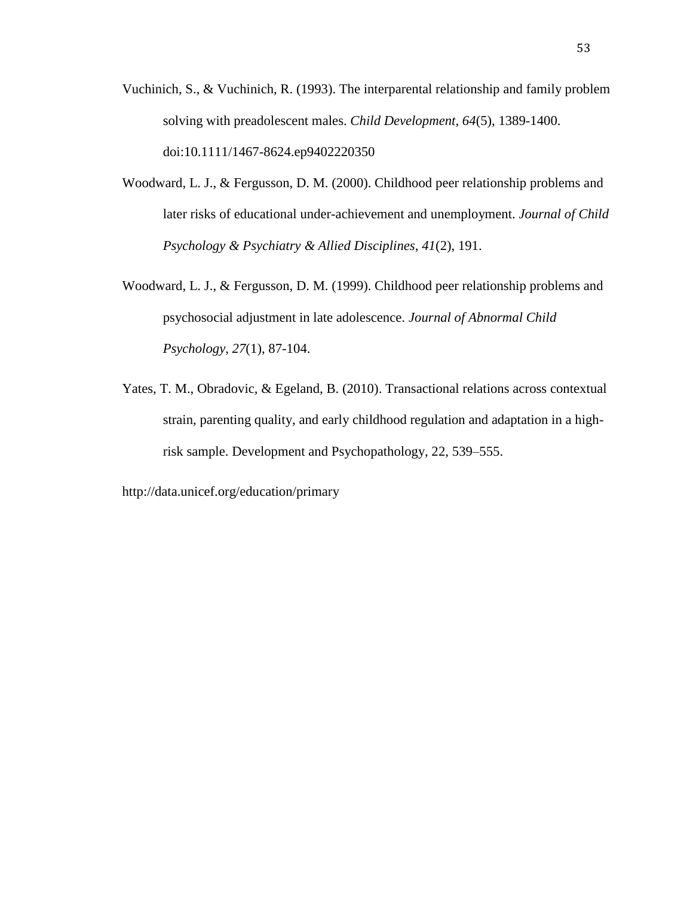Vuchinich, S., & Vuchinich, R. (1993). The interparental relationship and family problem solving with preadolescent males. *Child Development*, *64*(5), 1389-1400. doi:10.1111/1467-8624.ep9402220350

Woodward, L. J., & Fergusson, D. M. (2000). Childhood peer relationship problems and later risks of educational under-achievement and unemployment. *Journal of Child Psychology & Psychiatry & Allied Disciplines*, *41*(2), 191.

Woodward, L. J., & Fergusson, D. M. (1999). Childhood peer relationship problems and psychosocial adjustment in late adolescence. *Journal of Abnormal Child Psychology*, *27*(1), 87-104.

Yates, T. M., Obradovic, & Egeland, B. (2010). Transactional relations across contextual strain, parenting quality, and early childhood regulation and adaptation in a high-risk sample. Development and Psychopathology, 22, 539–555.

http://data.unicef.org/education/primary